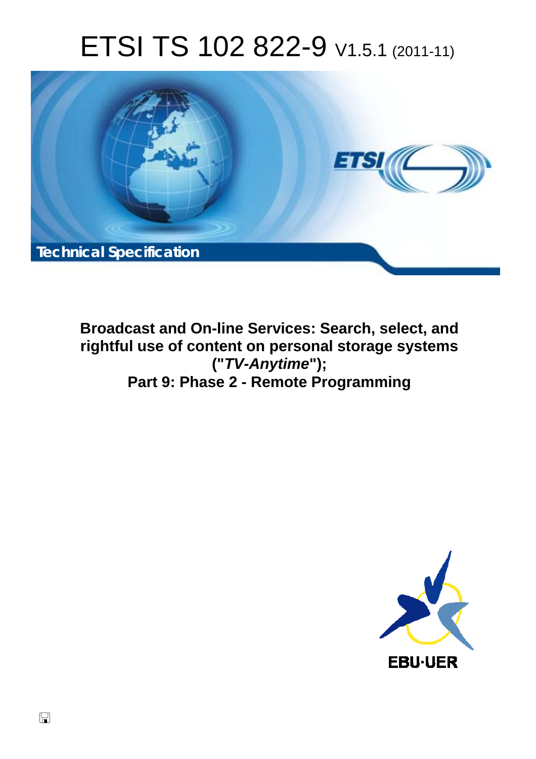# ETSI TS 102 822-9 V1.5.1 (2011-11)

Technical Specification

**Broadcast and On-line Services: Search, select, and rightful use of content on personal storage systems ("*TV-Anytime*"); Part 9: Phase 2 - Remote Programming**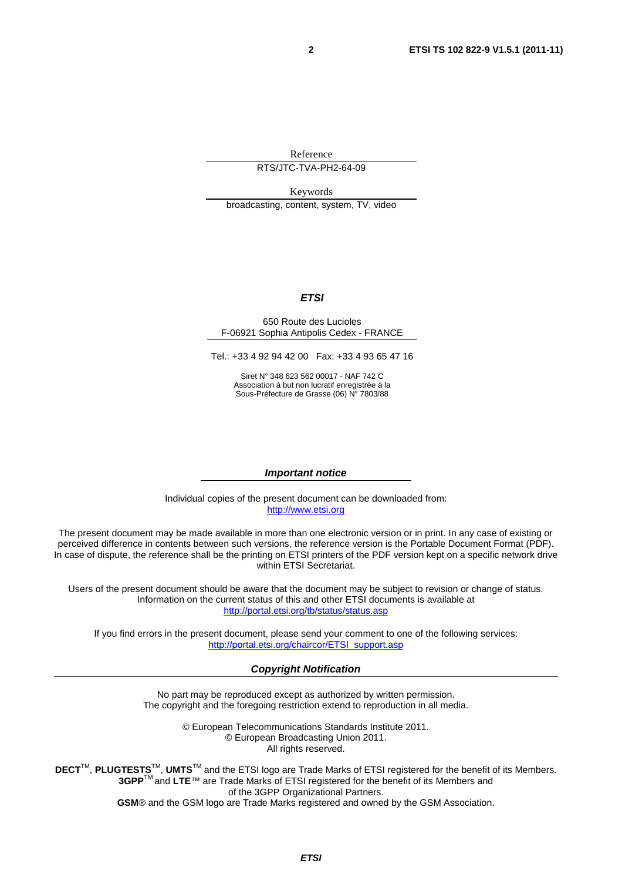Reference

RTS/JTC-TVA-PH2-64-09

Keywords

broadcasting, content, system, TV, video

***ETSI***

650 Route des Lucioles
F-06921 Sophia Antipolis Cedex - FRANCE

Tel.: +33 4 92 94 42 00 Fax: +33 4 93 65 47 16

Siret N° 348 623 562 00017 - NAF 742 C
Association à but non lucratif enregistrée à la
Sous-Préfecture de Grasse (06) N° 7803/88

***Important notice***

Individual copies of the present document can be downloaded from:
http://www.etsi.org

The present document may be made available in more than one electronic version or in print. In any case of existing or perceived difference in contents between such versions, the reference version is the Portable Document Format (PDF). In case of dispute, the reference shall be the printing on ETSI printers of the PDF version kept on a specific network drive within ETSI Secretariat.

Users of the present document should be aware that the document may be subject to revision or change of status. Information on the current status of this and other ETSI documents is available at
http://portal.etsi.org/tb/status/status.asp

If you find errors in the present document, please send your comment to one of the following services:
http://portal.etsi.org/chaircor/ETSI_support.asp

***Copyright Notification***

No part may be reproduced except as authorized by written permission.
The copyright and the foregoing restriction extend to reproduction in all media.

© European Telecommunications Standards Institute 2011.
© European Broadcasting Union 2011.
All rights reserved.

**DECT**™, **PLUGTESTS**™, **UMTS**™ and the ETSI logo are Trade Marks of ETSI registered for the benefit of its Members.
**3GPP**™ and **LTE**™ are Trade Marks of ETSI registered for the benefit of its Members and
of the 3GPP Organizational Partners.
**GSM**® and the GSM logo are Trade Marks registered and owned by the GSM Association.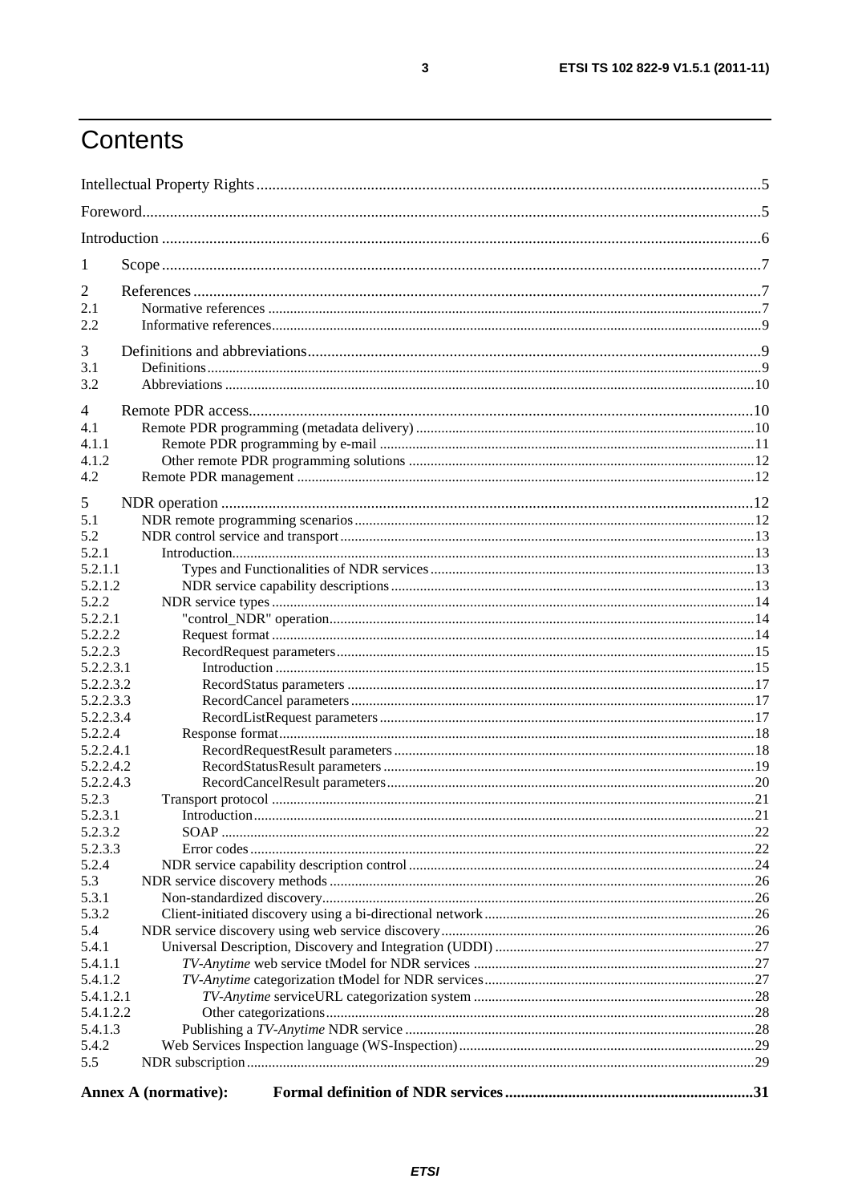# Contents

Intellectual Property Rights .....5
Foreword .....5
Introduction .....6

1 Scope .....7

2 References .....7
2.1 Normative references .....7
2.2 Informative references .....9

3 Definitions and abbreviations .....9
3.1 Definitions .....9
3.2 Abbreviations .....10

4 Remote PDR access .....10
4.1 Remote PDR programming (metadata delivery) .....10
4.1.1 Remote PDR programming by e-mail .....11
4.1.2 Other remote PDR programming solutions .....12
4.2 Remote PDR management .....12

5 NDR operation .....12
5.1 NDR remote programming scenarios .....12
5.2 NDR control service and transport .....13
5.2.1 Introduction .....13
5.2.1.1 Types and Functionalities of NDR services .....13
5.2.1.2 NDR service capability descriptions .....13
5.2.2 NDR service types .....14
5.2.2.1 "control_NDR" operation .....14
5.2.2.2 Request format .....14
5.2.2.3 RecordRequest parameters .....15
5.2.2.3.1 Introduction .....15
5.2.2.3.2 RecordStatus parameters .....17
5.2.2.3.3 RecordCancel parameters .....17
5.2.2.3.4 RecordListRequest parameters .....17
5.2.2.4 Response format .....18
5.2.2.4.1 RecordRequestResult parameters .....18
5.2.2.4.2 RecordStatusResult parameters .....19
5.2.2.4.3 RecordCancelResult parameters .....20
5.2.3 Transport protocol .....21
5.2.3.1 Introduction .....21
5.2.3.2 SOAP .....22
5.2.3.3 Error codes .....22
5.2.4 NDR service capability description control .....24
5.3 NDR service discovery methods .....26
5.3.1 Non-standardized discovery .....26
5.3.2 Client-initiated discovery using a bi-directional network .....26
5.4 NDR service discovery using web service discovery .....26
5.4.1 Universal Description, Discovery and Integration (UDDI) .....27
5.4.1.1 *TV-Anytime* web service tModel for NDR services .....27
5.4.1.2 *TV-Anytime* categorization tModel for NDR services .....27
5.4.1.2.1 *TV-Anytime* serviceURL categorization system .....28
5.4.1.2.2 Other categorizations .....28
5.4.1.3 Publishing a *TV-Anytime* NDR service .....28
5.4.2 Web Services Inspection language (WS-Inspection) .....29
5.5 NDR subscription .....29

**Annex A (normative): Formal definition of NDR services .....31**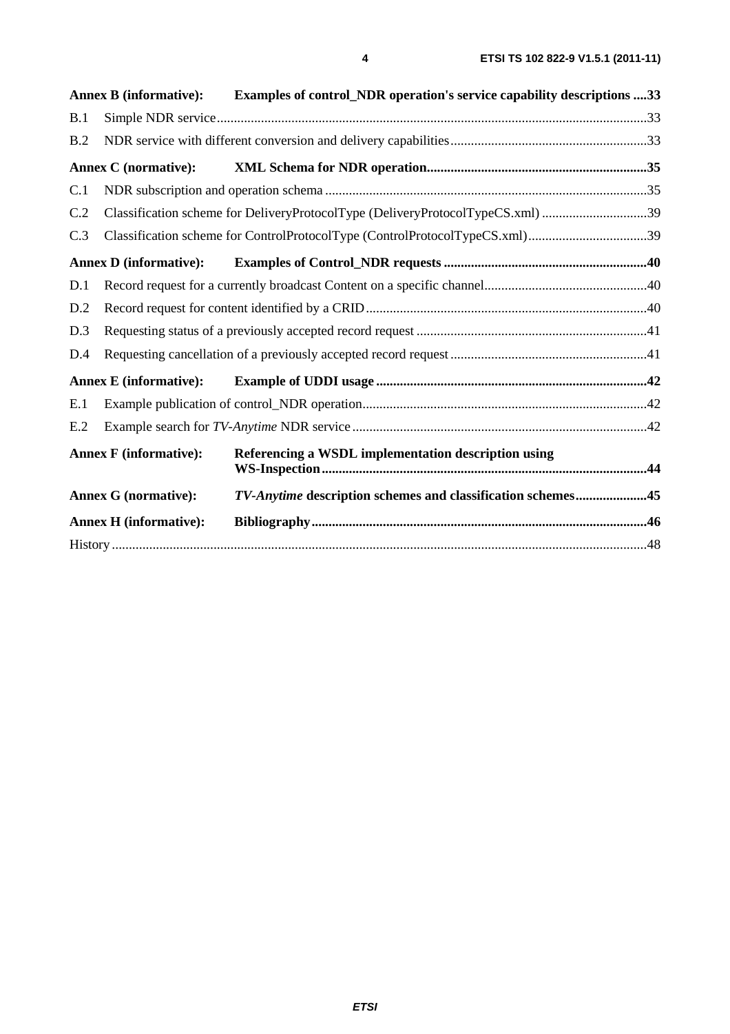**Annex B (informative): Examples of control_NDR operation's service capability descriptions ....33**

B.1 Simple NDR service.............................................................................................................................33

B.2 NDR service with different conversion and delivery capabilities..........................................................33

**Annex C (normative): XML Schema for NDR operation.................................................................35**

C.1 NDR subscription and operation schema ..............................................................................................35

C.2 Classification scheme for DeliveryProtocolType (DeliveryProtocolTypeCS.xml) ...............................39

C.3 Classification scheme for ControlProtocolType (ControlProtocolTypeCS.xml)...................................39

**Annex D (informative): Examples of Control_NDR requests ............................................................40**

D.1 Record request for a currently broadcast Content on a specific channel................................................40

D.2 Record request for content identified by a CRID..................................................................................40

D.3 Requesting status of a previously accepted record request ...................................................................41

D.4 Requesting cancellation of a previously accepted record request..........................................................41

**Annex E (informative): Example of UDDI usage ................................................................................42**

E.1 Example publication of control_NDR operation...................................................................................42

E.2 Example search for *TV-Anytime* NDR service......................................................................................42

**Annex F (informative): Referencing a WSDL implementation description using WS-Inspection.................................................................................................44**

**Annex G (normative): *TV-Anytime* description schemes and classification schemes.....................45**

**Annex H (informative): Bibliography..................................................................................................46**

History ............................................................................................................................................................48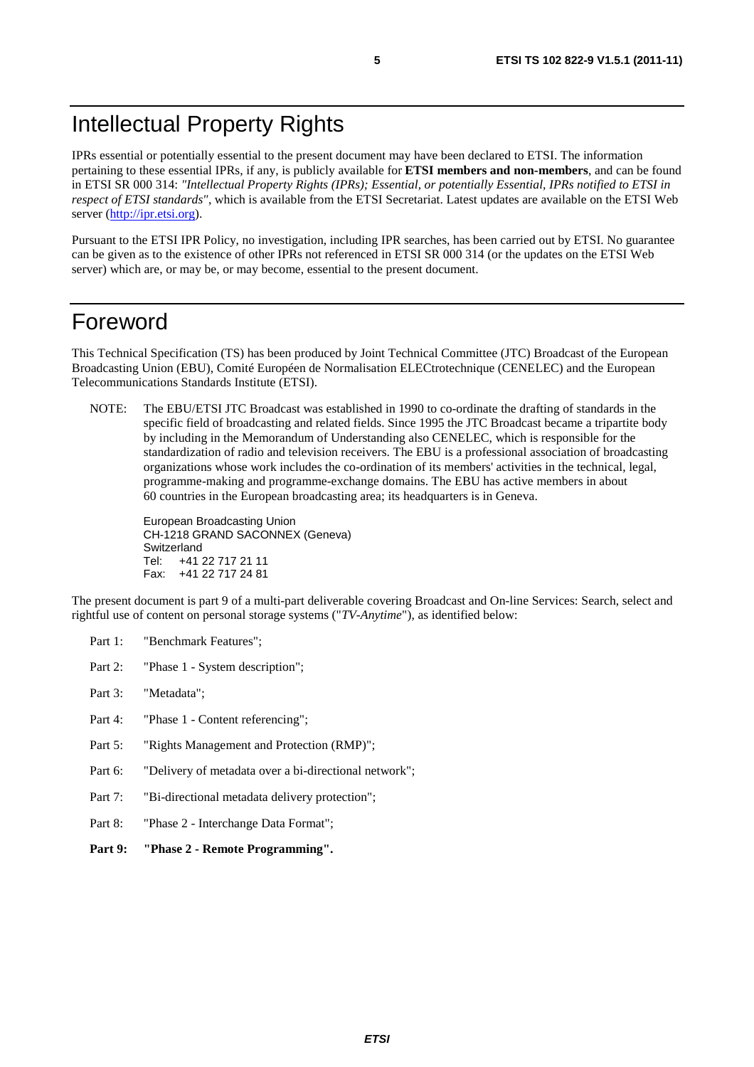# Intellectual Property Rights

IPRs essential or potentially essential to the present document may have been declared to ETSI. The information pertaining to these essential IPRs, if any, is publicly available for **ETSI members and non-members**, and can be found in ETSI SR 000 314: *"Intellectual Property Rights (IPRs); Essential, or potentially Essential, IPRs notified to ETSI in respect of ETSI standards"*, which is available from the ETSI Secretariat. Latest updates are available on the ETSI Web server (http://ipr.etsi.org).

Pursuant to the ETSI IPR Policy, no investigation, including IPR searches, has been carried out by ETSI. No guarantee can be given as to the existence of other IPRs not referenced in ETSI SR 000 314 (or the updates on the ETSI Web server) which are, or may be, or may become, essential to the present document.

# Foreword

This Technical Specification (TS) has been produced by Joint Technical Committee (JTC) Broadcast of the European Broadcasting Union (EBU), Comité Européen de Normalisation ELECtrotechnique (CENELEC) and the European Telecommunications Standards Institute (ETSI).

NOTE: The EBU/ETSI JTC Broadcast was established in 1990 to co-ordinate the drafting of standards in the specific field of broadcasting and related fields. Since 1995 the JTC Broadcast became a tripartite body by including in the Memorandum of Understanding also CENELEC, which is responsible for the standardization of radio and television receivers. The EBU is a professional association of broadcasting organizations whose work includes the co-ordination of its members' activities in the technical, legal, programme-making and programme-exchange domains. The EBU has active members in about 60 countries in the European broadcasting area; its headquarters is in Geneva.

European Broadcasting Union
CH-1218 GRAND SACONNEX (Geneva)
Switzerland
Tel: +41 22 717 21 11
Fax: +41 22 717 24 81

The present document is part 9 of a multi-part deliverable covering Broadcast and On-line Services: Search, select and rightful use of content on personal storage systems ("*TV-Anytime*"), as identified below:

- Part 1: "Benchmark Features";
- Part 2: "Phase 1 - System description";
- Part 3: "Metadata";
- Part 4: "Phase 1 - Content referencing";
- Part 5: "Rights Management and Protection (RMP)";
- Part 6: "Delivery of metadata over a bi-directional network";
- Part 7: "Bi-directional metadata delivery protection";
- Part 8: "Phase 2 - Interchange Data Format";
- **Part 9: "Phase 2 - Remote Programming".**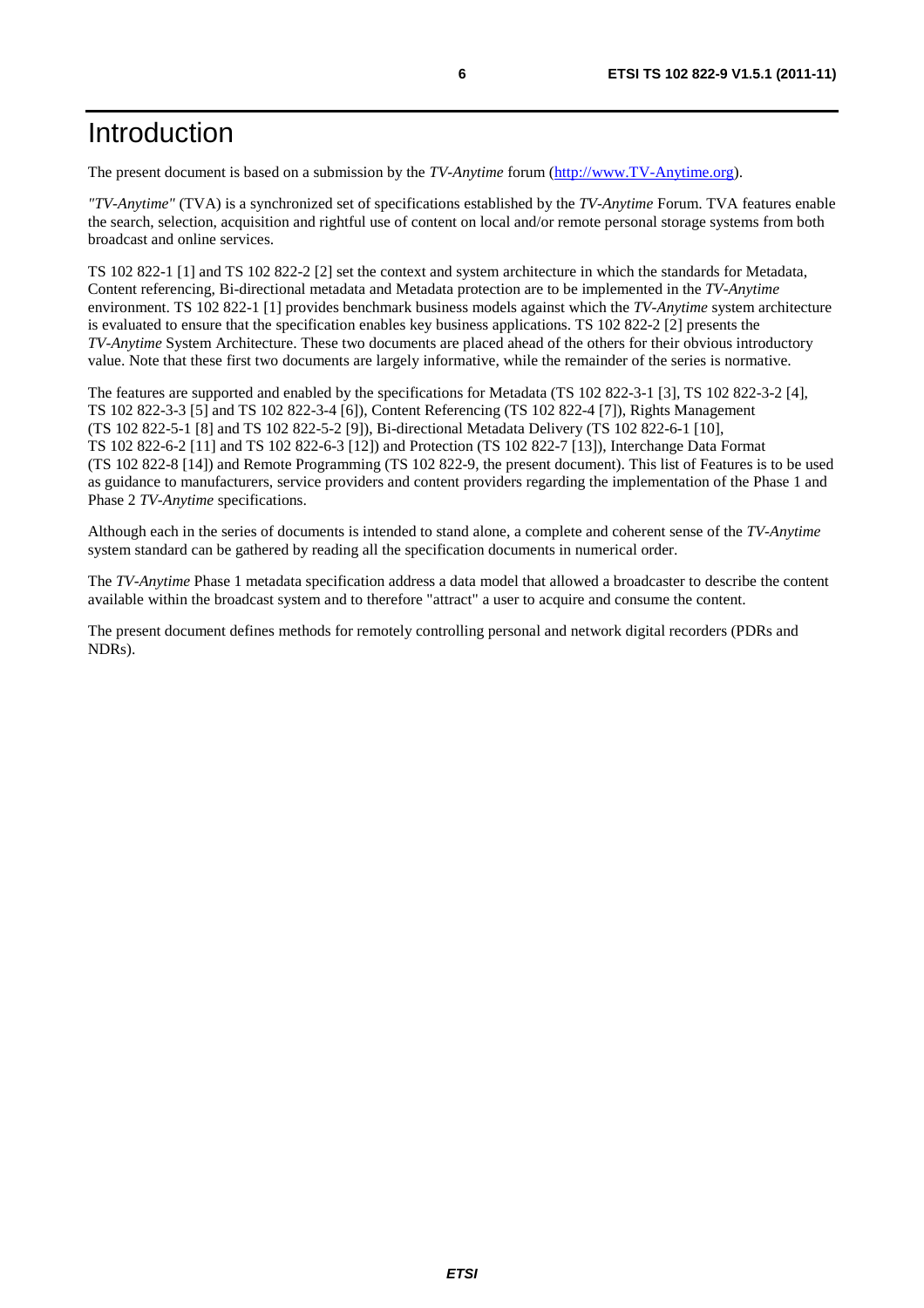# Introduction

The present document is based on a submission by the *TV-Anytime* forum (http://www.TV-Anytime.org).

*"TV-Anytime"* (TVA) is a synchronized set of specifications established by the *TV-Anytime* Forum. TVA features enable the search, selection, acquisition and rightful use of content on local and/or remote personal storage systems from both broadcast and online services.

TS 102 822-1 [1] and TS 102 822-2 [2] set the context and system architecture in which the standards for Metadata, Content referencing, Bi-directional metadata and Metadata protection are to be implemented in the *TV-Anytime* environment. TS 102 822-1 [1] provides benchmark business models against which the *TV-Anytime* system architecture is evaluated to ensure that the specification enables key business applications. TS 102 822-2 [2] presents the *TV-Anytime* System Architecture. These two documents are placed ahead of the others for their obvious introductory value. Note that these first two documents are largely informative, while the remainder of the series is normative.

The features are supported and enabled by the specifications for Metadata (TS 102 822-3-1 [3], TS 102 822-3-2 [4], TS 102 822-3-3 [5] and TS 102 822-3-4 [6]), Content Referencing (TS 102 822-4 [7]), Rights Management (TS 102 822-5-1 [8] and TS 102 822-5-2 [9]), Bi-directional Metadata Delivery (TS 102 822-6-1 [10], TS 102 822-6-2 [11] and TS 102 822-6-3 [12]) and Protection (TS 102 822-7 [13]), Interchange Data Format (TS 102 822-8 [14]) and Remote Programming (TS 102 822-9, the present document). This list of Features is to be used as guidance to manufacturers, service providers and content providers regarding the implementation of the Phase 1 and Phase 2 *TV-Anytime* specifications.

Although each in the series of documents is intended to stand alone, a complete and coherent sense of the *TV-Anytime* system standard can be gathered by reading all the specification documents in numerical order.

The *TV-Anytime* Phase 1 metadata specification address a data model that allowed a broadcaster to describe the content available within the broadcast system and to therefore "attract" a user to acquire and consume the content.

The present document defines methods for remotely controlling personal and network digital recorders (PDRs and NDRs).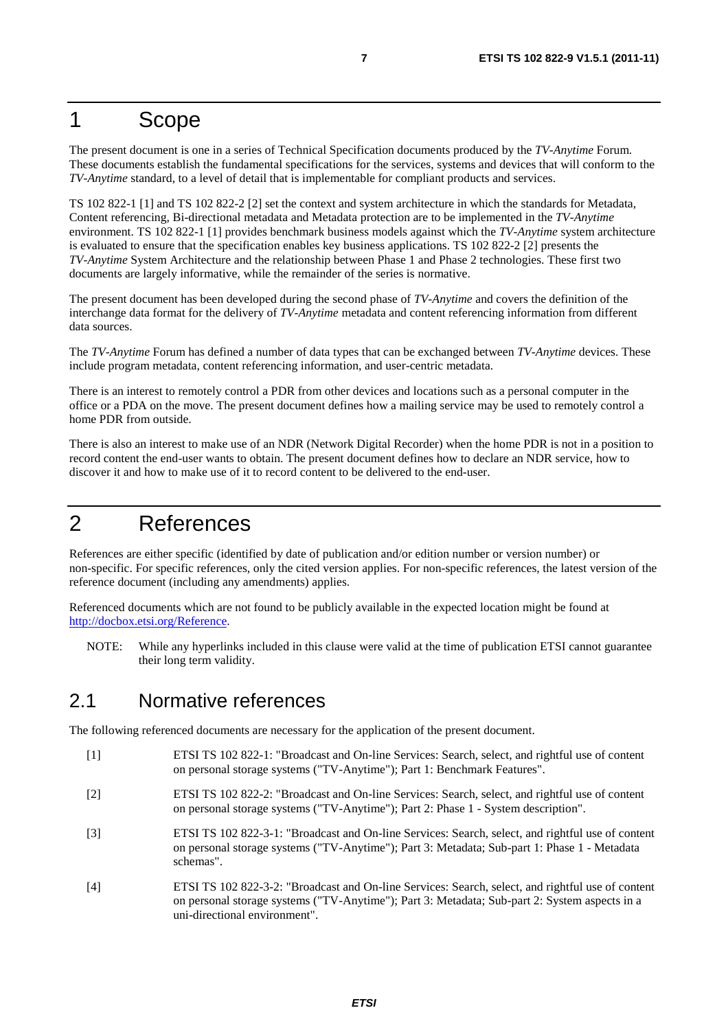# 1 Scope

The present document is one in a series of Technical Specification documents produced by the *TV-Anytime* Forum. These documents establish the fundamental specifications for the services, systems and devices that will conform to the *TV-Anytime* standard, to a level of detail that is implementable for compliant products and services.

TS 102 822-1 [1] and TS 102 822-2 [2] set the context and system architecture in which the standards for Metadata, Content referencing, Bi-directional metadata and Metadata protection are to be implemented in the *TV-Anytime* environment. TS 102 822-1 [1] provides benchmark business models against which the *TV-Anytime* system architecture is evaluated to ensure that the specification enables key business applications. TS 102 822-2 [2] presents the *TV-Anytime* System Architecture and the relationship between Phase 1 and Phase 2 technologies. These first two documents are largely informative, while the remainder of the series is normative.

The present document has been developed during the second phase of *TV-Anytime* and covers the definition of the interchange data format for the delivery of *TV-Anytime* metadata and content referencing information from different data sources.

The *TV-Anytime* Forum has defined a number of data types that can be exchanged between *TV-Anytime* devices. These include program metadata, content referencing information, and user-centric metadata.

There is an interest to remotely control a PDR from other devices and locations such as a personal computer in the office or a PDA on the move. The present document defines how a mailing service may be used to remotely control a home PDR from outside.

There is also an interest to make use of an NDR (Network Digital Recorder) when the home PDR is not in a position to record content the end-user wants to obtain. The present document defines how to declare an NDR service, how to discover it and how to make use of it to record content to be delivered to the end-user.

# 2 References

References are either specific (identified by date of publication and/or edition number or version number) or non-specific. For specific references, only the cited version applies. For non-specific references, the latest version of the reference document (including any amendments) applies.

Referenced documents which are not found to be publicly available in the expected location might be found at http://docbox.etsi.org/Reference.

NOTE: While any hyperlinks included in this clause were valid at the time of publication ETSI cannot guarantee their long term validity.

## 2.1 Normative references

The following referenced documents are necessary for the application of the present document.

[1] ETSI TS 102 822-1: "Broadcast and On-line Services: Search, select, and rightful use of content on personal storage systems ("TV-Anytime"); Part 1: Benchmark Features".

[2] ETSI TS 102 822-2: "Broadcast and On-line Services: Search, select, and rightful use of content on personal storage systems ("TV-Anytime"); Part 2: Phase 1 - System description".

[3] ETSI TS 102 822-3-1: "Broadcast and On-line Services: Search, select, and rightful use of content on personal storage systems ("TV-Anytime"); Part 3: Metadata; Sub-part 1: Phase 1 - Metadata schemas".

[4] ETSI TS 102 822-3-2: "Broadcast and On-line Services: Search, select, and rightful use of content on personal storage systems ("TV-Anytime"); Part 3: Metadata; Sub-part 2: System aspects in a uni-directional environment".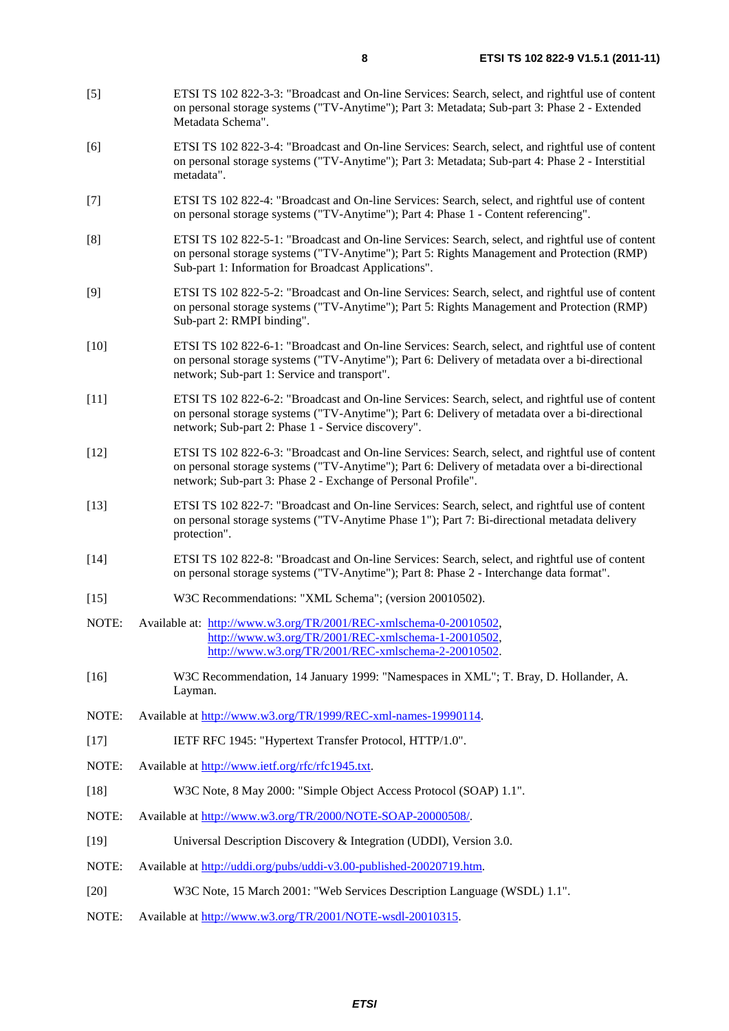[5] ETSI TS 102 822-3-3: "Broadcast and On-line Services: Search, select, and rightful use of content on personal storage systems ("TV-Anytime"); Part 3: Metadata; Sub-part 3: Phase 2 - Extended Metadata Schema".

[6] ETSI TS 102 822-3-4: "Broadcast and On-line Services: Search, select, and rightful use of content on personal storage systems ("TV-Anytime"); Part 3: Metadata; Sub-part 4: Phase 2 - Interstitial metadata".

[7] ETSI TS 102 822-4: "Broadcast and On-line Services: Search, select, and rightful use of content on personal storage systems ("TV-Anytime"); Part 4: Phase 1 - Content referencing".

[8] ETSI TS 102 822-5-1: "Broadcast and On-line Services: Search, select, and rightful use of content on personal storage systems ("TV-Anytime"); Part 5: Rights Management and Protection (RMP) Sub-part 1: Information for Broadcast Applications".

[9] ETSI TS 102 822-5-2: "Broadcast and On-line Services: Search, select, and rightful use of content on personal storage systems ("TV-Anytime"); Part 5: Rights Management and Protection (RMP) Sub-part 2: RMPI binding".

[10] ETSI TS 102 822-6-1: "Broadcast and On-line Services: Search, select, and rightful use of content on personal storage systems ("TV-Anytime"); Part 6: Delivery of metadata over a bi-directional network; Sub-part 1: Service and transport".

[11] ETSI TS 102 822-6-2: "Broadcast and On-line Services: Search, select, and rightful use of content on personal storage systems ("TV-Anytime"); Part 6: Delivery of metadata over a bi-directional network; Sub-part 2: Phase 1 - Service discovery".

[12] ETSI TS 102 822-6-3: "Broadcast and On-line Services: Search, select, and rightful use of content on personal storage systems ("TV-Anytime"); Part 6: Delivery of metadata over a bi-directional network; Sub-part 3: Phase 2 - Exchange of Personal Profile".

[13] ETSI TS 102 822-7: "Broadcast and On-line Services: Search, select, and rightful use of content on personal storage systems ("TV-Anytime Phase 1"); Part 7: Bi-directional metadata delivery protection".

[14] ETSI TS 102 822-8: "Broadcast and On-line Services: Search, select, and rightful use of content on personal storage systems ("TV-Anytime"); Part 8: Phase 2 - Interchange data format".

[15] W3C Recommendations: "XML Schema"; (version 20010502).

NOTE: Available at: http://www.w3.org/TR/2001/REC-xmlschema-0-20010502, http://www.w3.org/TR/2001/REC-xmlschema-1-20010502, http://www.w3.org/TR/2001/REC-xmlschema-2-20010502.

[16] W3C Recommendation, 14 January 1999: "Namespaces in XML"; T. Bray, D. Hollander, A. Layman.

NOTE: Available at http://www.w3.org/TR/1999/REC-xml-names-19990114.

[17] IETF RFC 1945: "Hypertext Transfer Protocol, HTTP/1.0".

NOTE: Available at http://www.ietf.org/rfc/rfc1945.txt.

[18] W3C Note, 8 May 2000: "Simple Object Access Protocol (SOAP) 1.1".

NOTE: Available at http://www.w3.org/TR/2000/NOTE-SOAP-20000508/.

[19] Universal Description Discovery & Integration (UDDI), Version 3.0.

NOTE: Available at http://uddi.org/pubs/uddi-v3.00-published-20020719.htm.

[20] W3C Note, 15 March 2001: "Web Services Description Language (WSDL) 1.1".

NOTE: Available at http://www.w3.org/TR/2001/NOTE-wsdl-20010315.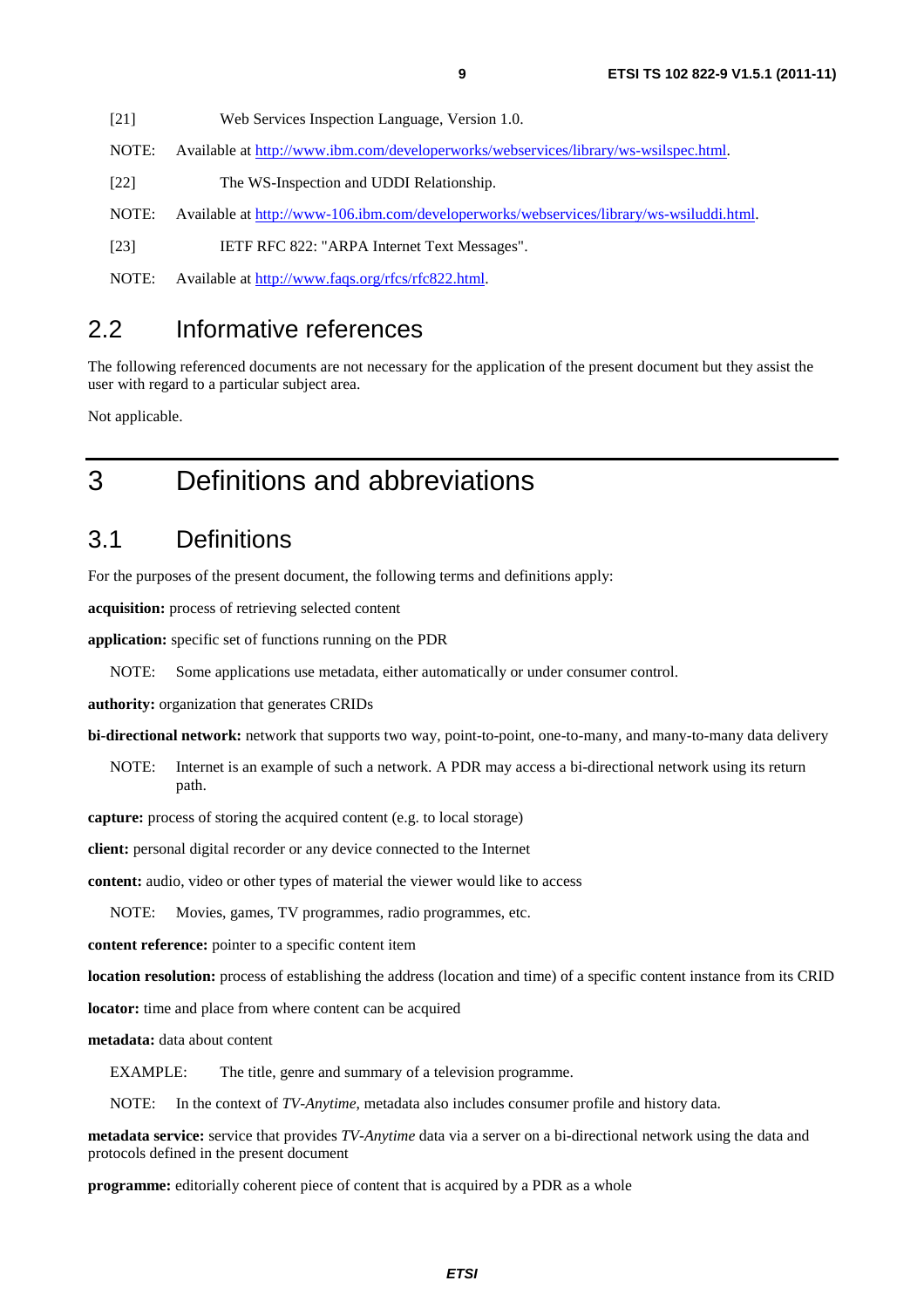[21] Web Services Inspection Language, Version 1.0.

NOTE: Available at http://www.ibm.com/developerworks/webservices/library/ws-wsilspec.html.

[22] The WS-Inspection and UDDI Relationship.

NOTE: Available at http://www-106.ibm.com/developerworks/webservices/library/ws-wsiluddi.html.

[23] IETF RFC 822: "ARPA Internet Text Messages".

NOTE: Available at http://www.faqs.org/rfcs/rfc822.html.

## 2.2 Informative references

The following referenced documents are not necessary for the application of the present document but they assist the user with regard to a particular subject area.

Not applicable.

# 3 Definitions and abbreviations

## 3.1 Definitions

For the purposes of the present document, the following terms and definitions apply:

**acquisition:** process of retrieving selected content

**application:** specific set of functions running on the PDR

NOTE: Some applications use metadata, either automatically or under consumer control.

**authority:** organization that generates CRIDs

**bi-directional network:** network that supports two way, point-to-point, one-to-many, and many-to-many data delivery

NOTE: Internet is an example of such a network. A PDR may access a bi-directional network using its return path.

**capture:** process of storing the acquired content (e.g. to local storage)

**client:** personal digital recorder or any device connected to the Internet

**content:** audio, video or other types of material the viewer would like to access

NOTE: Movies, games, TV programmes, radio programmes, etc.

**content reference:** pointer to a specific content item

**location resolution:** process of establishing the address (location and time) of a specific content instance from its CRID

**locator:** time and place from where content can be acquired

**metadata:** data about content

EXAMPLE: The title, genre and summary of a television programme.

NOTE: In the context of *TV-Anytime*, metadata also includes consumer profile and history data.

**metadata service:** service that provides *TV-Anytime* data via a server on a bi-directional network using the data and protocols defined in the present document

**programme:** editorially coherent piece of content that is acquired by a PDR as a whole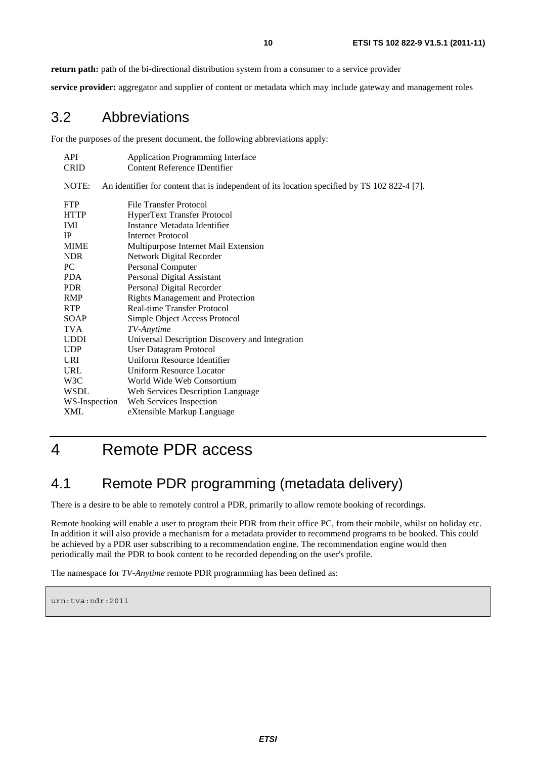**return path:** path of the bi-directional distribution system from a consumer to a service provider

**service provider:** aggregator and supplier of content or metadata which may include gateway and management roles

## 3.2 Abbreviations

For the purposes of the present document, the following abbreviations apply:

API Application Programming Interface
CRID Content Reference IDentifier

NOTE: An identifier for content that is independent of its location specified by TS 102 822-4 [7].

FTP File Transfer Protocol
HTTP HyperText Transfer Protocol
IMI Instance Metadata Identifier
IP Internet Protocol
MIME Multipurpose Internet Mail Extension
NDR Network Digital Recorder
PC Personal Computer
PDA Personal Digital Assistant
PDR Personal Digital Recorder
RMP Rights Management and Protection
RTP Real-time Transfer Protocol
SOAP Simple Object Access Protocol
TVA *TV-Anytime*
UDDI Universal Description Discovery and Integration
UDP User Datagram Protocol
URI Uniform Resource Identifier
URL Uniform Resource Locator
W3C World Wide Web Consortium
WSDL Web Services Description Language
WS-Inspection Web Services Inspection
XML eXtensible Markup Language

# 4 Remote PDR access

## 4.1 Remote PDR programming (metadata delivery)

There is a desire to be able to remotely control a PDR, primarily to allow remote booking of recordings.

Remote booking will enable a user to program their PDR from their office PC, from their mobile, whilst on holiday etc. In addition it will also provide a mechanism for a metadata provider to recommend programs to be booked. This could be achieved by a PDR user subscribing to a recommendation engine. The recommendation engine would then periodically mail the PDR to book content to be recorded depending on the user's profile.

The namespace for *TV-Anytime* remote PDR programming has been defined as:

```
urn:tva:ndr:2011
```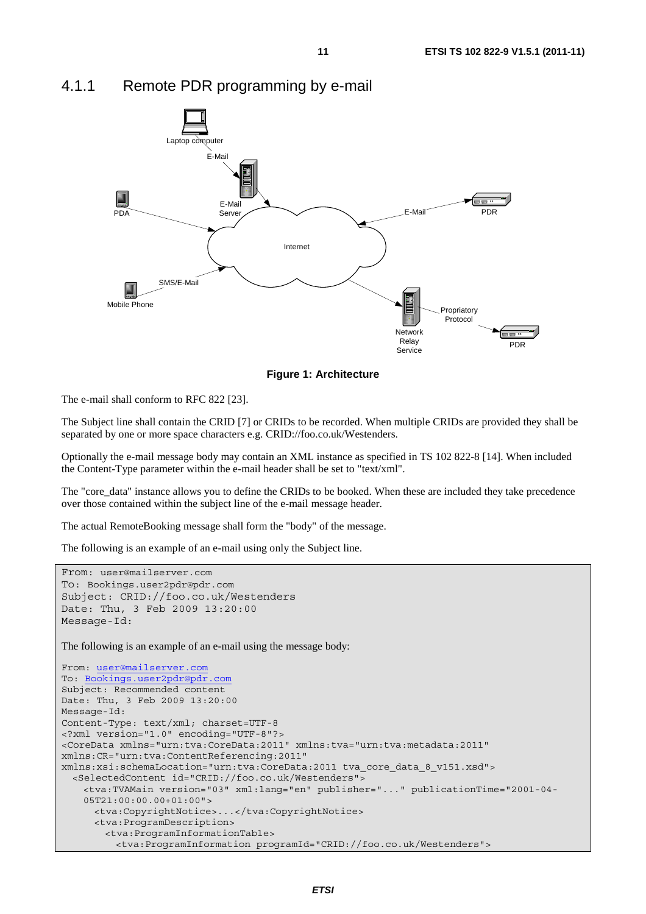### 4.1.1 Remote PDR programming by e-mail

Figure 1: Architecture

The e-mail shall conform to RFC 822 [23].

The Subject line shall contain the CRID [7] or CRIDs to be recorded. When multiple CRIDs are provided they shall be separated by one or more space characters e.g. CRID://foo.co.uk/Westenders.

Optionally the e-mail message body may contain an XML instance as specified in TS 102 822-8 [14]. When included the Content-Type parameter within the e-mail header shall be set to "text/xml".

The "core_data" instance allows you to define the CRIDs to be booked. When these are included they take precedence over those contained within the subject line of the e-mail message header.

The actual RemoteBooking message shall form the "body" of the message.

The following is an example of an e-mail using only the Subject line.

```
From: user@mailserver.com
To: Bookings.user2pdr@pdr.com
Subject: CRID://foo.co.uk/Westenders
Date: Thu, 3 Feb 2009 13:20:00
Message-Id:
```

The following is an example of an e-mail using the message body:

```
From: user@mailserver.com
To: Bookings.user2pdr@pdr.com
Subject: Recommended content
Date: Thu, 3 Feb 2009 13:20:00
Message-Id:
Content-Type: text/xml; charset=UTF-8
<?xml version="1.0" encoding="UTF-8"?>
<CoreData xmlns="urn:tva:CoreData:2011" xmlns:tva="urn:tva:metadata:2011"
xmlns:CR="urn:tva:ContentReferencing:2011"
xmlns:xsi:schemaLocation="urn:tva:CoreData:2011 tva_core_data_8_v151.xsd">
  <SelectedContent id="CRID://foo.co.uk/Westenders">
    <tva:TVAMain version="03" xml:lang="en" publisher="..." publicationTime="2001-04-
    05T21:00:00.00+01:00">
      <tva:CopyrightNotice>...</tva:CopyrightNotice>
      <tva:ProgramDescription>
        <tva:ProgramInformationTable>
          <tva:ProgramInformation programId="CRID://foo.co.uk/Westenders">
```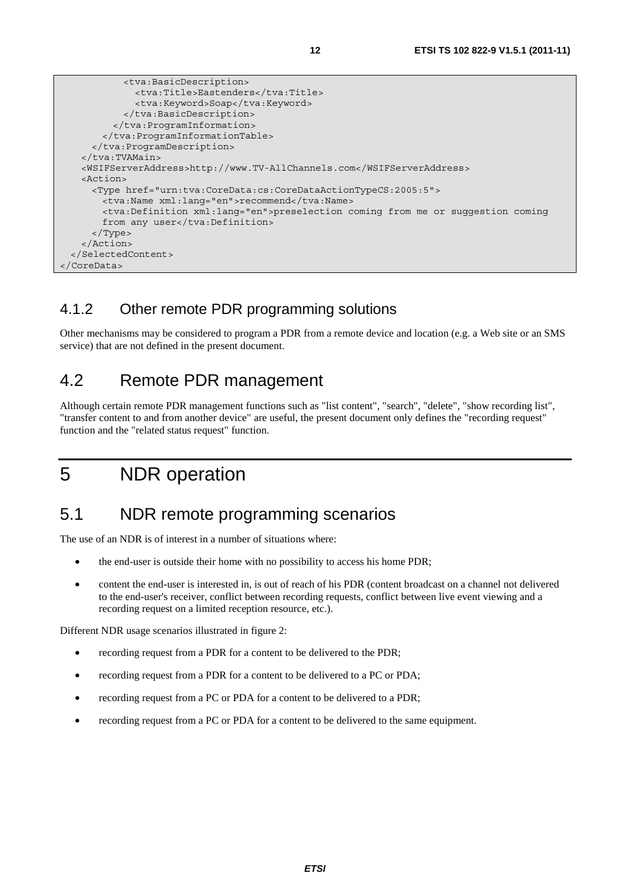```
          <tva:BasicDescription>
            <tva:Title>Eastenders</tva:Title>
            <tva:Keyword>Soap</tva:Keyword>
          </tva:BasicDescription>
        </tva:ProgramInformation>
      </tva:ProgramInformationTable>
    </tva:ProgramDescription>
  </tva:TVAMain>
  <WSIFServerAddress>http://www.TV-AllChannels.com</WSIFServerAddress>
  <Action>
    <Type href="urn:tva:CoreData:cs:CoreDataActionTypeCS:2005:5">
      <tva:Name xml:lang="en">recommend</tva:Name>
      <tva:Definition xml:lang="en">preselection coming from me or suggestion coming
      from any user</tva:Definition>
    </Type>
  </Action>
 </SelectedContent>
</CoreData>
```

### 4.1.2 Other remote PDR programming solutions

Other mechanisms may be considered to program a PDR from a remote device and location (e.g. a Web site or an SMS service) that are not defined in the present document.

## 4.2 Remote PDR management

Although certain remote PDR management functions such as "list content", "search", "delete", "show recording list", "transfer content to and from another device" are useful, the present document only defines the "recording request" function and the "related status request" function.

# 5 NDR operation

## 5.1 NDR remote programming scenarios

The use of an NDR is of interest in a number of situations where:

- the end-user is outside their home with no possibility to access his home PDR;
- content the end-user is interested in, is out of reach of his PDR (content broadcast on a channel not delivered to the end-user's receiver, conflict between recording requests, conflict between live event viewing and a recording request on a limited reception resource, etc.).

Different NDR usage scenarios illustrated in figure 2:

- recording request from a PDR for a content to be delivered to the PDR;
- recording request from a PDR for a content to be delivered to a PC or PDA;
- recording request from a PC or PDA for a content to be delivered to a PDR;
- recording request from a PC or PDA for a content to be delivered to the same equipment.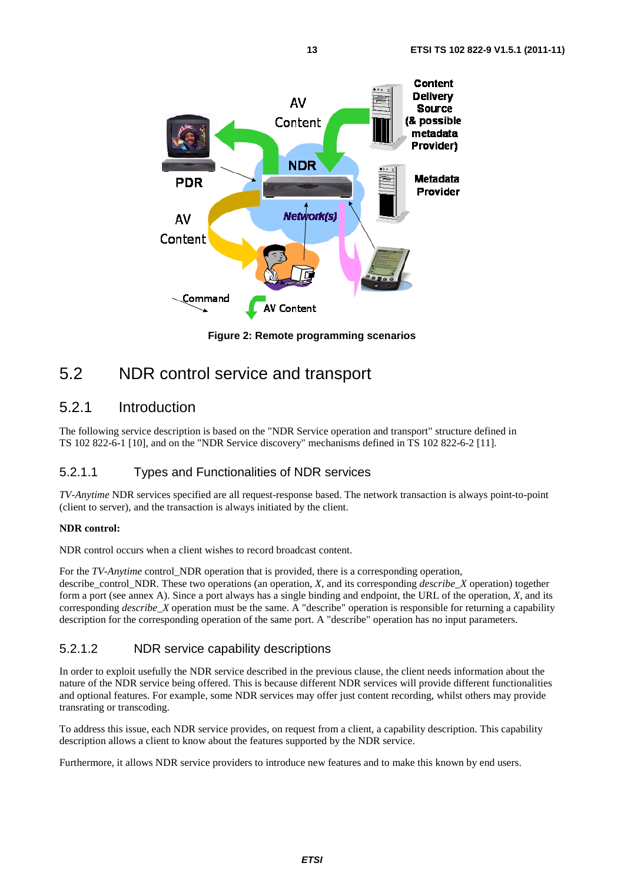Figure 2: Remote programming scenarios

## 5.2 NDR control service and transport

### 5.2.1 Introduction

The following service description is based on the "NDR Service operation and transport" structure defined in TS 102 822-6-1 [10], and on the "NDR Service discovery" mechanisms defined in TS 102 822-6-2 [11].

#### 5.2.1.1 Types and Functionalities of NDR services

*TV-Anytime* NDR services specified are all request-response based. The network transaction is always point-to-point (client to server), and the transaction is always initiated by the client.

**NDR control:**

NDR control occurs when a client wishes to record broadcast content.

For the *TV-Anytime* control_NDR operation that is provided, there is a corresponding operation, describe_control_NDR. These two operations (an operation, *X*, and its corresponding *describe_X* operation) together form a port (see annex A). Since a port always has a single binding and endpoint, the URL of the operation, *X*, and its corresponding *describe_X* operation must be the same. A "describe" operation is responsible for returning a capability description for the corresponding operation of the same port. A "describe" operation has no input parameters.

#### 5.2.1.2 NDR service capability descriptions

In order to exploit usefully the NDR service described in the previous clause, the client needs information about the nature of the NDR service being offered. This is because different NDR services will provide different functionalities and optional features. For example, some NDR services may offer just content recording, whilst others may provide transrating or transcoding.

To address this issue, each NDR service provides, on request from a client, a capability description. This capability description allows a client to know about the features supported by the NDR service.

Furthermore, it allows NDR service providers to introduce new features and to make this known by end users.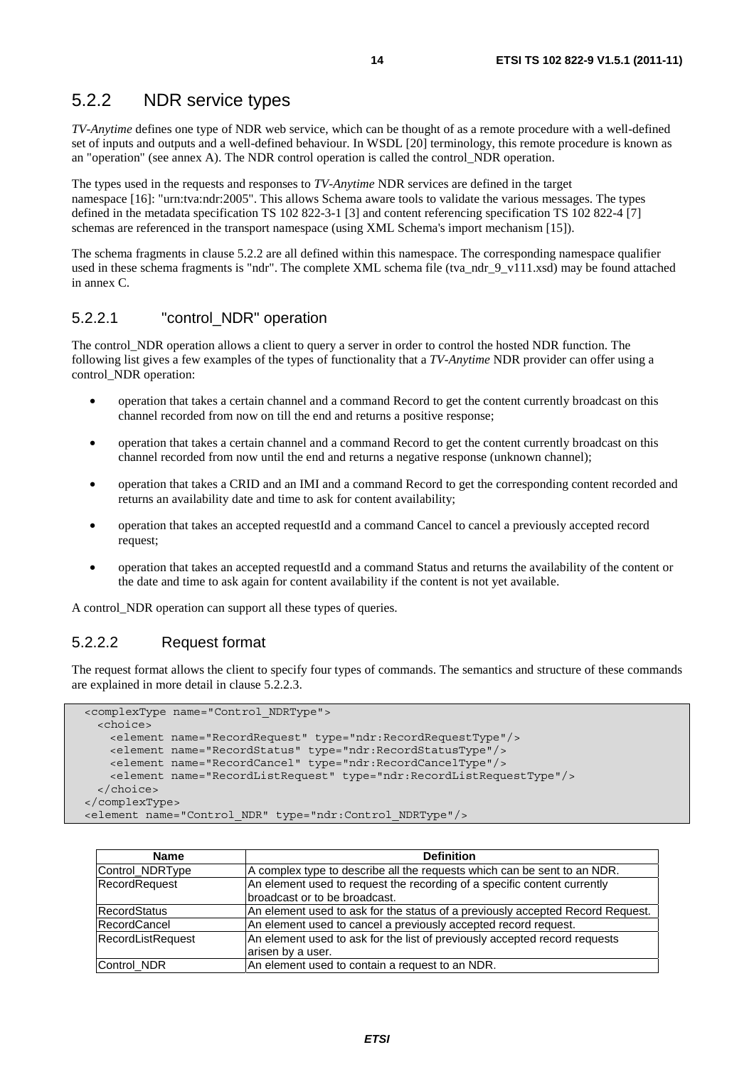## 5.2.2 NDR service types

*TV-Anytime* defines one type of NDR web service, which can be thought of as a remote procedure with a well-defined set of inputs and outputs and a well-defined behaviour. In WSDL [20] terminology, this remote procedure is known as an "operation" (see annex A). The NDR control operation is called the control_NDR operation.

The types used in the requests and responses to *TV-Anytime* NDR services are defined in the target namespace [16]: "urn:tva:ndr:2005". This allows Schema aware tools to validate the various messages. The types defined in the metadata specification TS 102 822-3-1 [3] and content referencing specification TS 102 822-4 [7] schemas are referenced in the transport namespace (using XML Schema's import mechanism [15]).

The schema fragments in clause 5.2.2 are all defined within this namespace. The corresponding namespace qualifier used in these schema fragments is "ndr". The complete XML schema file (tva_ndr_9_v111.xsd) may be found attached in annex C.

### 5.2.2.1 "control_NDR" operation

The control_NDR operation allows a client to query a server in order to control the hosted NDR function. The following list gives a few examples of the types of functionality that a *TV-Anytime* NDR provider can offer using a control_NDR operation:

- operation that takes a certain channel and a command Record to get the content currently broadcast on this channel recorded from now on till the end and returns a positive response;
- operation that takes a certain channel and a command Record to get the content currently broadcast on this channel recorded from now until the end and returns a negative response (unknown channel);
- operation that takes a CRID and an IMI and a command Record to get the corresponding content recorded and returns an availability date and time to ask for content availability;
- operation that takes an accepted requestId and a command Cancel to cancel a previously accepted record request;
- operation that takes an accepted requestId and a command Status and returns the availability of the content or the date and time to ask again for content availability if the content is not yet available.

A control_NDR operation can support all these types of queries.

### 5.2.2.2 Request format

The request format allows the client to specify four types of commands. The semantics and structure of these commands are explained in more detail in clause 5.2.2.3.

```
<complexType name="Control_NDRType">
  <choice>
    <element name="RecordRequest" type="ndr:RecordRequestType"/>
    <element name="RecordStatus" type="ndr:RecordStatusType"/>
    <element name="RecordCancel" type="ndr:RecordCancelType"/>
    <element name="RecordListRequest" type="ndr:RecordListRequestType"/>
  </choice>
</complexType>
<element name="Control_NDR" type="ndr:Control_NDRType"/>
```

| Name | Definition |
|---|---|
| Control_NDRType | A complex type to describe all the requests which can be sent to an NDR. |
| RecordRequest | An element used to request the recording of a specific content currently broadcast or to be broadcast. |
| RecordStatus | An element used to ask for the status of a previously accepted Record Request. |
| RecordCancel | An element used to cancel a previously accepted record request. |
| RecordListRequest | An element used to ask for the list of previously accepted record requests arisen by a user. |
| Control_NDR | An element used to contain a request to an NDR. |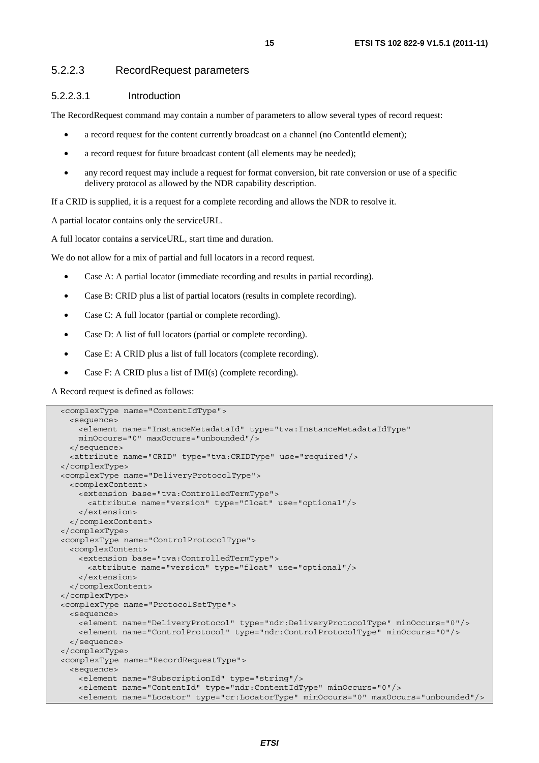### 5.2.2.3 RecordRequest parameters

#### 5.2.2.3.1 Introduction

The RecordRequest command may contain a number of parameters to allow several types of record request:

- a record request for the content currently broadcast on a channel (no ContentId element);
- a record request for future broadcast content (all elements may be needed);
- any record request may include a request for format conversion, bit rate conversion or use of a specific delivery protocol as allowed by the NDR capability description.

If a CRID is supplied, it is a request for a complete recording and allows the NDR to resolve it.

A partial locator contains only the serviceURL.

A full locator contains a serviceURL, start time and duration.

We do not allow for a mix of partial and full locators in a record request.

- Case A: A partial locator (immediate recording and results in partial recording).
- Case B: CRID plus a list of partial locators (results in complete recording).
- Case C: A full locator (partial or complete recording).
- Case D: A list of full locators (partial or complete recording).
- Case E: A CRID plus a list of full locators (complete recording).
- Case F: A CRID plus a list of IMI(s) (complete recording).

A Record request is defined as follows:

```
<complexType name="ContentIdType">
  <sequence>
    <element name="InstanceMetadataId" type="tva:InstanceMetadataIdType"
    minOccurs="0" maxOccurs="unbounded"/>
  </sequence>
  <attribute name="CRID" type="tva:CRIDType" use="required"/>
</complexType>
<complexType name="DeliveryProtocolType">
  <complexContent>
    <extension base="tva:ControlledTermType">
      <attribute name="version" type="float" use="optional"/>
    </extension>
  </complexContent>
</complexType>
<complexType name="ControlProtocolType">
  <complexContent>
    <extension base="tva:ControlledTermType">
      <attribute name="version" type="float" use="optional"/>
    </extension>
  </complexContent>
</complexType>
<complexType name="ProtocolSetType">
  <sequence>
    <element name="DeliveryProtocol" type="ndr:DeliveryProtocolType" minOccurs="0"/>
    <element name="ControlProtocol" type="ndr:ControlProtocolType" minOccurs="0"/>
  </sequence>
</complexType>
<complexType name="RecordRequestType">
  <sequence>
    <element name="SubscriptionId" type="string"/>
    <element name="ContentId" type="ndr:ContentIdType" minOccurs="0"/>
    <element name="Locator" type="cr:LocatorType" minOccurs="0" maxOccurs="unbounded"/>
```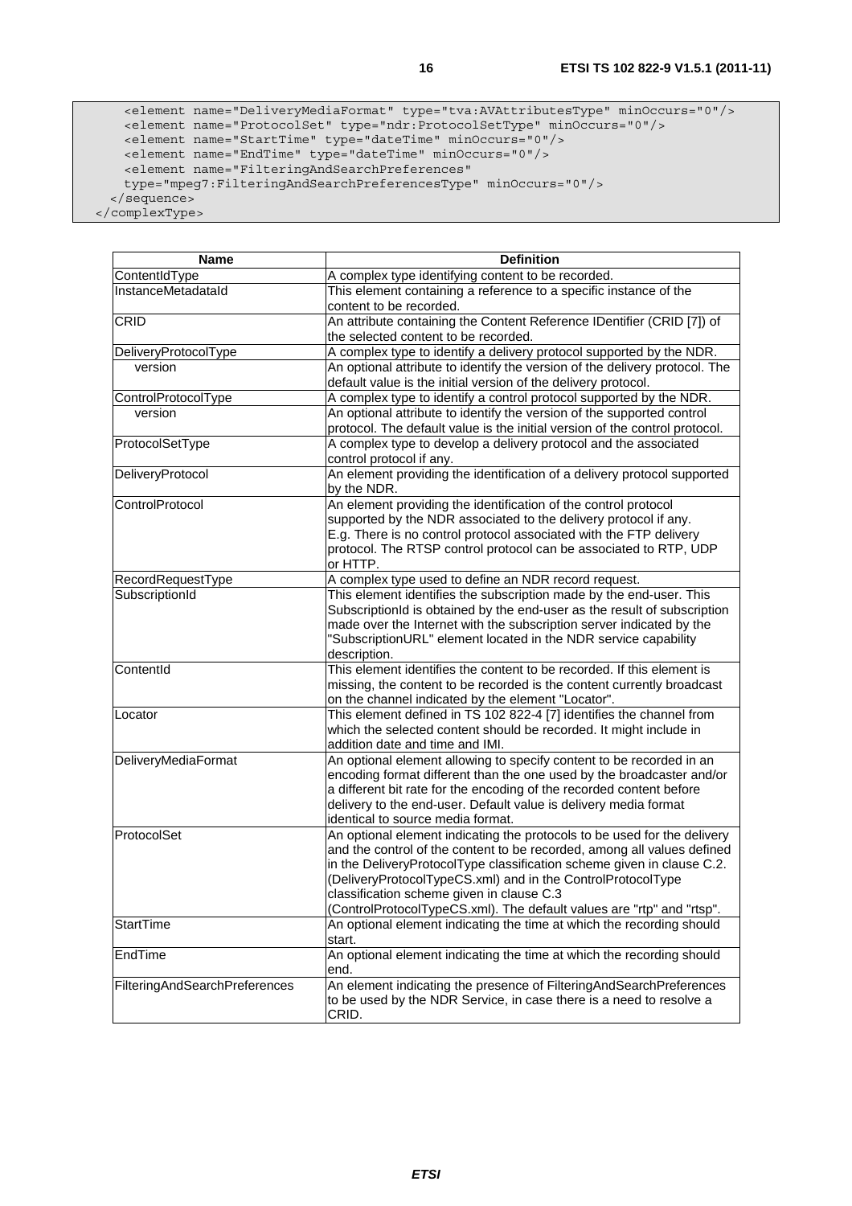```
    <element name="DeliveryMediaFormat" type="tva:AVAttributesType" minOccurs="0"/>
    <element name="ProtocolSet" type="ndr:ProtocolSetType" minOccurs="0"/>
    <element name="StartTime" type="dateTime" minOccurs="0"/>
    <element name="EndTime" type="dateTime" minOccurs="0"/>
    <element name="FilteringAndSearchPreferences"
    type="mpeg7:FilteringAndSearchPreferencesType" minOccurs="0"/>
  </sequence>
</complexType>
```

| Name | Definition |
|---|---|
| ContentIdType | A complex type identifying content to be recorded. |
| InstanceMetadataId | This element containing a reference to a specific instance of the content to be recorded. |
| CRID | An attribute containing the Content Reference IDentifier (CRID [7]) of the selected content to be recorded. |
| DeliveryProtocolType | A complex type to identify a delivery protocol supported by the NDR. |
| version | An optional attribute to identify the version of the delivery protocol. The default value is the initial version of the delivery protocol. |
| ControlProtocolType | A complex type to identify a control protocol supported by the NDR. |
| version | An optional attribute to identify the version of the supported control protocol. The default value is the initial version of the control protocol. |
| ProtocolSetType | A complex type to develop a delivery protocol and the associated control protocol if any. |
| DeliveryProtocol | An element providing the identification of a delivery protocol supported by the NDR. |
| ControlProtocol | An element providing the identification of the control protocol supported by the NDR associated to the delivery protocol if any. E.g. There is no control protocol associated with the FTP delivery protocol. The RTSP control protocol can be associated to RTP, UDP or HTTP. |
| RecordRequestType | A complex type used to define an NDR record request. |
| SubscriptionId | This element identifies the subscription made by the end-user. This SubscriptionId is obtained by the end-user as the result of subscription made over the Internet with the subscription server indicated by the "SubscriptionURL" element located in the NDR service capability description. |
| ContentId | This element identifies the content to be recorded. If this element is missing, the content to be recorded is the content currently broadcast on the channel indicated by the element "Locator". |
| Locator | This element defined in TS 102 822-4 [7] identifies the channel from which the selected content should be recorded. It might include in addition date and time and IMI. |
| DeliveryMediaFormat | An optional element allowing to specify content to be recorded in an encoding format different than the one used by the broadcaster and/or a different bit rate for the encoding of the recorded content before delivery to the end-user. Default value is delivery media format identical to source media format. |
| ProtocolSet | An optional element indicating the protocols to be used for the delivery and the control of the content to be recorded, among all values defined in the DeliveryProtocolType classification scheme given in clause C.2. (DeliveryProtocolTypeCS.xml) and in the ControlProtocolType classification scheme given in clause C.3 (ControlProtocolTypeCS.xml). The default values are "rtp" and "rtsp". |
| StartTime | An optional element indicating the time at which the recording should start. |
| EndTime | An optional element indicating the time at which the recording should end. |
| FilteringAndSearchPreferences | An element indicating the presence of FilteringAndSearchPreferences to be used by the NDR Service, in case there is a need to resolve a CRID. |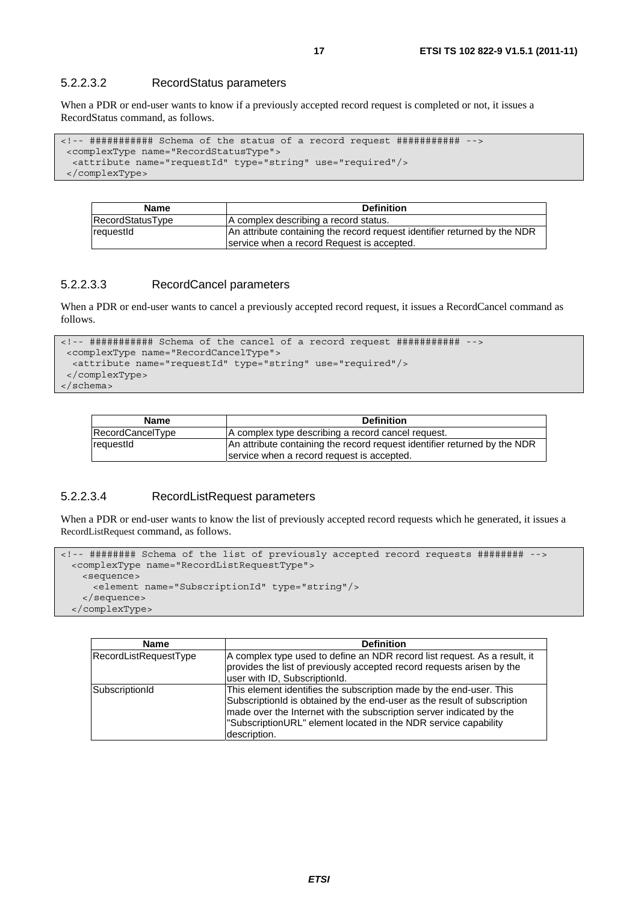#### 5.2.2.3.2 RecordStatus parameters

When a PDR or end-user wants to know if a previously accepted record request is completed or not, it issues a RecordStatus command, as follows.

```
<!-- ########### Schema of the status of a record request ########### -->
 <complexType name="RecordStatusType">
  <attribute name="requestId" type="string" use="required"/>
 </complexType>
```

| Name | Definition |
|---|---|
| RecordStatusType | A complex describing a record status. |
| requestId | An attribute containing the record request identifier returned by the NDR service when a record Request is accepted. |

#### 5.2.2.3.3 RecordCancel parameters

When a PDR or end-user wants to cancel a previously accepted record request, it issues a RecordCancel command as follows.

```
<!-- ########### Schema of the cancel of a record request ########### -->
 <complexType name="RecordCancelType">
  <attribute name="requestId" type="string" use="required"/>
 </complexType>
</schema>
```

| Name | Definition |
|---|---|
| RecordCancelType | A complex type describing a record cancel request. |
| requestId | An attribute containing the record request identifier returned by the NDR service when a record request is accepted. |

#### 5.2.2.3.4 RecordListRequest parameters

When a PDR or end-user wants to know the list of previously accepted record requests which he generated, it issues a RecordListRequest command, as follows.

```
<!-- ######## Schema of the list of previously accepted record requests ######## -->
  <complexType name="RecordListRequestType">
    <sequence>
      <element name="SubscriptionId" type="string"/>
    </sequence>
  </complexType>
```

| Name | Definition |
|---|---|
| RecordListRequestType | A complex type used to define an NDR record list request. As a result, it provides the list of previously accepted record requests arisen by the user with ID, SubscriptionId. |
| SubscriptionId | This element identifies the subscription made by the end-user. This SubscriptionId is obtained by the end-user as the result of subscription made over the Internet with the subscription server indicated by the "SubscriptionURL" element located in the NDR service capability description. |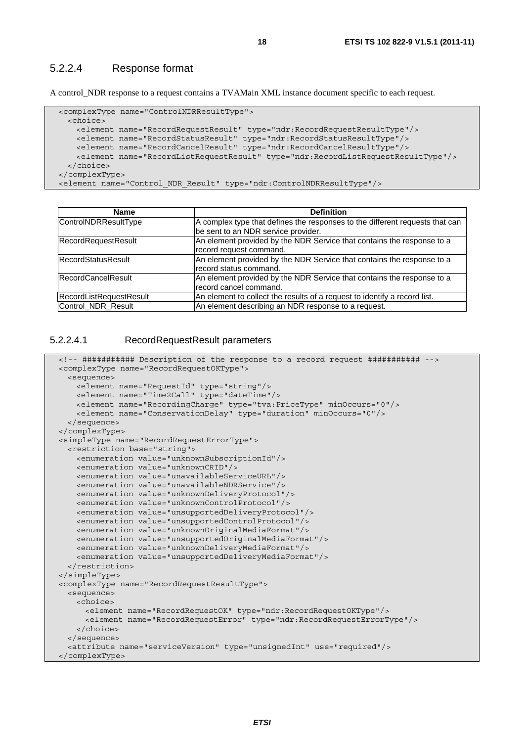#### 5.2.2.4 Response format

A control_NDR response to a request contains a TVAMain XML instance document specific to each request.

```
<complexType name="ControlNDRResultType">
  <choice>
    <element name="RecordRequestResult" type="ndr:RecordRequestResultType"/>
    <element name="RecordStatusResult" type="ndr:RecordStatusResultType"/>
    <element name="RecordCancelResult" type="ndr:RecordCancelResultType"/>
    <element name="RecordListRequestResult" type="ndr:RecordListRequestResultType"/>
  </choice>
</complexType>
<element name="Control_NDR_Result" type="ndr:ControlNDRResultType"/>
```

| Name | Definition |
|---|---|
| ControlNDRResultType | A complex type that defines the responses to the different requests that can be sent to an NDR service provider. |
| RecordRequestResult | An element provided by the NDR Service that contains the response to a record request command. |
| RecordStatusResult | An element provided by the NDR Service that contains the response to a record status command. |
| RecordCancelResult | An element provided by the NDR Service that contains the response to a record cancel command. |
| RecordListRequestResult | An element to collect the results of a request to identify a record list. |
| Control_NDR_Result | An element describing an NDR response to a request. |

##### 5.2.2.4.1 RecordRequestResult parameters

```
<!-- ########### Description of the response to a record request ########### -->
<complexType name="RecordRequestOKType">
  <sequence>
    <element name="RequestId" type="string"/>
    <element name="Time2Call" type="dateTime"/>
    <element name="RecordingCharge" type="tva:PriceType" minOccurs="0"/>
    <element name="ConservationDelay" type="duration" minOccurs="0"/>
  </sequence>
</complexType>
<simpleType name="RecordRequestErrorType">
  <restriction base="string">
    <enumeration value="unknownSubscriptionId"/>
    <enumeration value="unknownCRID"/>
    <enumeration value="unavailableServiceURL"/>
    <enumeration value="unavailableNDRService"/>
    <enumeration value="unknownDeliveryProtocol"/>
    <enumeration value="unknownControlProtocol"/>
    <enumeration value="unsupportedDeliveryProtocol"/>
    <enumeration value="unsupportedControlProtocol"/>
    <enumeration value="unknownOriginalMediaFormat"/>
    <enumeration value="unsupportedOriginalMediaFormat"/>
    <enumeration value="unknownDeliveryMediaFormat"/>
    <enumeration value="unsupportedDeliveryMediaFormat"/>
  </restriction>
</simpleType>
<complexType name="RecordRequestResultType">
  <sequence>
    <choice>
      <element name="RecordRequestOK" type="ndr:RecordRequestOKType"/>
      <element name="RecordRequestError" type="ndr:RecordRequestErrorType"/>
    </choice>
  </sequence>
  <attribute name="serviceVersion" type="unsignedInt" use="required"/>
</complexType>
```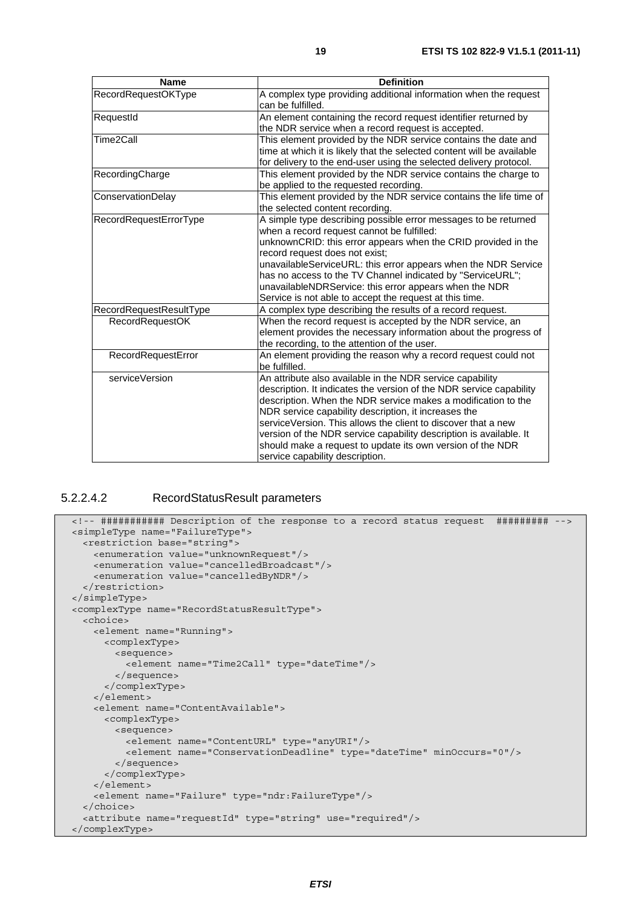| Name | Definition |
| --- | --- |
| RecordRequestOKType | A complex type providing additional information when the request can be fulfilled. |
| RequestId | An element containing the record request identifier returned by the NDR service when a record request is accepted. |
| Time2Call | This element provided by the NDR service contains the date and time at which it is likely that the selected content will be available for delivery to the end-user using the selected delivery protocol. |
| RecordingCharge | This element provided by the NDR service contains the charge to be applied to the requested recording. |
| ConservationDelay | This element provided by the NDR service contains the life time of the selected content recording. |
| RecordRequestErrorType | A simple type describing possible error messages to be returned when a record request cannot be fulfilled:<br>unknownCRID: this error appears when the CRID provided in the record request does not exist;<br>unavailableServiceURL: this error appears when the NDR Service has no access to the TV Channel indicated by "ServiceURL";<br>unavailableNDRService: this error appears when the NDR Service is not able to accept the request at this time. |
| RecordRequestResultType | A complex type describing the results of a record request. |
| RecordRequestOK | When the record request is accepted by the NDR service, an element provides the necessary information about the progress of the recording, to the attention of the user. |
| RecordRequestError | An element providing the reason why a record request could not be fulfilled. |
| serviceVersion | An attribute also available in the NDR service capability description. It indicates the version of the NDR service capability description. When the NDR service makes a modification to the NDR service capability description, it increases the serviceVersion. This allows the client to discover that a new version of the NDR service capability description is available. It should make a request to update its own version of the NDR service capability description. |

#### 5.2.2.4.2 RecordStatusResult parameters

```
<!-- ########### Description of the response to a record status request  ######### -->
<simpleType name="FailureType">
  <restriction base="string">
    <enumeration value="unknownRequest"/>
    <enumeration value="cancelledBroadcast"/>
    <enumeration value="cancelledByNDR"/>
  </restriction>
</simpleType>
<complexType name="RecordStatusResultType">
  <choice>
    <element name="Running">
      <complexType>
        <sequence>
          <element name="Time2Call" type="dateTime"/>
        </sequence>
      </complexType>
    </element>
    <element name="ContentAvailable">
      <complexType>
        <sequence>
          <element name="ContentURL" type="anyURI"/>
          <element name="ConservationDeadline" type="dateTime" minOccurs="0"/>
        </sequence>
      </complexType>
    </element>
    <element name="Failure" type="ndr:FailureType"/>
  </choice>
  <attribute name="requestId" type="string" use="required"/>
</complexType>
```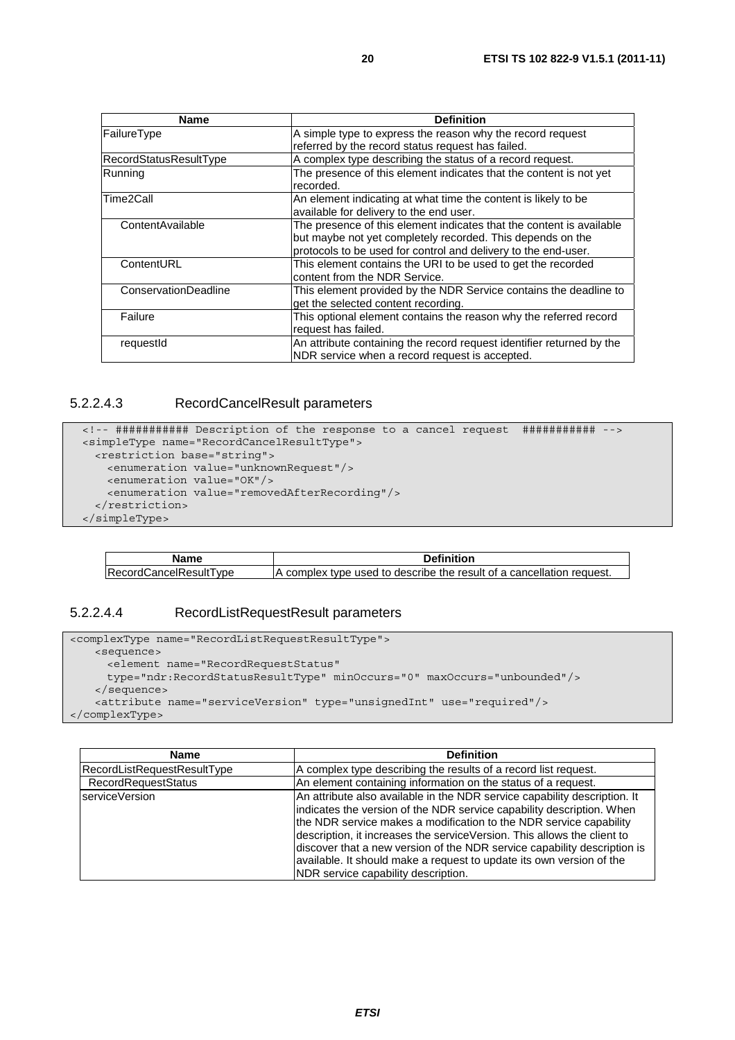| Name | Definition |
| --- | --- |
| FailureType | A simple type to express the reason why the record request referred by the record status request has failed. |
| RecordStatusResultType | A complex type describing the status of a record request. |
| Running | The presence of this element indicates that the content is not yet recorded. |
| Time2Call | An element indicating at what time the content is likely to be available for delivery to the end user. |
| ContentAvailable | The presence of this element indicates that the content is available but maybe not yet completely recorded. This depends on the protocols to be used for control and delivery to the end-user. |
| ContentURL | This element contains the URI to be used to get the recorded content from the NDR Service. |
| ConservationDeadline | This element provided by the NDR Service contains the deadline to get the selected content recording. |
| Failure | This optional element contains the reason why the referred record request has failed. |
| requestId | An attribute containing the record request identifier returned by the NDR service when a record request is accepted. |

#### 5.2.2.4.3 RecordCancelResult parameters

```
<!-- ########### Description of the response to a cancel request  ########### -->
<simpleType name="RecordCancelResultType">
  <restriction base="string">
    <enumeration value="unknownRequest"/>
    <enumeration value="OK"/>
    <enumeration value="removedAfterRecording"/>
  </restriction>
</simpleType>
```

| Name | Definition |
| --- | --- |
| RecordCancelResultType | A complex type used to describe the result of a cancellation request. |

#### 5.2.2.4.4 RecordListRequestResult parameters

```
<complexType name="RecordListRequestResultType">
    <sequence>
      <element name="RecordRequestStatus"
      type="ndr:RecordStatusResultType" minOccurs="0" maxOccurs="unbounded"/>
    </sequence>
    <attribute name="serviceVersion" type="unsignedInt" use="required"/>
</complexType>
```

| Name | Definition |
| --- | --- |
| RecordListRequestResultType | A complex type describing the results of a record list request. |
| RecordRequestStatus | An element containing information on the status of a request. |
| serviceVersion | An attribute also available in the NDR service capability description. It indicates the version of the NDR service capability description. When the NDR service makes a modification to the NDR service capability description, it increases the serviceVersion. This allows the client to discover that a new version of the NDR service capability description is available. It should make a request to update its own version of the NDR service capability description. |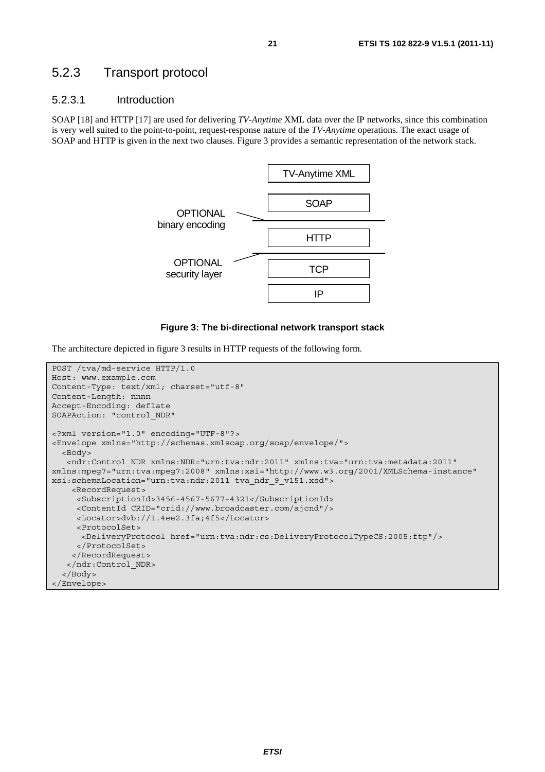## 5.2.3 Transport protocol

### 5.2.3.1 Introduction

SOAP [18] and HTTP [17] are used for delivering *TV-Anytime* XML data over the IP networks, since this combination is very well suited to the point-to-point, request-response nature of the *TV-Anytime* operations. The exact usage of SOAP and HTTP is given in the next two clauses. Figure 3 provides a semantic representation of the network stack.

```
                          TV-Anytime XML

                              SOAP
   OPTIONAL        \
   binary encoding  ------------------------
                              HTTP
   OPTIONAL         /-----------------------
   security layer             TCP

                              IP
```

**Figure 3: The bi-directional network transport stack**

The architecture depicted in figure 3 results in HTTP requests of the following form.

```
POST /tva/md-service HTTP/1.0
Host: www.example.com
Content-Type: text/xml; charset="utf-8"
Content-Length: nnnn
Accept-Encoding: deflate
SOAPAction: "control_NDR"

<?xml version="1.0" encoding="UTF-8"?>
<Envelope xmlns="http://schemas.xmlsoap.org/soap/envelope/">
  <Body>
   <ndr:Control_NDR xmlns:NDR="urn:tva:ndr:2011" xmlns:tva="urn:tva:metadata:2011"
xmlns:mpeg7="urn:tva:mpeg7:2008" xmlns:xsi="http://www.w3.org/2001/XMLSchema-instance"
xsi:schemaLocation="urn:tva:ndr:2011 tva_ndr_9_v151.xsd">
    <RecordRequest>
     <SubscriptionId>3456-4567-5677-4321</SubscriptionId>
     <ContentId CRID="crid://www.broadcaster.com/ajcnd"/>
     <Locator>dvb://1.4ee2.3fa;4f5</Locator>
     <ProtocolSet>
      <DeliveryProtocol href="urn:tva:ndr:cs:DeliveryProtocolTypeCS:2005:ftp"/>
     </ProtocolSet>
    </RecordRequest>
   </ndr:Control_NDR>
  </Body>
</Envelope>
```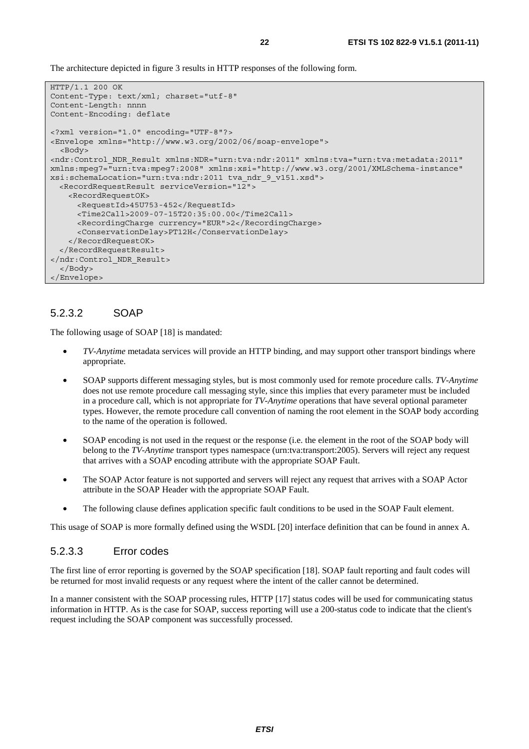The architecture depicted in figure 3 results in HTTP responses of the following form.

```
HTTP/1.1 200 OK
Content-Type: text/xml; charset="utf-8"
Content-Length: nnnn
Content-Encoding: deflate

<?xml version="1.0" encoding="UTF-8"?>
<Envelope xmlns="http://www.w3.org/2002/06/soap-envelope">
  <Body>
<ndr:Control_NDR_Result xmlns:NDR="urn:tva:ndr:2011" xmlns:tva="urn:tva:metadata:2011"
xmlns:mpeg7="urn:tva:mpeg7:2008" xmlns:xsi="http://www.w3.org/2001/XMLSchema-instance"
xsi:schemaLocation="urn:tva:ndr:2011 tva_ndr_9_v151.xsd">
  <RecordRequestResult serviceVersion="12">
    <RecordRequestOK>
      <RequestId>45U753-452</RequestId>
      <Time2Call>2009-07-15T20:35:00.00</Time2Call>
      <RecordingCharge currency="EUR">2</RecordingCharge>
      <ConservationDelay>PT12H</ConservationDelay>
    </RecordRequestOK>
  </RecordRequestResult>
</ndr:Control_NDR_Result>
  </Body>
</Envelope>
```

### 5.2.3.2 SOAP

The following usage of SOAP [18] is mandated:

- *TV-Anytime* metadata services will provide an HTTP binding, and may support other transport bindings where appropriate.
- SOAP supports different messaging styles, but is most commonly used for remote procedure calls. *TV-Anytime* does not use remote procedure call messaging style, since this implies that every parameter must be included in a procedure call, which is not appropriate for *TV-Anytime* operations that have several optional parameter types. However, the remote procedure call convention of naming the root element in the SOAP body according to the name of the operation is followed.
- SOAP encoding is not used in the request or the response (i.e. the element in the root of the SOAP body will belong to the *TV-Anytime* transport types namespace (urn:tva:transport:2005). Servers will reject any request that arrives with a SOAP encoding attribute with the appropriate SOAP Fault.
- The SOAP Actor feature is not supported and servers will reject any request that arrives with a SOAP Actor attribute in the SOAP Header with the appropriate SOAP Fault.
- The following clause defines application specific fault conditions to be used in the SOAP Fault element.

This usage of SOAP is more formally defined using the WSDL [20] interface definition that can be found in annex A.

### 5.2.3.3 Error codes

The first line of error reporting is governed by the SOAP specification [18]. SOAP fault reporting and fault codes will be returned for most invalid requests or any request where the intent of the caller cannot be determined.

In a manner consistent with the SOAP processing rules, HTTP [17] status codes will be used for communicating status information in HTTP. As is the case for SOAP, success reporting will use a 200-status code to indicate that the client's request including the SOAP component was successfully processed.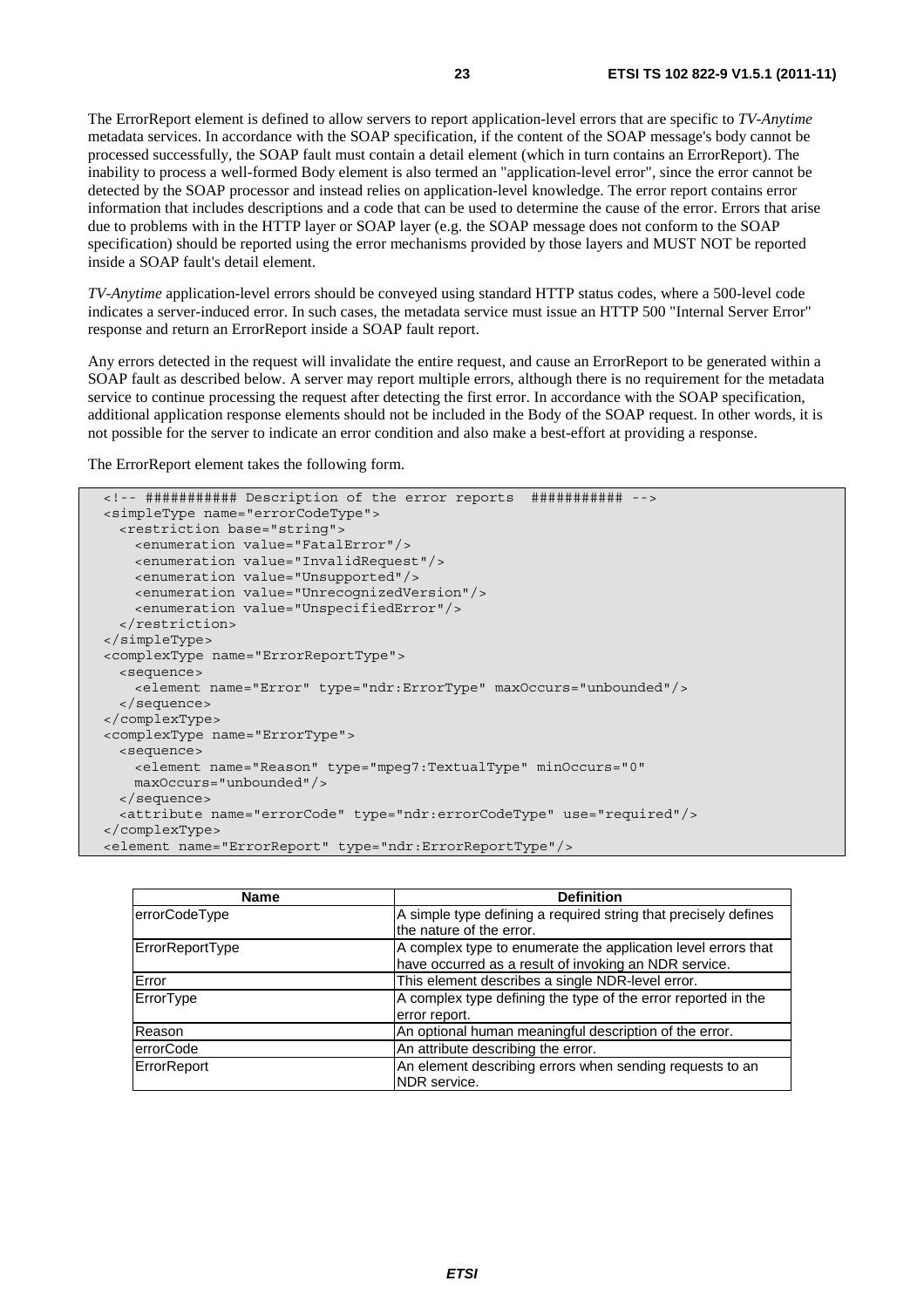The ErrorReport element is defined to allow servers to report application-level errors that are specific to *TV-Anytime* metadata services. In accordance with the SOAP specification, if the content of the SOAP message's body cannot be processed successfully, the SOAP fault must contain a detail element (which in turn contains an ErrorReport). The inability to process a well-formed Body element is also termed an "application-level error", since the error cannot be detected by the SOAP processor and instead relies on application-level knowledge. The error report contains error information that includes descriptions and a code that can be used to determine the cause of the error. Errors that arise due to problems with in the HTTP layer or SOAP layer (e.g. the SOAP message does not conform to the SOAP specification) should be reported using the error mechanisms provided by those layers and MUST NOT be reported inside a SOAP fault's detail element.

*TV-Anytime* application-level errors should be conveyed using standard HTTP status codes, where a 500-level code indicates a server-induced error. In such cases, the metadata service must issue an HTTP 500 "Internal Server Error" response and return an ErrorReport inside a SOAP fault report.

Any errors detected in the request will invalidate the entire request, and cause an ErrorReport to be generated within a SOAP fault as described below. A server may report multiple errors, although there is no requirement for the metadata service to continue processing the request after detecting the first error. In accordance with the SOAP specification, additional application response elements should not be included in the Body of the SOAP request. In other words, it is not possible for the server to indicate an error condition and also make a best-effort at providing a response.

The ErrorReport element takes the following form.

```
<!-- ########### Description of the error reports  ########### -->
<simpleType name="errorCodeType">
  <restriction base="string">
    <enumeration value="FatalError"/>
    <enumeration value="InvalidRequest"/>
    <enumeration value="Unsupported"/>
    <enumeration value="UnrecognizedVersion"/>
    <enumeration value="UnspecifiedError"/>
  </restriction>
</simpleType>
<complexType name="ErrorReportType">
  <sequence>
    <element name="Error" type="ndr:ErrorType" maxOccurs="unbounded"/>
  </sequence>
</complexType>
<complexType name="ErrorType">
  <sequence>
    <element name="Reason" type="mpeg7:TextualType" minOccurs="0"
    maxOccurs="unbounded"/>
  </sequence>
  <attribute name="errorCode" type="ndr:errorCodeType" use="required"/>
</complexType>
<element name="ErrorReport" type="ndr:ErrorReportType"/>
```

| Name | Definition |
|---|---|
| errorCodeType | A simple type defining a required string that precisely defines the nature of the error. |
| ErrorReportType | A complex type to enumerate the application level errors that have occurred as a result of invoking an NDR service. |
| Error | This element describes a single NDR-level error. |
| ErrorType | A complex type defining the type of the error reported in the error report. |
| Reason | An optional human meaningful description of the error. |
| errorCode | An attribute describing the error. |
| ErrorReport | An element describing errors when sending requests to an NDR service. |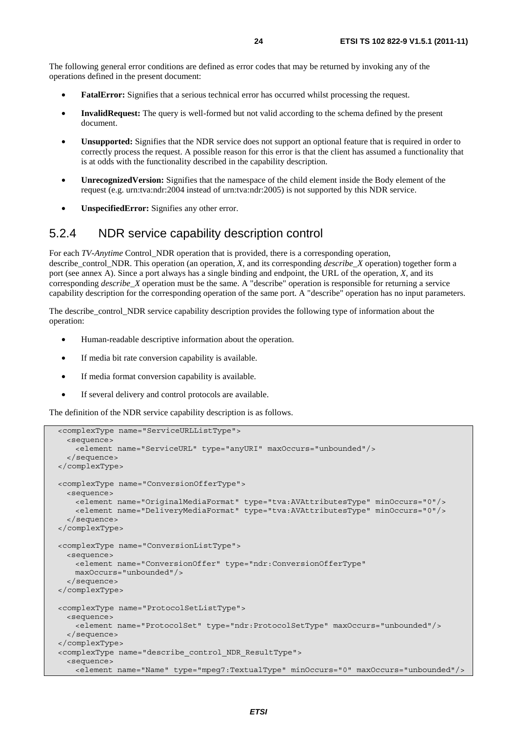The following general error conditions are defined as error codes that may be returned by invoking any of the operations defined in the present document:

- **FatalError:** Signifies that a serious technical error has occurred whilst processing the request.
- **InvalidRequest:** The query is well-formed but not valid according to the schema defined by the present document.
- **Unsupported:** Signifies that the NDR service does not support an optional feature that is required in order to correctly process the request. A possible reason for this error is that the client has assumed a functionality that is at odds with the functionality described in the capability description.
- **UnrecognizedVersion:** Signifies that the namespace of the child element inside the Body element of the request (e.g. urn:tva:ndr:2004 instead of urn:tva:ndr:2005) is not supported by this NDR service.
- **UnspecifiedError:** Signifies any other error.

### 5.2.4 NDR service capability description control

For each *TV-Anytime* Control_NDR operation that is provided, there is a corresponding operation, describe_control_NDR. This operation (an operation, *X*, and its corresponding *describe_X* operation) together form a port (see annex A). Since a port always has a single binding and endpoint, the URL of the operation, *X*, and its corresponding *describe_X* operation must be the same. A "describe" operation is responsible for returning a service capability description for the corresponding operation of the same port. A "describe" operation has no input parameters.

The describe_control_NDR service capability description provides the following type of information about the operation:

- Human-readable descriptive information about the operation.
- If media bit rate conversion capability is available.
- If media format conversion capability is available.
- If several delivery and control protocols are available.

The definition of the NDR service capability description is as follows.

```
<complexType name="ServiceURLListType">
  <sequence>
    <element name="ServiceURL" type="anyURI" maxOccurs="unbounded"/>
  </sequence>
</complexType>

<complexType name="ConversionOfferType">
  <sequence>
    <element name="OriginalMediaFormat" type="tva:AVAttributesType" minOccurs="0"/>
    <element name="DeliveryMediaFormat" type="tva:AVAttributesType" minOccurs="0"/>
  </sequence>
</complexType>

<complexType name="ConversionListType">
  <sequence>
    <element name="ConversionOffer" type="ndr:ConversionOfferType"
    maxOccurs="unbounded"/>
  </sequence>
</complexType>

<complexType name="ProtocolSetListType">
  <sequence>
    <element name="ProtocolSet" type="ndr:ProtocolSetType" maxOccurs="unbounded"/>
  </sequence>
</complexType>
<complexType name="describe_control_NDR_ResultType">
  <sequence>
    <element name="Name" type="mpeg7:TextualType" minOccurs="0" maxOccurs="unbounded"/>
```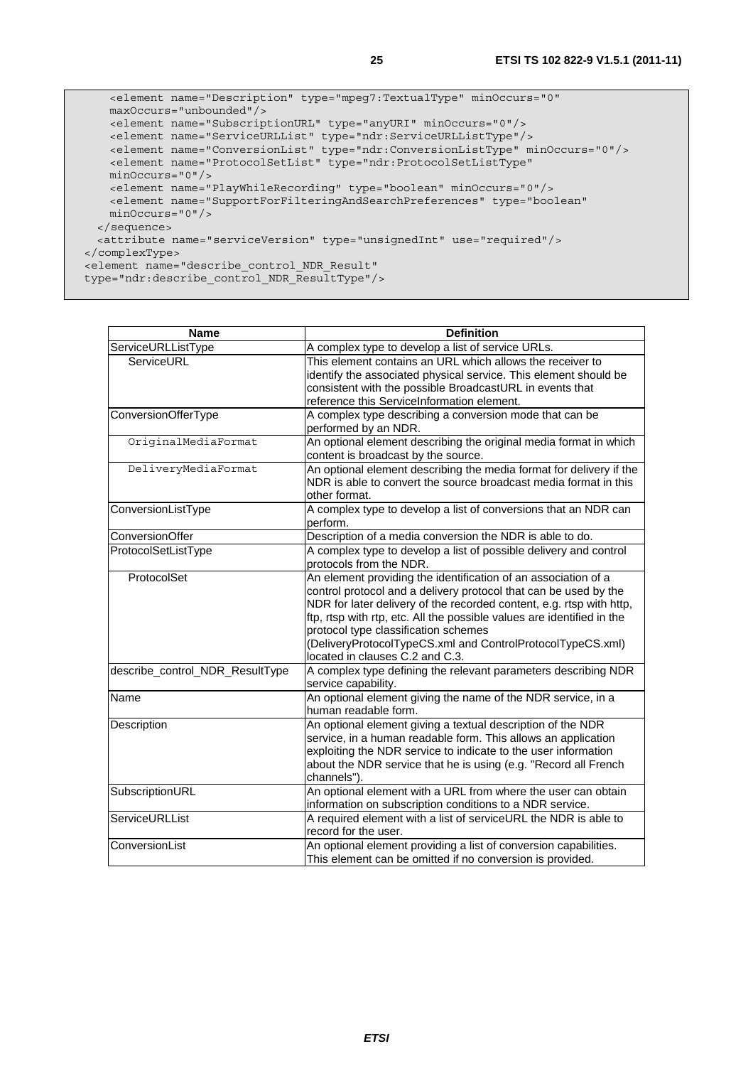```
    <element name="Description" type="mpeg7:TextualType" minOccurs="0"
    maxOccurs="unbounded"/>
    <element name="SubscriptionURL" type="anyURI" minOccurs="0"/>
    <element name="ServiceURLList" type="ndr:ServiceURLListType"/>
    <element name="ConversionList" type="ndr:ConversionListType" minOccurs="0"/>
    <element name="ProtocolSetList" type="ndr:ProtocolSetListType"
    minOccurs="0"/>
    <element name="PlayWhileRecording" type="boolean" minOccurs="0"/>
    <element name="SupportForFilteringAndSearchPreferences" type="boolean"
    minOccurs="0"/>
  </sequence>
  <attribute name="serviceVersion" type="unsignedInt" use="required"/>
</complexType>
<element name="describe_control_NDR_Result"
type="ndr:describe_control_NDR_ResultType"/>
```

| Name | Definition |
| --- | --- |
| ServiceURLListType | A complex type to develop a list of service URLs. |
| ServiceURL | This element contains an URL which allows the receiver to identify the associated physical service. This element should be consistent with the possible BroadcastURL in events that reference this ServiceInformation element. |
| ConversionOfferType | A complex type describing a conversion mode that can be performed by an NDR. |
| OriginalMediaFormat | An optional element describing the original media format in which content is broadcast by the source. |
| DeliveryMediaFormat | An optional element describing the media format for delivery if the NDR is able to convert the source broadcast media format in this other format. |
| ConversionListType | A complex type to develop a list of conversions that an NDR can perform. |
| ConversionOffer | Description of a media conversion the NDR is able to do. |
| ProtocolSetListType | A complex type to develop a list of possible delivery and control protocols from the NDR. |
| ProtocolSet | An element providing the identification of an association of a control protocol and a delivery protocol that can be used by the NDR for later delivery of the recorded content, e.g. rtsp with http, ftp, rtsp with rtp, etc. All the possible values are identified in the protocol type classification schemes (DeliveryProtocolTypeCS.xml and ControlProtocolTypeCS.xml) located in clauses C.2 and C.3. |
| describe_control_NDR_ResultType | A complex type defining the relevant parameters describing NDR service capability. |
| Name | An optional element giving the name of the NDR service, in a human readable form. |
| Description | An optional element giving a textual description of the NDR service, in a human readable form. This allows an application exploiting the NDR service to indicate to the user information about the NDR service that he is using (e.g. "Record all French channels"). |
| SubscriptionURL | An optional element with a URL from where the user can obtain information on subscription conditions to a NDR service. |
| ServiceURLList | A required element with a list of serviceURL the NDR is able to record for the user. |
| ConversionList | An optional element providing a list of conversion capabilities. This element can be omitted if no conversion is provided. |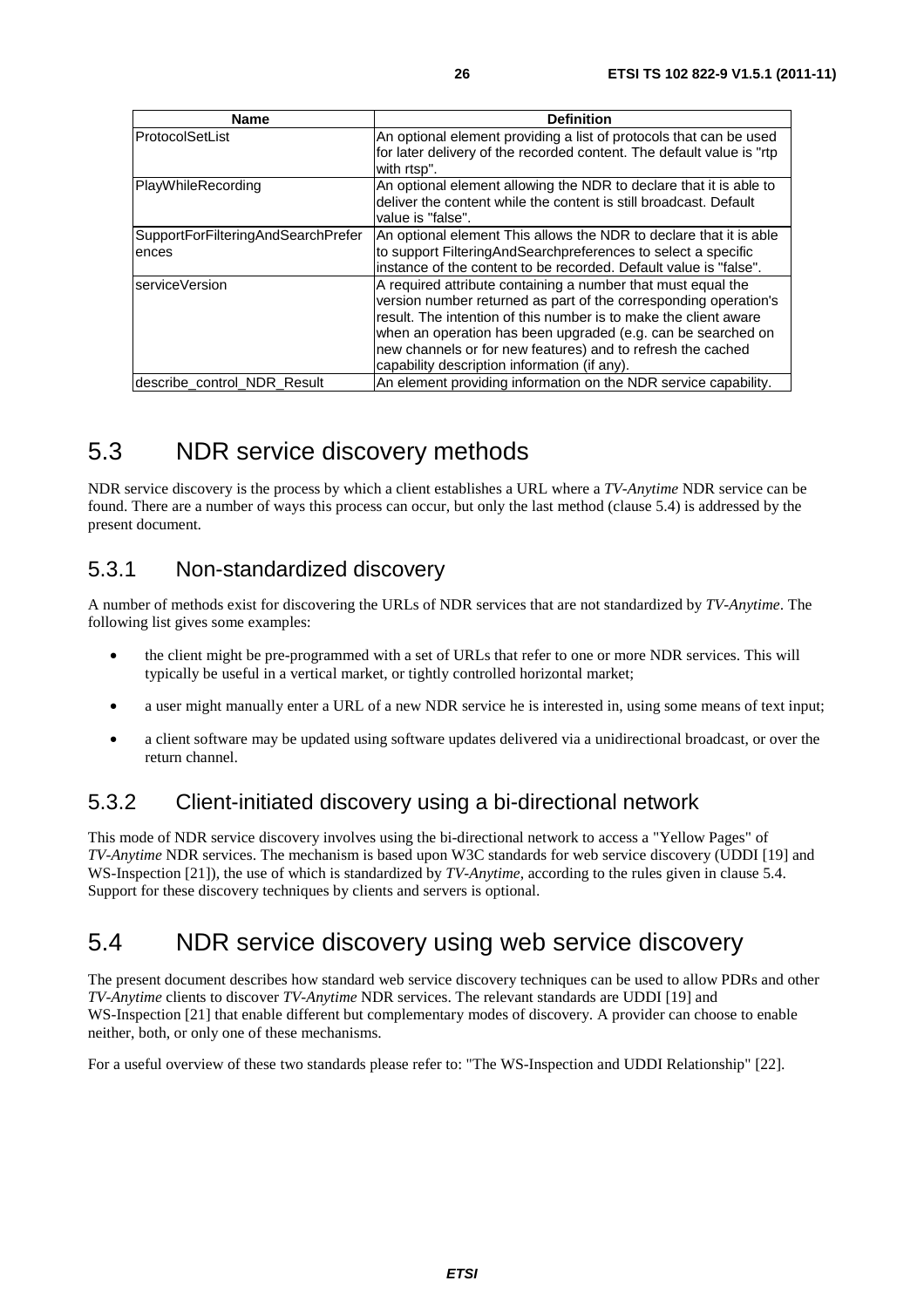| Name | Definition |
|---|---|
| ProtocolSetList | An optional element providing a list of protocols that can be used for later delivery of the recorded content. The default value is "rtp with rtsp". |
| PlayWhileRecording | An optional element allowing the NDR to declare that it is able to deliver the content while the content is still broadcast. Default value is "false". |
| SupportForFilteringAndSearchPreferences | An optional element This allows the NDR to declare that it is able to support FilteringAndSearchpreferences to select a specific instance of the content to be recorded. Default value is "false". |
| serviceVersion | A required attribute containing a number that must equal the version number returned as part of the corresponding operation's result. The intention of this number is to make the client aware when an operation has been upgraded (e.g. can be searched on new channels or for new features) and to refresh the cached capability description information (if any). |
| describe_control_NDR_Result | An element providing information on the NDR service capability. |

## 5.3 NDR service discovery methods

NDR service discovery is the process by which a client establishes a URL where a *TV-Anytime* NDR service can be found. There are a number of ways this process can occur, but only the last method (clause 5.4) is addressed by the present document.

### 5.3.1 Non-standardized discovery

A number of methods exist for discovering the URLs of NDR services that are not standardized by *TV-Anytime*. The following list gives some examples:

- the client might be pre-programmed with a set of URLs that refer to one or more NDR services. This will typically be useful in a vertical market, or tightly controlled horizontal market;
- a user might manually enter a URL of a new NDR service he is interested in, using some means of text input;
- a client software may be updated using software updates delivered via a unidirectional broadcast, or over the return channel.

### 5.3.2 Client-initiated discovery using a bi-directional network

This mode of NDR service discovery involves using the bi-directional network to access a "Yellow Pages" of *TV-Anytime* NDR services. The mechanism is based upon W3C standards for web service discovery (UDDI [19] and WS-Inspection [21]), the use of which is standardized by *TV-Anytime*, according to the rules given in clause 5.4. Support for these discovery techniques by clients and servers is optional.

## 5.4 NDR service discovery using web service discovery

The present document describes how standard web service discovery techniques can be used to allow PDRs and other *TV-Anytime* clients to discover *TV-Anytime* NDR services. The relevant standards are UDDI [19] and WS-Inspection [21] that enable different but complementary modes of discovery. A provider can choose to enable neither, both, or only one of these mechanisms.

For a useful overview of these two standards please refer to: "The WS-Inspection and UDDI Relationship" [22].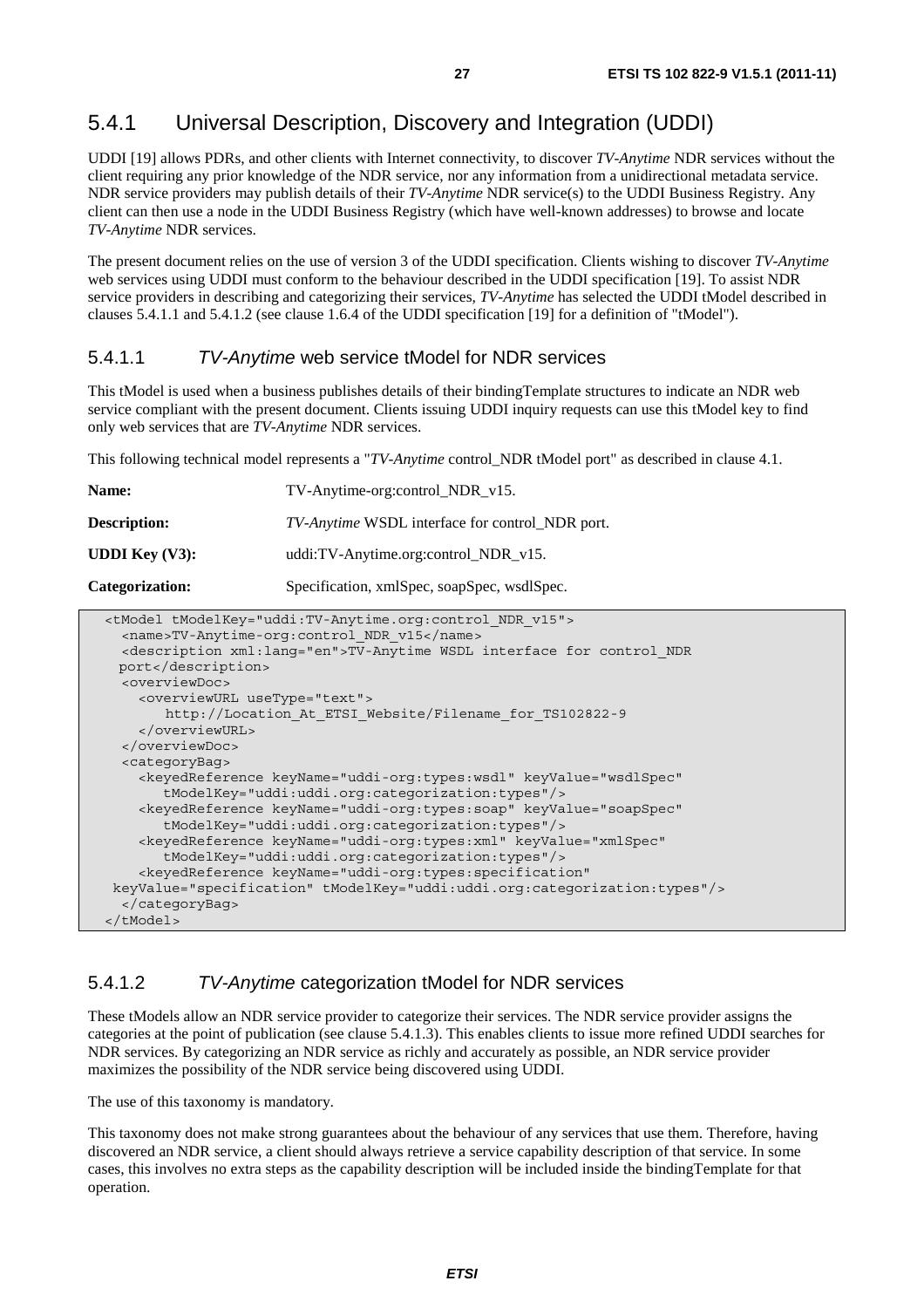### 5.4.1 Universal Description, Discovery and Integration (UDDI)

UDDI [19] allows PDRs, and other clients with Internet connectivity, to discover *TV-Anytime* NDR services without the client requiring any prior knowledge of the NDR service, nor any information from a unidirectional metadata service. NDR service providers may publish details of their *TV-Anytime* NDR service(s) to the UDDI Business Registry. Any client can then use a node in the UDDI Business Registry (which have well-known addresses) to browse and locate *TV-Anytime* NDR services.

The present document relies on the use of version 3 of the UDDI specification. Clients wishing to discover *TV-Anytime* web services using UDDI must conform to the behaviour described in the UDDI specification [19]. To assist NDR service providers in describing and categorizing their services, *TV-Anytime* has selected the UDDI tModel described in clauses 5.4.1.1 and 5.4.1.2 (see clause 1.6.4 of the UDDI specification [19] for a definition of "tModel").

#### 5.4.1.1 *TV-Anytime* web service tModel for NDR services

This tModel is used when a business publishes details of their bindingTemplate structures to indicate an NDR web service compliant with the present document. Clients issuing UDDI inquiry requests can use this tModel key to find only web services that are *TV-Anytime* NDR services.

This following technical model represents a "*TV-Anytime* control_NDR tModel port" as described in clause 4.1.

**Name:** TV-Anytime-org:control_NDR_v15.

**Description:** *TV-Anytime* WSDL interface for control_NDR port.

**UDDI Key (V3):** uddi:TV-Anytime.org:control_NDR_v15.

**Categorization:** Specification, xmlSpec, soapSpec, wsdlSpec.

```
<tModel tModelKey="uddi:TV-Anytime.org:control_NDR_v15">
  <name>TV-Anytime-org:control_NDR_v15</name>
  <description xml:lang="en">TV-Anytime WSDL interface for control_NDR
 port</description>
  <overviewDoc>
    <overviewURL useType="text">
       http://Location_At_ETSI_Website/Filename_for_TS102822-9
    </overviewURL>
  </overviewDoc>
  <categoryBag>
    <keyedReference keyName="uddi-org:types:wsdl" keyValue="wsdlSpec"
       tModelKey="uddi:uddi.org:categorization:types"/>
    <keyedReference keyName="uddi-org:types:soap" keyValue="soapSpec"
       tModelKey="uddi:uddi.org:categorization:types"/>
    <keyedReference keyName="uddi-org:types:xml" keyValue="xmlSpec"
       tModelKey="uddi:uddi.org:categorization:types"/>
    <keyedReference keyName="uddi-org:types:specification"
 keyValue="specification" tModelKey="uddi:uddi.org:categorization:types"/>
  </categoryBag>
</tModel>
```

#### 5.4.1.2 *TV-Anytime* categorization tModel for NDR services

These tModels allow an NDR service provider to categorize their services. The NDR service provider assigns the categories at the point of publication (see clause 5.4.1.3). This enables clients to issue more refined UDDI searches for NDR services. By categorizing an NDR service as richly and accurately as possible, an NDR service provider maximizes the possibility of the NDR service being discovered using UDDI.

The use of this taxonomy is mandatory.

This taxonomy does not make strong guarantees about the behaviour of any services that use them. Therefore, having discovered an NDR service, a client should always retrieve a service capability description of that service. In some cases, this involves no extra steps as the capability description will be included inside the bindingTemplate for that operation.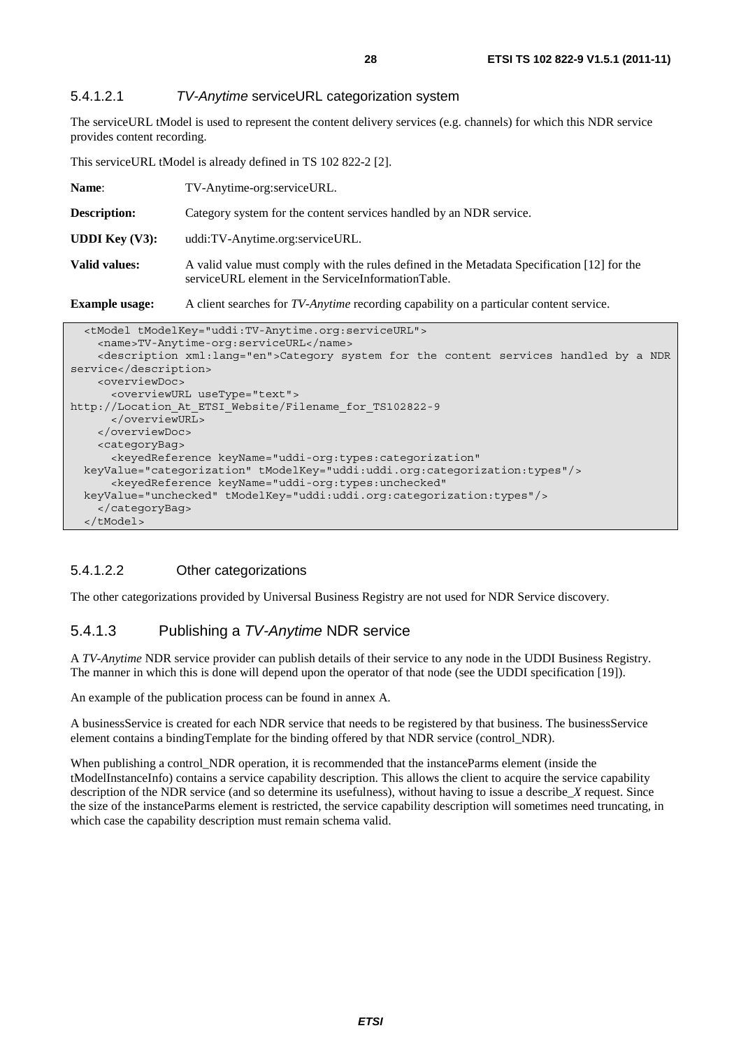#### 5.4.1.2.1 *TV-Anytime* serviceURL categorization system

The serviceURL tModel is used to represent the content delivery services (e.g. channels) for which this NDR service provides content recording.

This serviceURL tModel is already defined in TS 102 822-2 [2].

**Name**: TV-Anytime-org:serviceURL.

**Description:** Category system for the content services handled by an NDR service.

**UDDI Key (V3):** uddi:TV-Anytime.org:serviceURL.

**Valid values:** A valid value must comply with the rules defined in the Metadata Specification [12] for the serviceURL element in the ServiceInformationTable.

**Example usage:** A client searches for *TV-Anytime* recording capability on a particular content service.

```
  <tModel tModelKey="uddi:TV-Anytime.org:serviceURL">
    <name>TV-Anytime-org:serviceURL</name>
    <description xml:lang="en">Category system for the content services handled by a NDR service</description>
    <overviewDoc>
      <overviewURL useType="text">
http://Location_At_ETSI_Website/Filename_for_TS102822-9
      </overviewURL>
    </overviewDoc>
    <categoryBag>
      <keyedReference keyName="uddi-org:types:categorization"
  keyValue="categorization" tModelKey="uddi:uddi.org:categorization:types"/>
      <keyedReference keyName="uddi-org:types:unchecked"
  keyValue="unchecked" tModelKey="uddi:uddi.org:categorization:types"/>
    </categoryBag>
  </tModel>
```

#### 5.4.1.2.2 Other categorizations

The other categorizations provided by Universal Business Registry are not used for NDR Service discovery.

### 5.4.1.3 Publishing a *TV-Anytime* NDR service

A *TV-Anytime* NDR service provider can publish details of their service to any node in the UDDI Business Registry. The manner in which this is done will depend upon the operator of that node (see the UDDI specification [19]).

An example of the publication process can be found in annex A.

A businessService is created for each NDR service that needs to be registered by that business. The businessService element contains a bindingTemplate for the binding offered by that NDR service (control_NDR).

When publishing a control_NDR operation, it is recommended that the instanceParms element (inside the tModelInstanceInfo) contains a service capability description. This allows the client to acquire the service capability description of the NDR service (and so determine its usefulness), without having to issue a describe_*X* request. Since the size of the instanceParms element is restricted, the service capability description will sometimes need truncating, in which case the capability description must remain schema valid.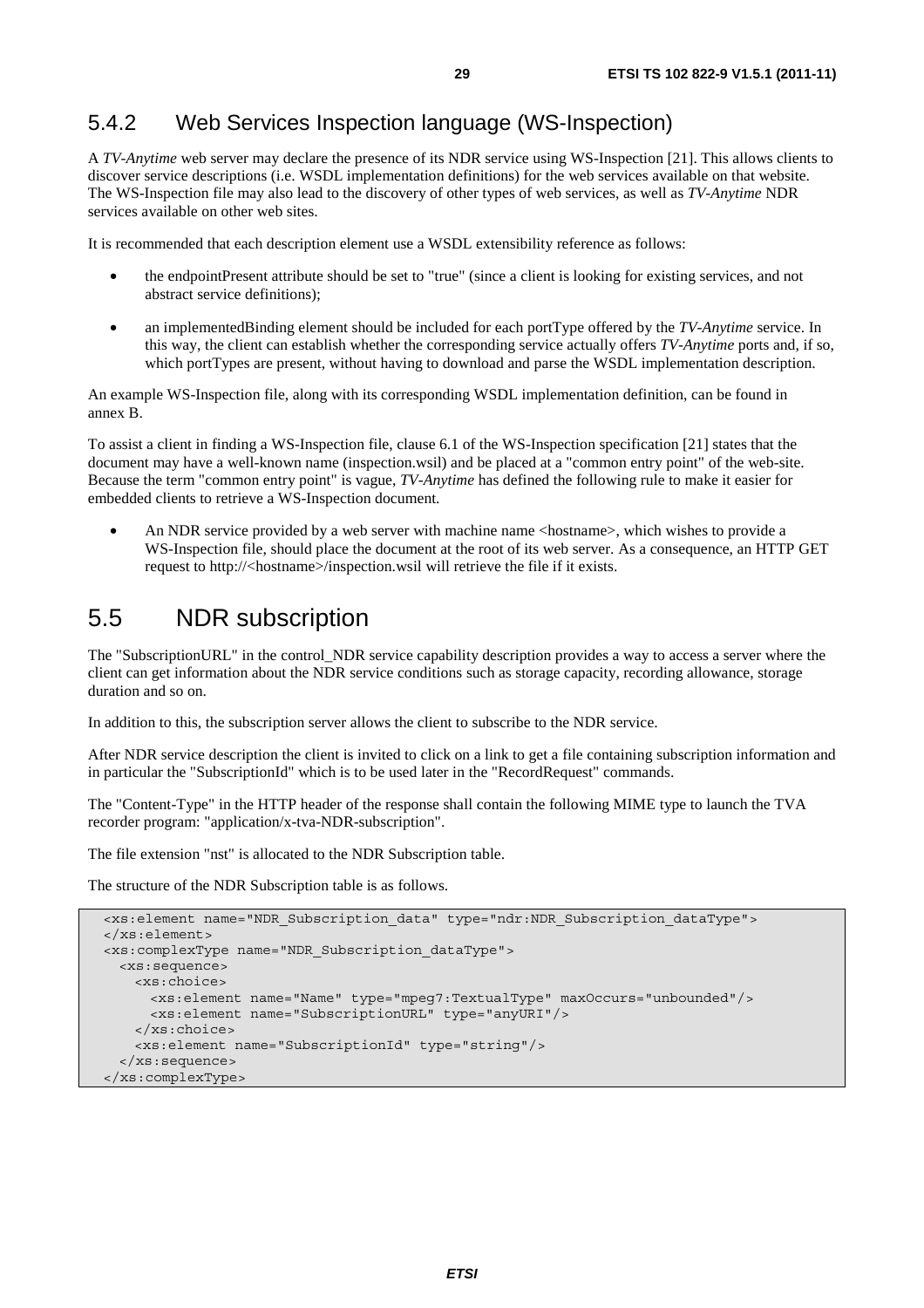### 5.4.2 Web Services Inspection language (WS-Inspection)

A *TV-Anytime* web server may declare the presence of its NDR service using WS-Inspection [21]. This allows clients to discover service descriptions (i.e. WSDL implementation definitions) for the web services available on that website. The WS-Inspection file may also lead to the discovery of other types of web services, as well as *TV-Anytime* NDR services available on other web sites.

It is recommended that each description element use a WSDL extensibility reference as follows:

- the endpointPresent attribute should be set to "true" (since a client is looking for existing services, and not abstract service definitions);
- an implementedBinding element should be included for each portType offered by the *TV-Anytime* service. In this way, the client can establish whether the corresponding service actually offers *TV-Anytime* ports and, if so, which portTypes are present, without having to download and parse the WSDL implementation description.

An example WS-Inspection file, along with its corresponding WSDL implementation definition, can be found in annex B.

To assist a client in finding a WS-Inspection file, clause 6.1 of the WS-Inspection specification [21] states that the document may have a well-known name (inspection.wsil) and be placed at a "common entry point" of the web-site. Because the term "common entry point" is vague, *TV-Anytime* has defined the following rule to make it easier for embedded clients to retrieve a WS-Inspection document.

- An NDR service provided by a web server with machine name <hostname>, which wishes to provide a WS-Inspection file, should place the document at the root of its web server. As a consequence, an HTTP GET request to http://<hostname>/inspection.wsil will retrieve the file if it exists.

## 5.5 NDR subscription

The "SubscriptionURL" in the control_NDR service capability description provides a way to access a server where the client can get information about the NDR service conditions such as storage capacity, recording allowance, storage duration and so on.

In addition to this, the subscription server allows the client to subscribe to the NDR service.

After NDR service description the client is invited to click on a link to get a file containing subscription information and in particular the "SubscriptionId" which is to be used later in the "RecordRequest" commands.

The "Content-Type" in the HTTP header of the response shall contain the following MIME type to launch the TVA recorder program: "application/x-tva-NDR-subscription".

The file extension "nst" is allocated to the NDR Subscription table.

The structure of the NDR Subscription table is as follows.

```
<xs:element name="NDR_Subscription_data" type="ndr:NDR_Subscription_dataType">
</xs:element>
<xs:complexType name="NDR_Subscription_dataType">
  <xs:sequence>
    <xs:choice>
      <xs:element name="Name" type="mpeg7:TextualType" maxOccurs="unbounded"/>
      <xs:element name="SubscriptionURL" type="anyURI"/>
    </xs:choice>
    <xs:element name="SubscriptionId" type="string"/>
  </xs:sequence>
</xs:complexType>
```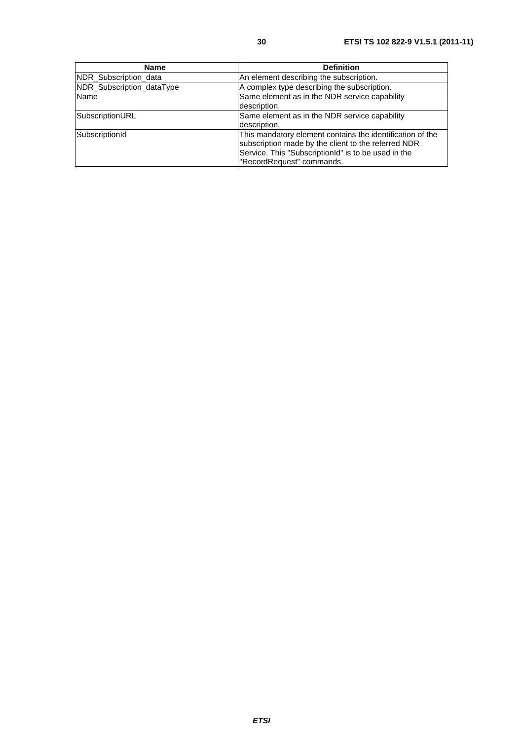| Name | Definition |
| --- | --- |
| NDR_Subscription_data | An element describing the subscription. |
| NDR_Subscription_dataType | A complex type describing the subscription. |
| Name | Same element as in the NDR service capability description. |
| SubscriptionURL | Same element as in the NDR service capability description. |
| SubscriptionId | This mandatory element contains the identification of the subscription made by the client to the referred NDR Service. This "SubscriptionId" is to be used in the "RecordRequest" commands. |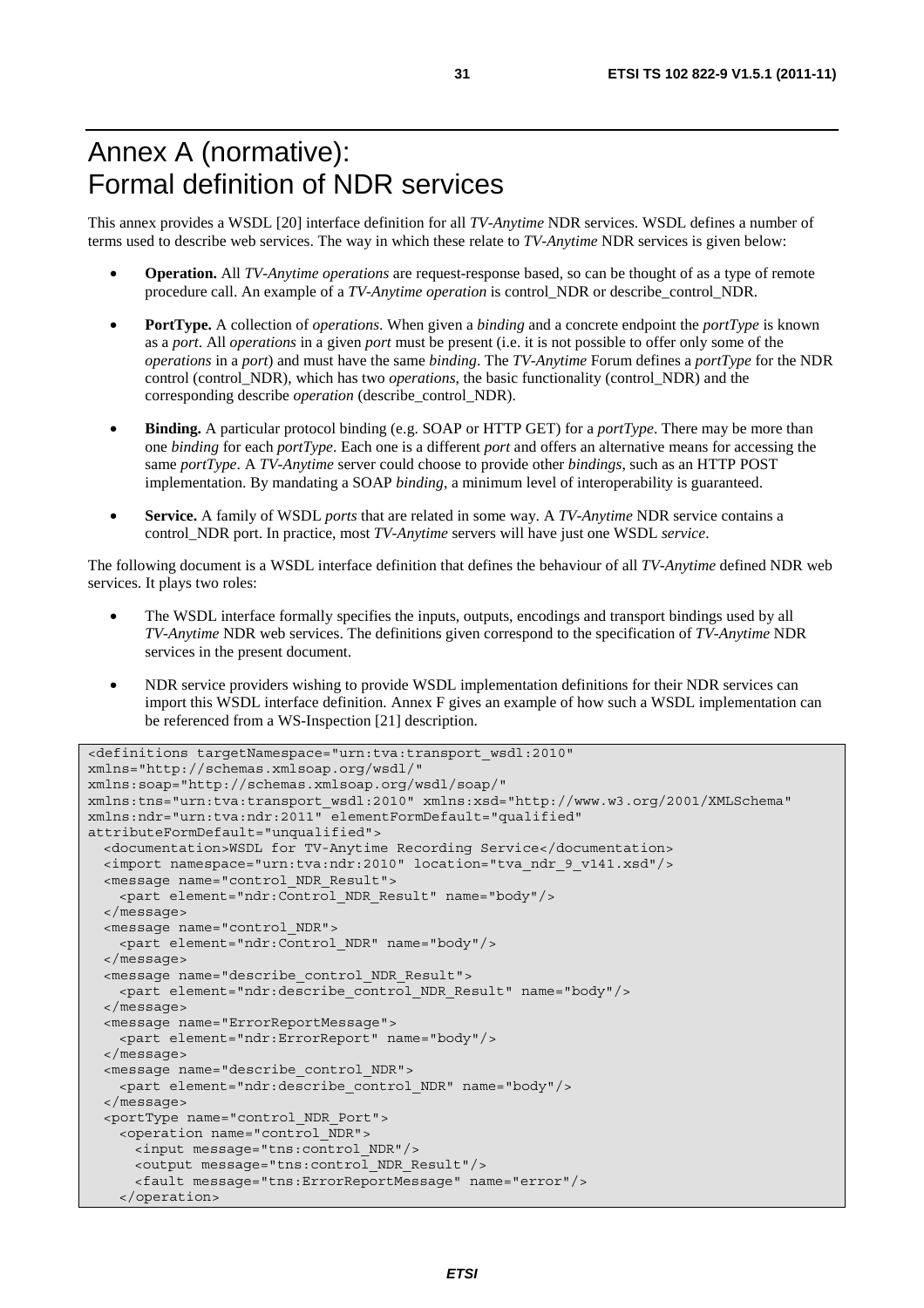# Annex A (normative): Formal definition of NDR services

This annex provides a WSDL [20] interface definition for all *TV-Anytime* NDR services. WSDL defines a number of terms used to describe web services. The way in which these relate to *TV-Anytime* NDR services is given below:

- **Operation.** All *TV-Anytime operations* are request-response based, so can be thought of as a type of remote procedure call. An example of a *TV-Anytime operation* is control_NDR or describe_control_NDR.
- **PortType.** A collection of *operations*. When given a *binding* and a concrete endpoint the *portType* is known as a *port*. All *operations* in a given *port* must be present (i.e. it is not possible to offer only some of the *operations* in a *port*) and must have the same *binding*. The *TV-Anytime* Forum defines a *portType* for the NDR control (control_NDR), which has two *operations*, the basic functionality (control_NDR) and the corresponding describe *operation* (describe_control_NDR).
- **Binding.** A particular protocol binding (e.g. SOAP or HTTP GET) for a *portType*. There may be more than one *binding* for each *portType*. Each one is a different *port* and offers an alternative means for accessing the same *portType*. A *TV-Anytime* server could choose to provide other *bindings*, such as an HTTP POST implementation. By mandating a SOAP *binding*, a minimum level of interoperability is guaranteed.
- **Service.** A family of WSDL *ports* that are related in some way. A *TV-Anytime* NDR service contains a control_NDR port. In practice, most *TV-Anytime* servers will have just one WSDL *service*.

The following document is a WSDL interface definition that defines the behaviour of all *TV-Anytime* defined NDR web services. It plays two roles:

- The WSDL interface formally specifies the inputs, outputs, encodings and transport bindings used by all *TV-Anytime* NDR web services. The definitions given correspond to the specification of *TV-Anytime* NDR services in the present document.
- NDR service providers wishing to provide WSDL implementation definitions for their NDR services can import this WSDL interface definition. Annex F gives an example of how such a WSDL implementation can be referenced from a WS-Inspection [21] description.

```
<definitions targetNamespace="urn:tva:transport_wsdl:2010"
xmlns="http://schemas.xmlsoap.org/wsdl/"
xmlns:soap="http://schemas.xmlsoap.org/wsdl/soap/"
xmlns:tns="urn:tva:transport_wsdl:2010" xmlns:xsd="http://www.w3.org/2001/XMLSchema"
xmlns:ndr="urn:tva:ndr:2011" elementFormDefault="qualified"
attributeFormDefault="unqualified">
  <documentation>WSDL for TV-Anytime Recording Service</documentation>
  <import namespace="urn:tva:ndr:2010" location="tva_ndr_9_v141.xsd"/>
  <message name="control_NDR_Result">
    <part element="ndr:Control_NDR_Result" name="body"/>
  </message>
  <message name="control_NDR">
    <part element="ndr:Control_NDR" name="body"/>
  </message>
  <message name="describe_control_NDR_Result">
    <part element="ndr:describe_control_NDR_Result" name="body"/>
  </message>
  <message name="ErrorReportMessage">
    <part element="ndr:ErrorReport" name="body"/>
  </message>
  <message name="describe_control_NDR">
    <part element="ndr:describe_control_NDR" name="body"/>
  </message>
  <portType name="control_NDR_Port">
    <operation name="control_NDR">
      <input message="tns:control_NDR"/>
      <output message="tns:control_NDR_Result"/>
      <fault message="tns:ErrorReportMessage" name="error"/>
    </operation>
```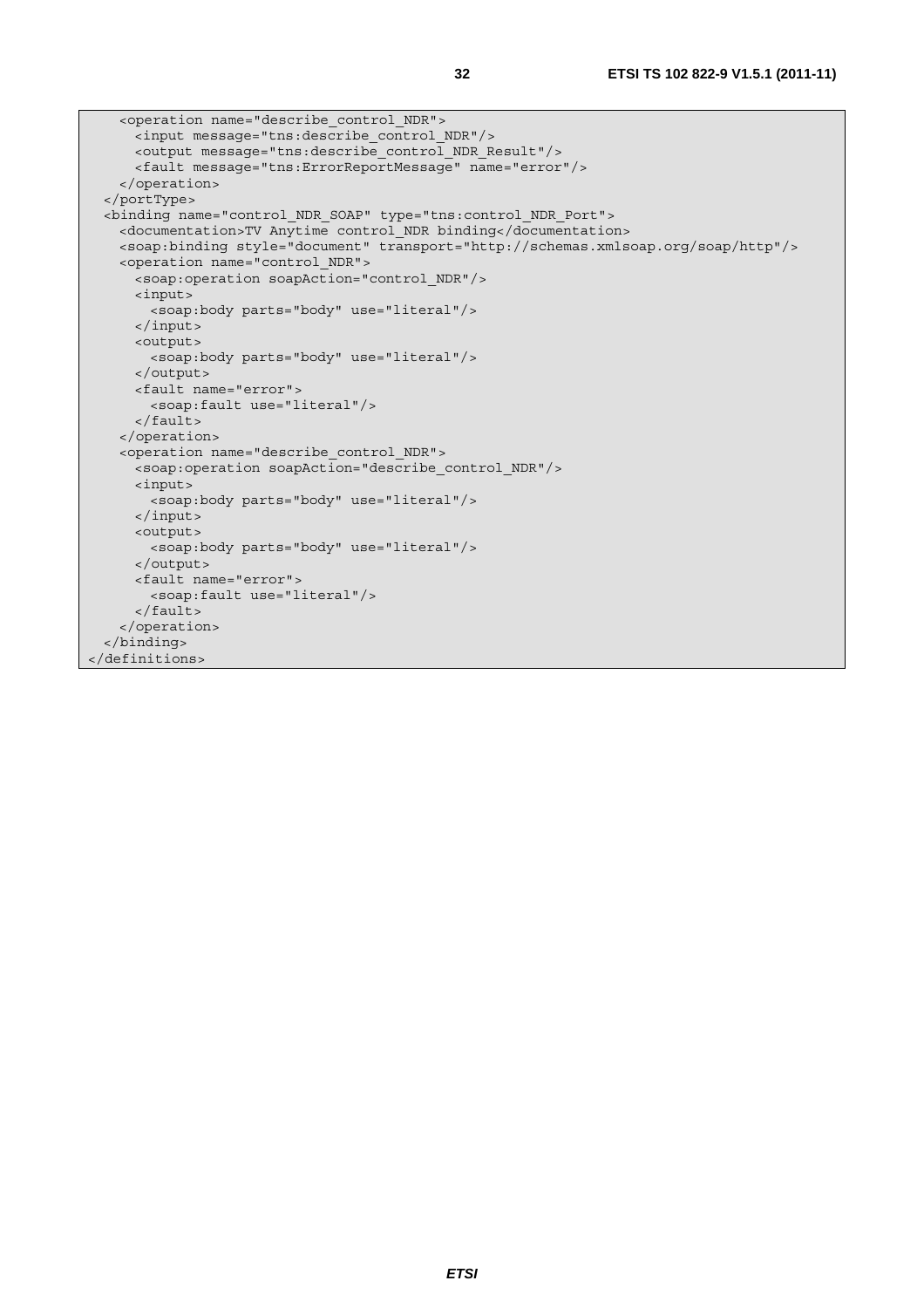```
    <operation name="describe_control_NDR">
      <input message="tns:describe_control_NDR"/>
      <output message="tns:describe_control_NDR_Result"/>
      <fault message="tns:ErrorReportMessage" name="error"/>
    </operation>
  </portType>
  <binding name="control_NDR_SOAP" type="tns:control_NDR_Port">
    <documentation>TV Anytime control_NDR binding</documentation>
    <soap:binding style="document" transport="http://schemas.xmlsoap.org/soap/http"/>
    <operation name="control_NDR">
      <soap:operation soapAction="control_NDR"/>
      <input>
        <soap:body parts="body" use="literal"/>
      </input>
      <output>
        <soap:body parts="body" use="literal"/>
      </output>
      <fault name="error">
        <soap:fault use="literal"/>
      </fault>
    </operation>
    <operation name="describe_control_NDR">
      <soap:operation soapAction="describe_control_NDR"/>
      <input>
        <soap:body parts="body" use="literal"/>
      </input>
      <output>
        <soap:body parts="body" use="literal"/>
      </output>
      <fault name="error">
        <soap:fault use="literal"/>
      </fault>
    </operation>
  </binding>
</definitions>
```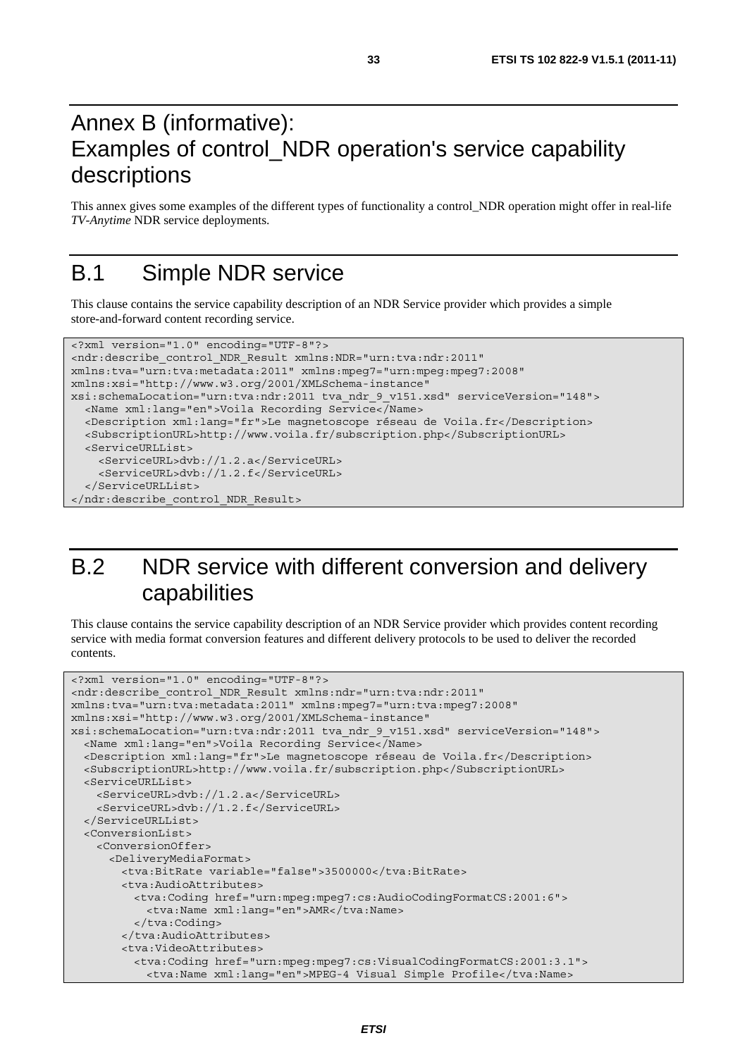# Annex B (informative): Examples of control_NDR operation's service capability descriptions

This annex gives some examples of the different types of functionality a control_NDR operation might offer in real-life *TV-Anytime* NDR service deployments.

## B.1 Simple NDR service

This clause contains the service capability description of an NDR Service provider which provides a simple store-and-forward content recording service.

```
<?xml version="1.0" encoding="UTF-8"?>
<ndr:describe_control_NDR_Result xmlns:NDR="urn:tva:ndr:2011"
xmlns:tva="urn:tva:metadata:2011" xmlns:mpeg7="urn:mpeg:mpeg7:2008"
xmlns:xsi="http://www.w3.org/2001/XMLSchema-instance"
xsi:schemaLocation="urn:tva:ndr:2011 tva_ndr_9_v151.xsd" serviceVersion="148">
  <Name xml:lang="en">Voila Recording Service</Name>
  <Description xml:lang="fr">Le magnetoscope réseau de Voila.fr</Description>
  <SubscriptionURL>http://www.voila.fr/subscription.php</SubscriptionURL>
  <ServiceURLList>
    <ServiceURL>dvb://1.2.a</ServiceURL>
    <ServiceURL>dvb://1.2.f</ServiceURL>
  </ServiceURLList>
</ndr:describe_control_NDR_Result>
```

## B.2 NDR service with different conversion and delivery capabilities

This clause contains the service capability description of an NDR Service provider which provides content recording service with media format conversion features and different delivery protocols to be used to deliver the recorded contents.

```
<?xml version="1.0" encoding="UTF-8"?>
<ndr:describe_control_NDR_Result xmlns:ndr="urn:tva:ndr:2011"
xmlns:tva="urn:tva:metadata:2011" xmlns:mpeg7="urn:tva:mpeg7:2008"
xmlns:xsi="http://www.w3.org/2001/XMLSchema-instance"
xsi:schemaLocation="urn:tva:ndr:2011 tva_ndr_9_v151.xsd" serviceVersion="148">
  <Name xml:lang="en">Voila Recording Service</Name>
  <Description xml:lang="fr">Le magnetoscope réseau de Voila.fr</Description>
  <SubscriptionURL>http://www.voila.fr/subscription.php</SubscriptionURL>
  <ServiceURLList>
    <ServiceURL>dvb://1.2.a</ServiceURL>
    <ServiceURL>dvb://1.2.f</ServiceURL>
  </ServiceURLList>
  <ConversionList>
    <ConversionOffer>
      <DeliveryMediaFormat>
        <tva:BitRate variable="false">3500000</tva:BitRate>
        <tva:AudioAttributes>
          <tva:Coding href="urn:mpeg:mpeg7:cs:AudioCodingFormatCS:2001:6">
            <tva:Name xml:lang="en">AMR</tva:Name>
          </tva:Coding>
        </tva:AudioAttributes>
        <tva:VideoAttributes>
          <tva:Coding href="urn:mpeg:mpeg7:cs:VisualCodingFormatCS:2001:3.1">
            <tva:Name xml:lang="en">MPEG-4 Visual Simple Profile</tva:Name>
```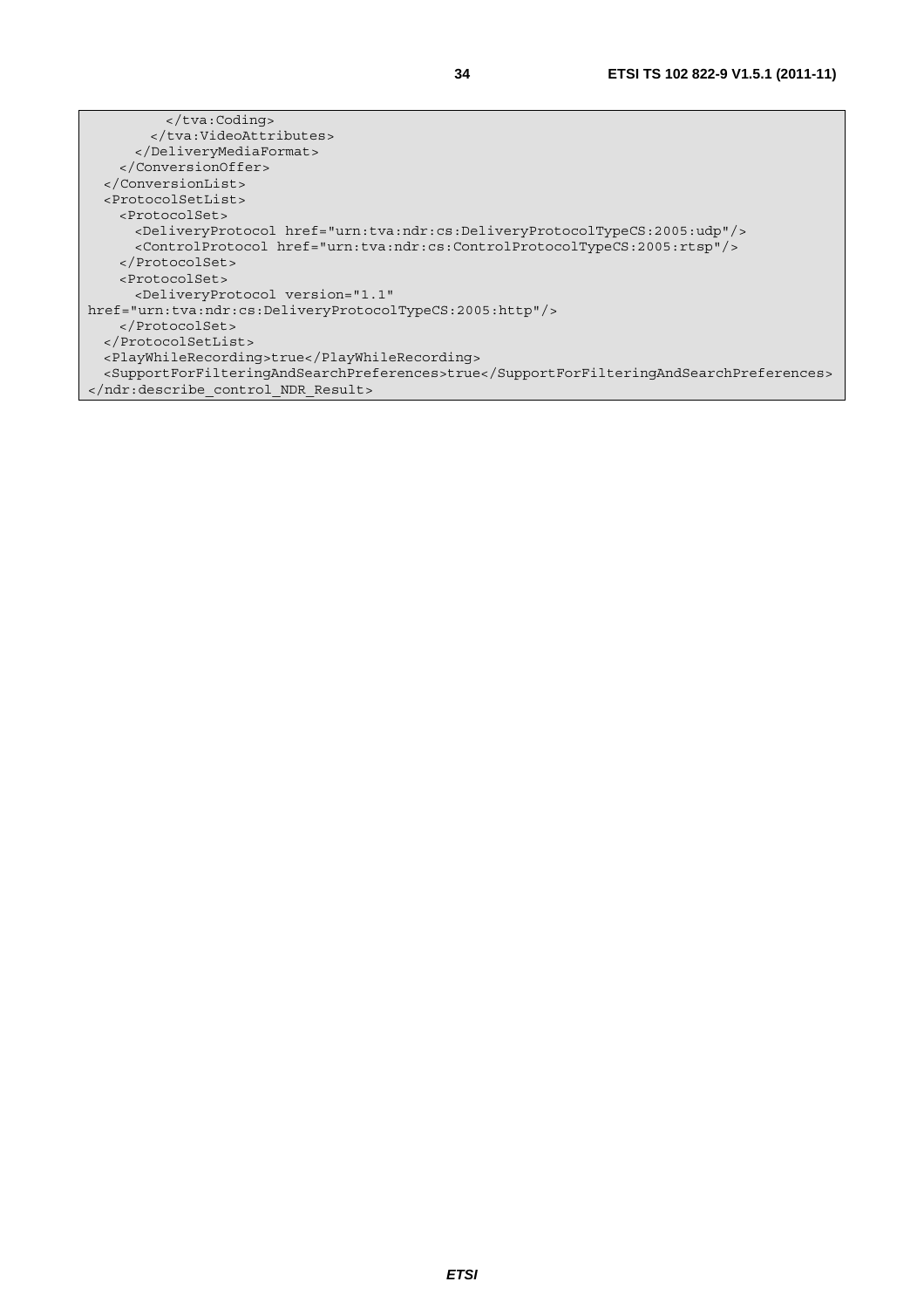```
          </tva:Coding>
        </tva:VideoAttributes>
      </DeliveryMediaFormat>
    </ConversionOffer>
  </ConversionList>
  <ProtocolSetList>
    <ProtocolSet>
      <DeliveryProtocol href="urn:tva:ndr:cs:DeliveryProtocolTypeCS:2005:udp"/>
      <ControlProtocol href="urn:tva:ndr:cs:ControlProtocolTypeCS:2005:rtsp"/>
    </ProtocolSet>
    <ProtocolSet>
      <DeliveryProtocol version="1.1"
href="urn:tva:ndr:cs:DeliveryProtocolTypeCS:2005:http"/>
    </ProtocolSet>
  </ProtocolSetList>
  <PlayWhileRecording>true</PlayWhileRecording>
  <SupportForFilteringAndSearchPreferences>true</SupportForFilteringAndSearchPreferences>
</ndr:describe_control_NDR_Result>
```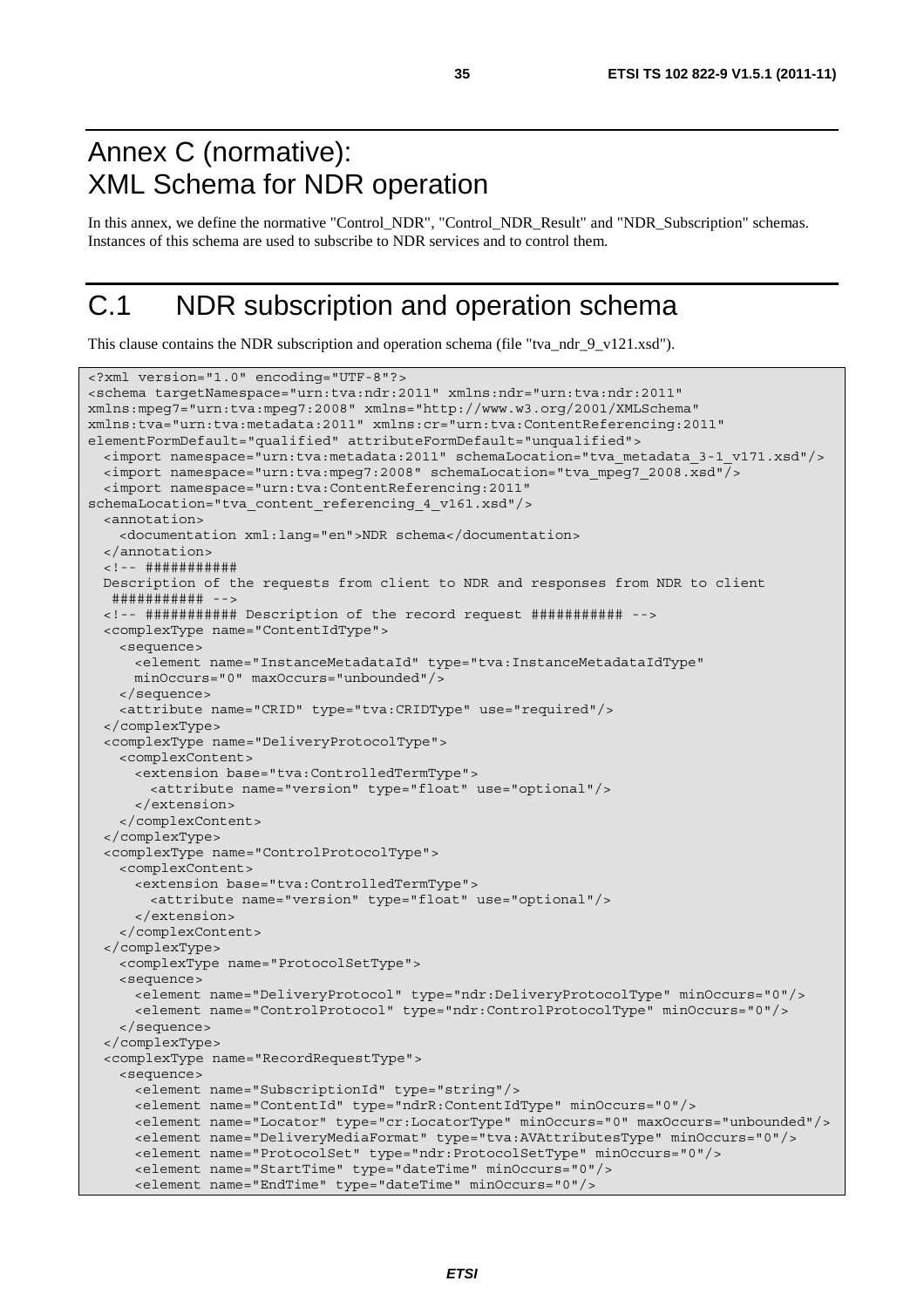# Annex C (normative): XML Schema for NDR operation

In this annex, we define the normative "Control_NDR", "Control_NDR_Result" and "NDR_Subscription" schemas. Instances of this schema are used to subscribe to NDR services and to control them.

# C.1 NDR subscription and operation schema

This clause contains the NDR subscription and operation schema (file "tva_ndr_9_v121.xsd").

```
<?xml version="1.0" encoding="UTF-8"?>
<schema targetNamespace="urn:tva:ndr:2011" xmlns:ndr="urn:tva:ndr:2011"
xmlns:mpeg7="urn:tva:mpeg7:2008" xmlns="http://www.w3.org/2001/XMLSchema"
xmlns:tva="urn:tva:metadata:2011" xmlns:cr="urn:tva:ContentReferencing:2011"
elementFormDefault="qualified" attributeFormDefault="unqualified">
  <import namespace="urn:tva:metadata:2011" schemaLocation="tva_metadata_3-1_v171.xsd"/>
  <import namespace="urn:tva:mpeg7:2008" schemaLocation="tva_mpeg7_2008.xsd"/>
  <import namespace="urn:tva:ContentReferencing:2011"
schemaLocation="tva_content_referencing_4_v161.xsd"/>
  <annotation>
    <documentation xml:lang="en">NDR schema</documentation>
  </annotation>
  <!-- ###########
  Description of the requests from client to NDR and responses from NDR to client
   ########### -->
  <!-- ########### Description of the record request ########### -->
  <complexType name="ContentIdType">
    <sequence>
      <element name="InstanceMetadataId" type="tva:InstanceMetadataIdType"
      minOccurs="0" maxOccurs="unbounded"/>
    </sequence>
    <attribute name="CRID" type="tva:CRIDType" use="required"/>
  </complexType>
  <complexType name="DeliveryProtocolType">
    <complexContent>
      <extension base="tva:ControlledTermType">
        <attribute name="version" type="float" use="optional"/>
      </extension>
    </complexContent>
  </complexType>
  <complexType name="ControlProtocolType">
    <complexContent>
      <extension base="tva:ControlledTermType">
        <attribute name="version" type="float" use="optional"/>
      </extension>
    </complexContent>
  </complexType>
    <complexType name="ProtocolSetType">
    <sequence>
      <element name="DeliveryProtocol" type="ndr:DeliveryProtocolType" minOccurs="0"/>
      <element name="ControlProtocol" type="ndr:ControlProtocolType" minOccurs="0"/>
    </sequence>
  </complexType>
  <complexType name="RecordRequestType">
    <sequence>
      <element name="SubscriptionId" type="string"/>
      <element name="ContentId" type="ndrR:ContentIdType" minOccurs="0"/>
      <element name="Locator" type="cr:LocatorType" minOccurs="0" maxOccurs="unbounded"/>
      <element name="DeliveryMediaFormat" type="tva:AVAttributesType" minOccurs="0"/>
      <element name="ProtocolSet" type="ndr:ProtocolSetType" minOccurs="0"/>
      <element name="StartTime" type="dateTime" minOccurs="0"/>
      <element name="EndTime" type="dateTime" minOccurs="0"/>
```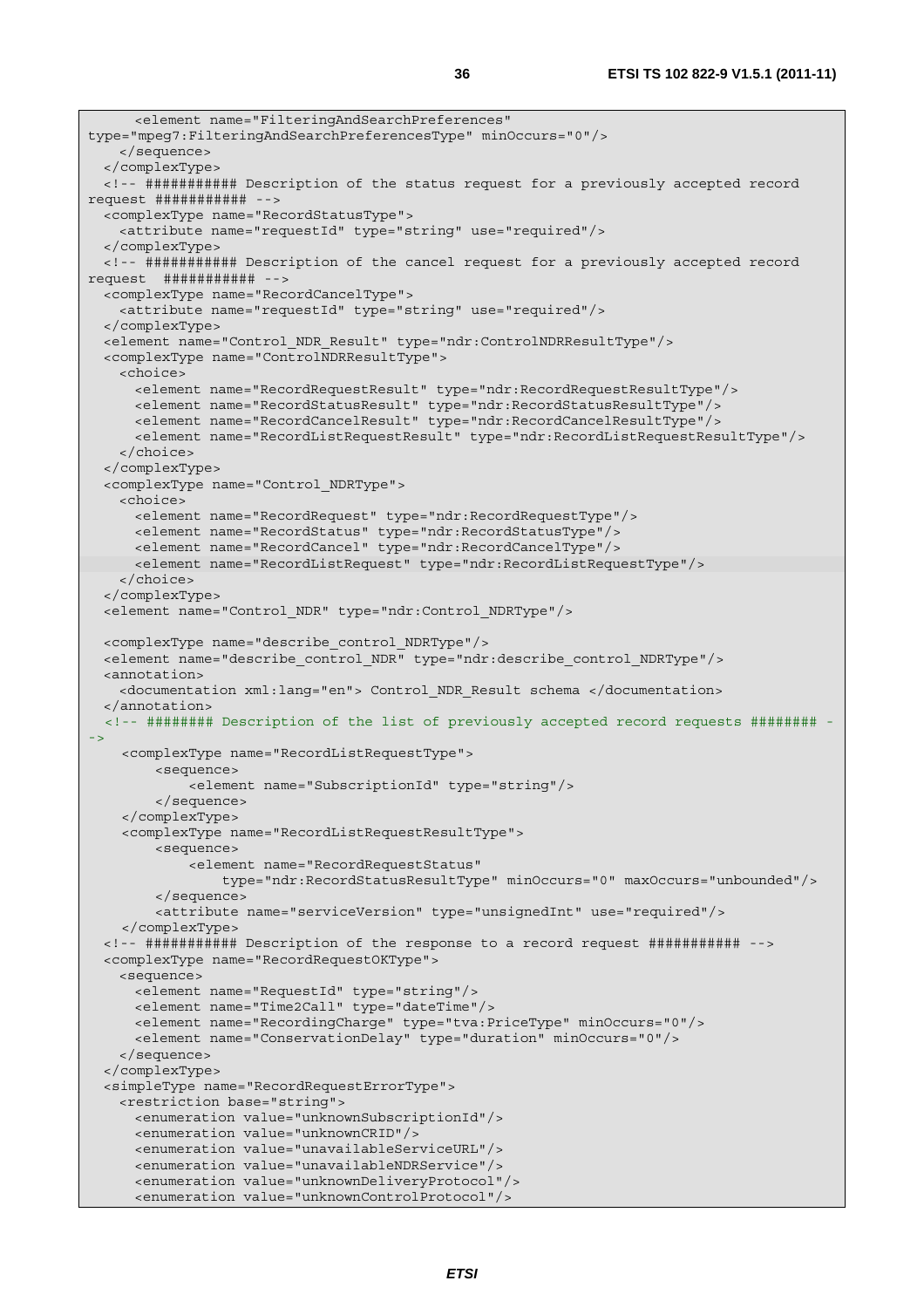```
      <element name="FilteringAndSearchPreferences"
type="mpeg7:FilteringAndSearchPreferencesType" minOccurs="0"/>
    </sequence>
  </complexType>
  <!-- ########### Description of the status request for a previously accepted record
request ########### -->
  <complexType name="RecordStatusType">
    <attribute name="requestId" type="string" use="required"/>
  </complexType>
  <!-- ########### Description of the cancel request for a previously accepted record
request  ########### -->
  <complexType name="RecordCancelType">
    <attribute name="requestId" type="string" use="required"/>
  </complexType>
  <element name="Control_NDR_Result" type="ndr:ControlNDRResultType"/>
  <complexType name="ControlNDRResultType">
    <choice>
      <element name="RecordRequestResult" type="ndr:RecordRequestResultType"/>
      <element name="RecordStatusResult" type="ndr:RecordStatusResultType"/>
      <element name="RecordCancelResult" type="ndr:RecordCancelResultType"/>
      <element name="RecordListRequestResult" type="ndr:RecordListRequestResultType"/>
    </choice>
  </complexType>
  <complexType name="Control_NDRType">
    <choice>
      <element name="RecordRequest" type="ndr:RecordRequestType"/>
      <element name="RecordStatus" type="ndr:RecordStatusType"/>
      <element name="RecordCancel" type="ndr:RecordCancelType"/>
      <element name="RecordListRequest" type="ndr:RecordListRequestType"/>
    </choice>
  </complexType>
  <element name="Control_NDR" type="ndr:Control_NDRType"/>

  <complexType name="describe_control_NDRType"/>
  <element name="describe_control_NDR" type="ndr:describe_control_NDRType"/>
  <annotation>
    <documentation xml:lang="en"> Control_NDR_Result schema </documentation>
  </annotation>
  <!-- ######## Description of the list of previously accepted record requests ######## -
->
    <complexType name="RecordListRequestType">
        <sequence>
            <element name="SubscriptionId" type="string"/>
        </sequence>
    </complexType>
    <complexType name="RecordListRequestResultType">
        <sequence>
            <element name="RecordRequestStatus"
                type="ndr:RecordStatusResultType" minOccurs="0" maxOccurs="unbounded"/>
        </sequence>
        <attribute name="serviceVersion" type="unsignedInt" use="required"/>
    </complexType>
  <!-- ########### Description of the response to a record request ########### -->
  <complexType name="RecordRequestOKType">
    <sequence>
      <element name="RequestId" type="string"/>
      <element name="Time2Call" type="dateTime"/>
      <element name="RecordingCharge" type="tva:PriceType" minOccurs="0"/>
      <element name="ConservationDelay" type="duration" minOccurs="0"/>
    </sequence>
  </complexType>
  <simpleType name="RecordRequestErrorType">
    <restriction base="string">
      <enumeration value="unknownSubscriptionId"/>
      <enumeration value="unknownCRID"/>
      <enumeration value="unavailableServiceURL"/>
      <enumeration value="unavailableNDRService"/>
      <enumeration value="unknownDeliveryProtocol"/>
      <enumeration value="unknownControlProtocol"/>
```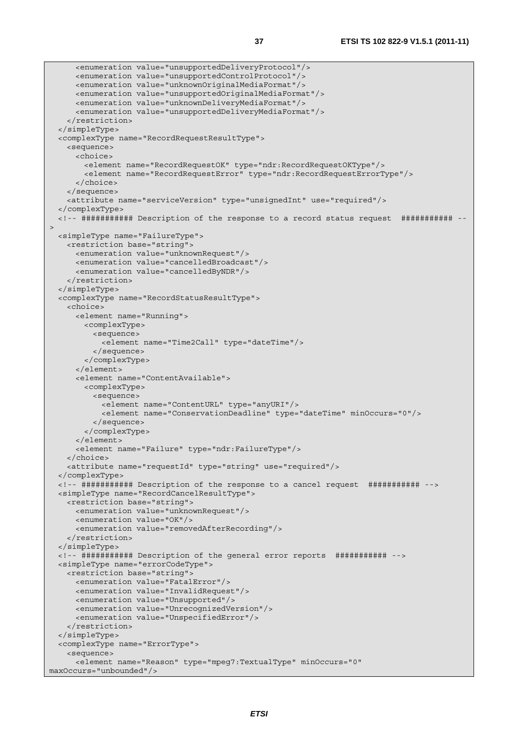```
      <enumeration value="unsupportedDeliveryProtocol"/>
      <enumeration value="unsupportedControlProtocol"/>
      <enumeration value="unknownOriginalMediaFormat"/>
      <enumeration value="unsupportedOriginalMediaFormat"/>
      <enumeration value="unknownDeliveryMediaFormat"/>
      <enumeration value="unsupportedDeliveryMediaFormat"/>
    </restriction>
  </simpleType>
  <complexType name="RecordRequestResultType">
    <sequence>
      <choice>
        <element name="RecordRequestOK" type="ndr:RecordRequestOKType"/>
        <element name="RecordRequestError" type="ndr:RecordRequestErrorType"/>
      </choice>
    </sequence>
    <attribute name="serviceVersion" type="unsignedInt" use="required"/>
  </complexType>
  <!-- ########### Description of the response to a record status request  ########### --
>
  <simpleType name="FailureType">
    <restriction base="string">
      <enumeration value="unknownRequest"/>
      <enumeration value="cancelledBroadcast"/>
      <enumeration value="cancelledByNDR"/>
    </restriction>
  </simpleType>
  <complexType name="RecordStatusResultType">
    <choice>
      <element name="Running">
        <complexType>
          <sequence>
            <element name="Time2Call" type="dateTime"/>
          </sequence>
        </complexType>
      </element>
      <element name="ContentAvailable">
        <complexType>
          <sequence>
            <element name="ContentURL" type="anyURI"/>
            <element name="ConservationDeadline" type="dateTime" minOccurs="0"/>
          </sequence>
        </complexType>
      </element>
      <element name="Failure" type="ndr:FailureType"/>
    </choice>
    <attribute name="requestId" type="string" use="required"/>
  </complexType>
  <!-- ########### Description of the response to a cancel request  ########### -->
  <simpleType name="RecordCancelResultType">
    <restriction base="string">
      <enumeration value="unknownRequest"/>
      <enumeration value="OK"/>
      <enumeration value="removedAfterRecording"/>
    </restriction>
  </simpleType>
  <!-- ########### Description of the general error reports  ########### -->
  <simpleType name="errorCodeType">
    <restriction base="string">
      <enumeration value="FatalError"/>
      <enumeration value="InvalidRequest"/>
      <enumeration value="Unsupported"/>
      <enumeration value="UnrecognizedVersion"/>
      <enumeration value="UnspecifiedError"/>
    </restriction>
  </simpleType>
  <complexType name="ErrorType">
    <sequence>
      <element name="Reason" type="mpeg7:TextualType" minOccurs="0"
maxOccurs="unbounded"/>
```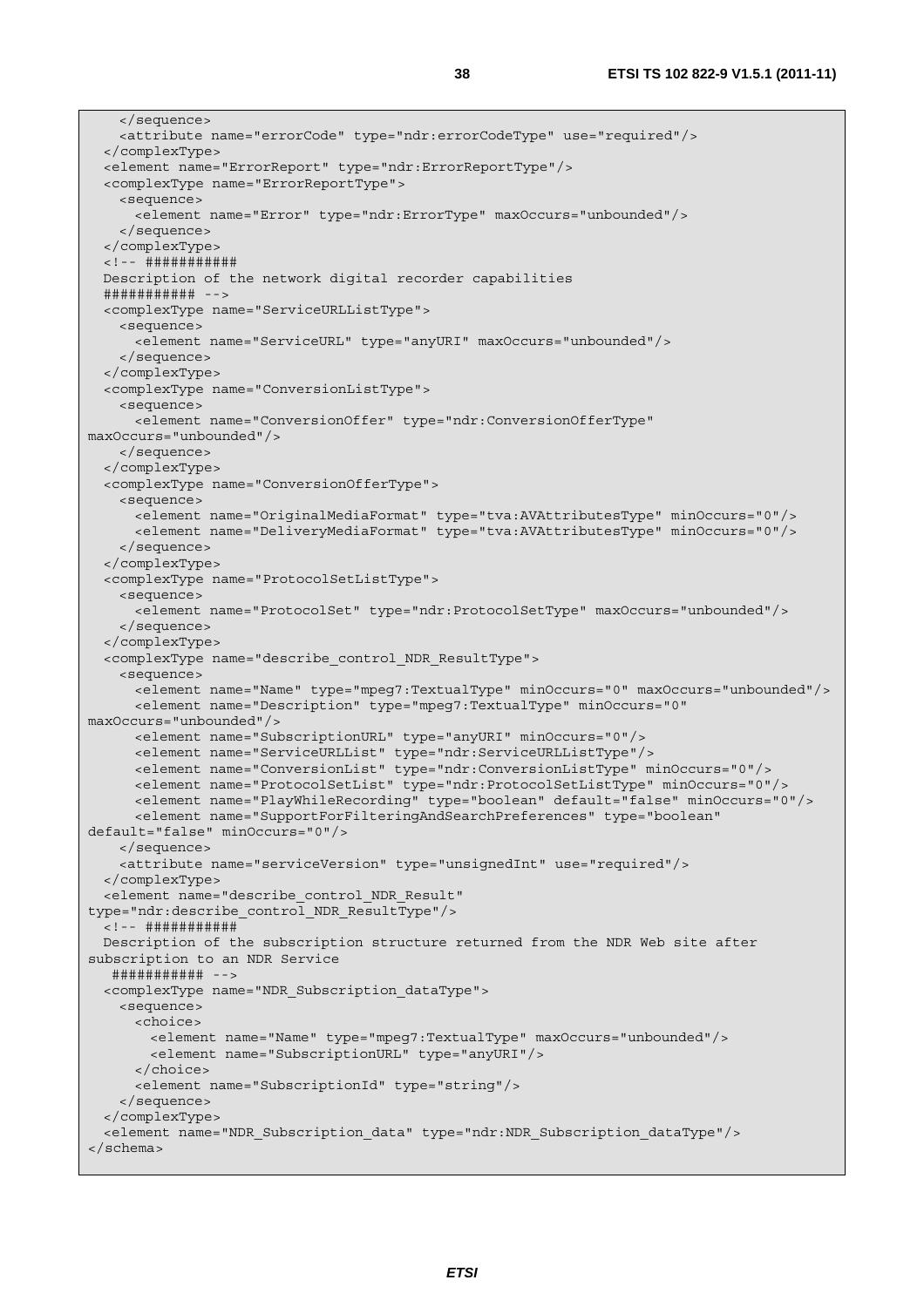```
    </sequence>
    <attribute name="errorCode" type="ndr:errorCodeType" use="required"/>
  </complexType>
  <element name="ErrorReport" type="ndr:ErrorReportType"/>
  <complexType name="ErrorReportType">
    <sequence>
      <element name="Error" type="ndr:ErrorType" maxOccurs="unbounded"/>
    </sequence>
  </complexType>
  <!-- ###########
  Description of the network digital recorder capabilities
  ########### -->
  <complexType name="ServiceURLListType">
    <sequence>
      <element name="ServiceURL" type="anyURI" maxOccurs="unbounded"/>
    </sequence>
  </complexType>
  <complexType name="ConversionListType">
    <sequence>
      <element name="ConversionOffer" type="ndr:ConversionOfferType" 
maxOccurs="unbounded"/>
    </sequence>
  </complexType>
  <complexType name="ConversionOfferType">
    <sequence>
      <element name="OriginalMediaFormat" type="tva:AVAttributesType" minOccurs="0"/>
      <element name="DeliveryMediaFormat" type="tva:AVAttributesType" minOccurs="0"/>
    </sequence>
  </complexType>
  <complexType name="ProtocolSetListType">
    <sequence>
      <element name="ProtocolSet" type="ndr:ProtocolSetType" maxOccurs="unbounded"/>
    </sequence>
  </complexType>
  <complexType name="describe_control_NDR_ResultType">
    <sequence>
      <element name="Name" type="mpeg7:TextualType" minOccurs="0" maxOccurs="unbounded"/>
      <element name="Description" type="mpeg7:TextualType" minOccurs="0" 
maxOccurs="unbounded"/>
      <element name="SubscriptionURL" type="anyURI" minOccurs="0"/>
      <element name="ServiceURLList" type="ndr:ServiceURLListType"/>
      <element name="ConversionList" type="ndr:ConversionListType" minOccurs="0"/>
      <element name="ProtocolSetList" type="ndr:ProtocolSetListType" minOccurs="0"/>
      <element name="PlayWhileRecording" type="boolean" default="false" minOccurs="0"/>
      <element name="SupportForFilteringAndSearchPreferences" type="boolean" 
default="false" minOccurs="0"/>
    </sequence>
    <attribute name="serviceVersion" type="unsignedInt" use="required"/>
  </complexType>
  <element name="describe_control_NDR_Result" 
type="ndr:describe_control_NDR_ResultType"/>
  <!-- ###########
  Description of the subscription structure returned from the NDR Web site after 
subscription to an NDR Service
   ########### -->
  <complexType name="NDR_Subscription_dataType">
    <sequence>
      <choice>
        <element name="Name" type="mpeg7:TextualType" maxOccurs="unbounded"/>
        <element name="SubscriptionURL" type="anyURI"/>
      </choice>
      <element name="SubscriptionId" type="string"/>
    </sequence>
  </complexType>
  <element name="NDR_Subscription_data" type="ndr:NDR_Subscription_dataType"/>
</schema>
```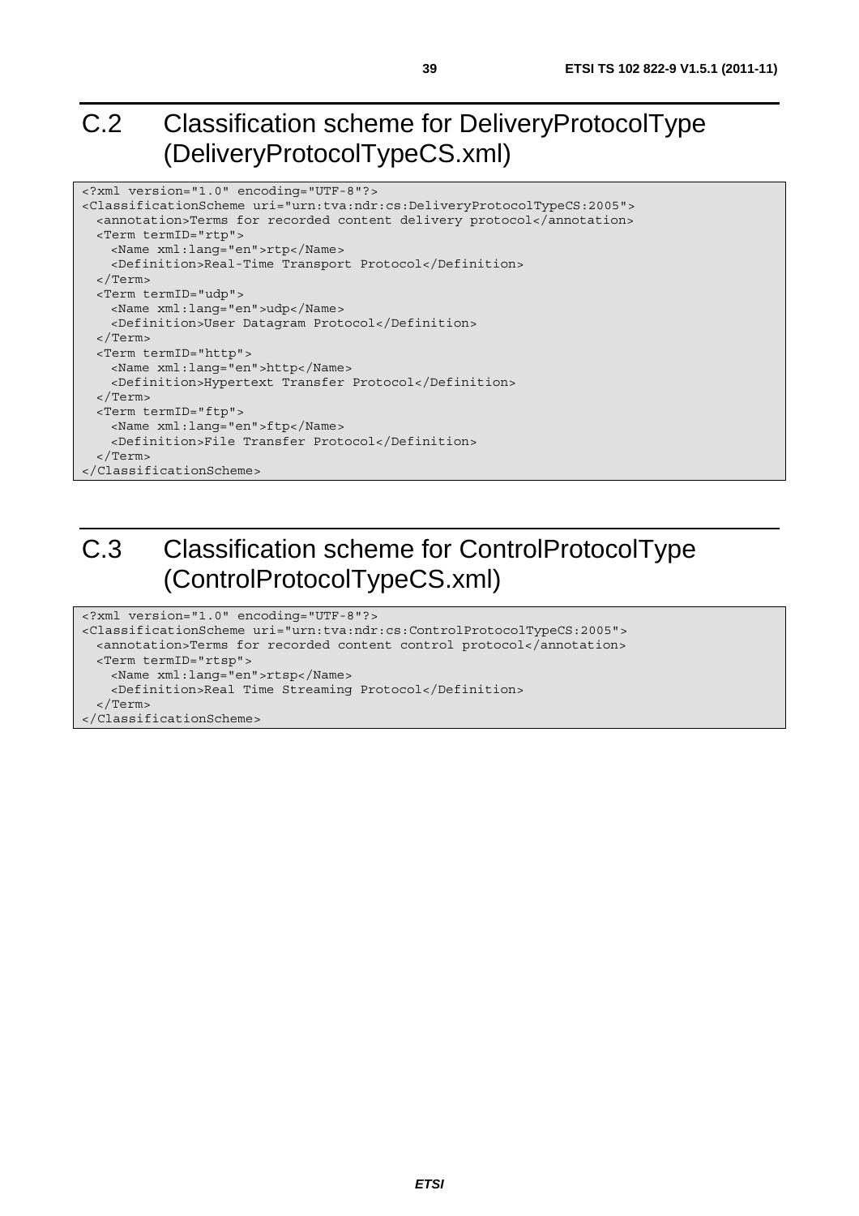# C.2 Classification scheme for DeliveryProtocolType (DeliveryProtocolTypeCS.xml)

```
<?xml version="1.0" encoding="UTF-8"?>
<ClassificationScheme uri="urn:tva:ndr:cs:DeliveryProtocolTypeCS:2005">
  <annotation>Terms for recorded content delivery protocol</annotation>
  <Term termID="rtp">
    <Name xml:lang="en">rtp</Name>
    <Definition>Real-Time Transport Protocol</Definition>
  </Term>
  <Term termID="udp">
    <Name xml:lang="en">udp</Name>
    <Definition>User Datagram Protocol</Definition>
  </Term>
  <Term termID="http">
    <Name xml:lang="en">http</Name>
    <Definition>Hypertext Transfer Protocol</Definition>
  </Term>
  <Term termID="ftp">
    <Name xml:lang="en">ftp</Name>
    <Definition>File Transfer Protocol</Definition>
  </Term>
</ClassificationScheme>
```

# C.3 Classification scheme for ControlProtocolType (ControlProtocolTypeCS.xml)

```
<?xml version="1.0" encoding="UTF-8"?>
<ClassificationScheme uri="urn:tva:ndr:cs:ControlProtocolTypeCS:2005">
  <annotation>Terms for recorded content control protocol</annotation>
  <Term termID="rtsp">
    <Name xml:lang="en">rtsp</Name>
    <Definition>Real Time Streaming Protocol</Definition>
  </Term>
</ClassificationScheme>
```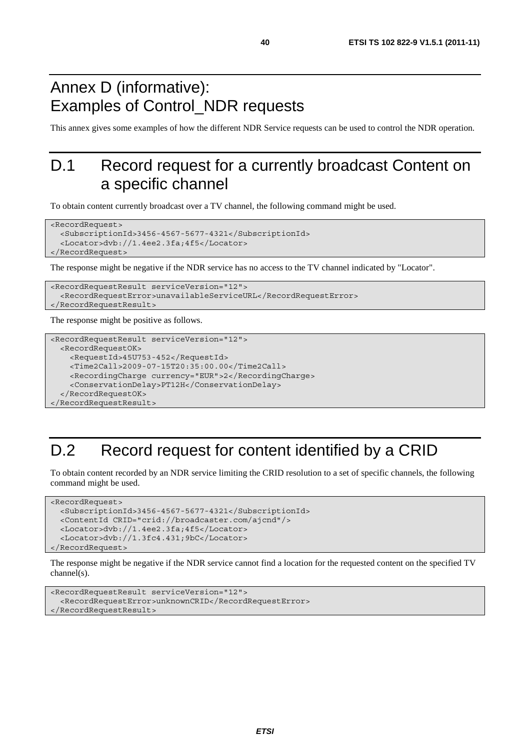# Annex D (informative): Examples of Control_NDR requests

This annex gives some examples of how the different NDR Service requests can be used to control the NDR operation.

# D.1 Record request for a currently broadcast Content on a specific channel

To obtain content currently broadcast over a TV channel, the following command might be used.

```
<RecordRequest>
  <SubscriptionId>3456-4567-5677-4321</SubscriptionId>
  <Locator>dvb://1.4ee2.3fa;4f5</Locator>
</RecordRequest>
```

The response might be negative if the NDR service has no access to the TV channel indicated by "Locator".

```
<RecordRequestResult serviceVersion="12">
  <RecordRequestError>unavailableServiceURL</RecordRequestError>
</RecordRequestResult>
```

The response might be positive as follows.

```
<RecordRequestResult serviceVersion="12">
  <RecordRequestOK>
    <RequestId>45U753-452</RequestId>
    <Time2Call>2009-07-15T20:35:00.00</Time2Call>
    <RecordingCharge currency="EUR">2</RecordingCharge>
    <ConservationDelay>PT12H</ConservationDelay>
  </RecordRequestOK>
</RecordRequestResult>
```

# D.2 Record request for content identified by a CRID

To obtain content recorded by an NDR service limiting the CRID resolution to a set of specific channels, the following command might be used.

```
<RecordRequest>
  <SubscriptionId>3456-4567-5677-4321</SubscriptionId>
  <ContentId CRID="crid://broadcaster.com/ajcnd"/>
  <Locator>dvb://1.4ee2.3fa;4f5</Locator>
  <Locator>dvb://1.3fc4.431;9bC</Locator>
</RecordRequest>
```

The response might be negative if the NDR service cannot find a location for the requested content on the specified TV channel(s).

```
<RecordRequestResult serviceVersion="12">
  <RecordRequestError>unknownCRID</RecordRequestError>
</RecordRequestResult>
```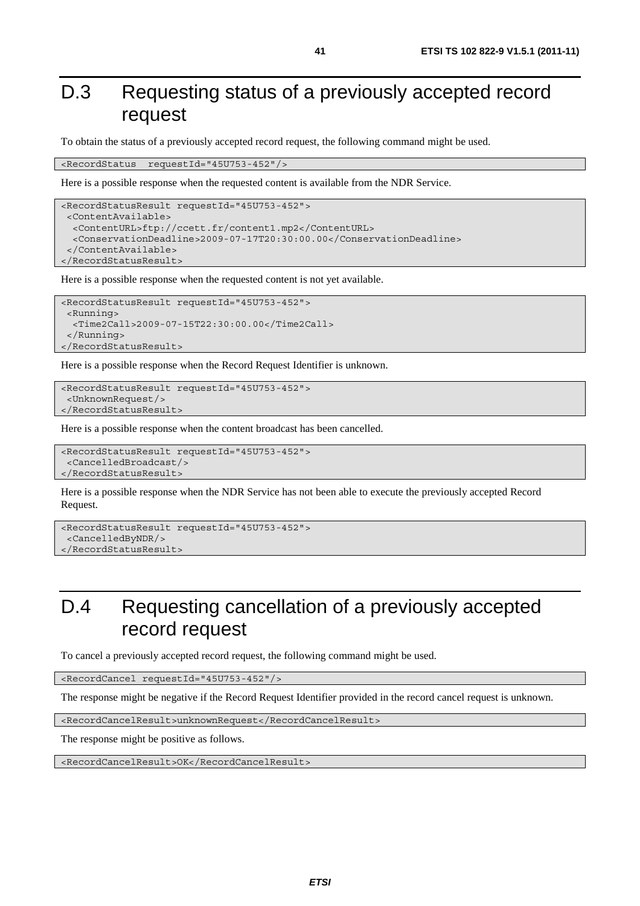# D.3 Requesting status of a previously accepted record request

To obtain the status of a previously accepted record request, the following command might be used.

```
<RecordStatus  requestId="45U753-452"/>
```

Here is a possible response when the requested content is available from the NDR Service.

```
<RecordStatusResult requestId="45U753-452">
 <ContentAvailable>
  <ContentURL>ftp://ccett.fr/content1.mp2</ContentURL>
  <ConservationDeadline>2009-07-17T20:30:00.00</ConservationDeadline>
 </ContentAvailable>
</RecordStatusResult>
```

Here is a possible response when the requested content is not yet available.

```
<RecordStatusResult requestId="45U753-452">
 <Running>
  <Time2Call>2009-07-15T22:30:00.00</Time2Call>
 </Running>
</RecordStatusResult>
```

Here is a possible response when the Record Request Identifier is unknown.

```
<RecordStatusResult requestId="45U753-452">
 <UnknownRequest/>
</RecordStatusResult>
```

Here is a possible response when the content broadcast has been cancelled.

```
<RecordStatusResult requestId="45U753-452">
 <CancelledBroadcast/>
</RecordStatusResult>
```

Here is a possible response when the NDR Service has not been able to execute the previously accepted Record Request.

```
<RecordStatusResult requestId="45U753-452">
 <CancelledByNDR/>
</RecordStatusResult>
```

# D.4 Requesting cancellation of a previously accepted record request

To cancel a previously accepted record request, the following command might be used.

```
<RecordCancel requestId="45U753-452"/>
```

The response might be negative if the Record Request Identifier provided in the record cancel request is unknown.

```
<RecordCancelResult>unknownRequest</RecordCancelResult>
```

The response might be positive as follows.

```
<RecordCancelResult>OK</RecordCancelResult>
```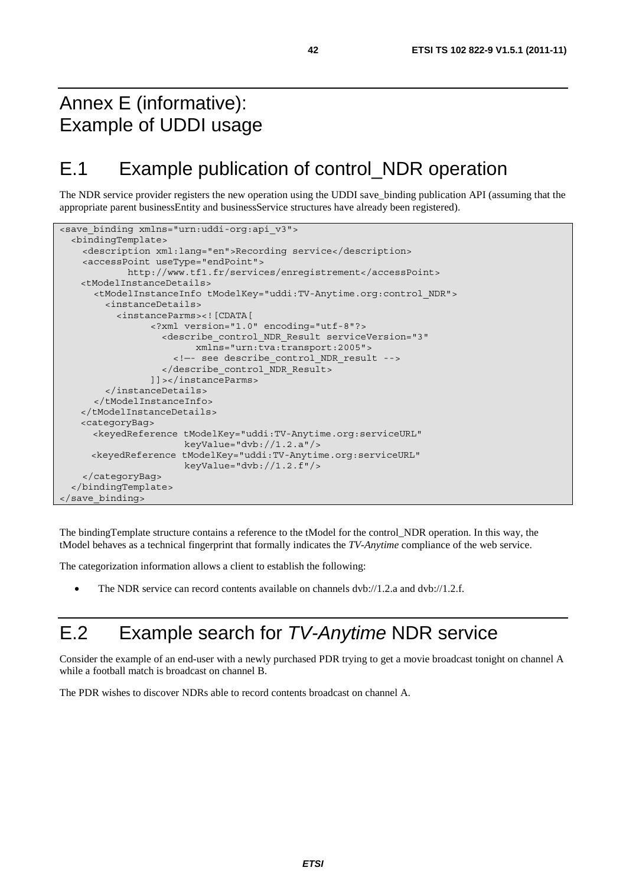# Annex E (informative): Example of UDDI usage

## E.1 Example publication of control_NDR operation

The NDR service provider registers the new operation using the UDDI save_binding publication API (assuming that the appropriate parent businessEntity and businessService structures have already been registered).

```
<save_binding xmlns="urn:uddi-org:api_v3">
  <bindingTemplate>
    <description xml:lang="en">Recording service</description>
    <accessPoint useType="endPoint">
           http://www.tf1.fr/services/enregistrement</accessPoint>
    <tModelInstanceDetails>
      <tModelInstanceInfo tModelKey="uddi:TV-Anytime.org:control_NDR">
        <instanceDetails>
          <instanceParms><![CDATA[
                <?xml version="1.0" encoding="utf-8"?>
                  <describe_control_NDR_Result serviceVersion="3"
                        xmlns="urn:tva:transport:2005">
                    <!—- see describe_control_NDR_result -->
                  </describe_control_NDR_Result>
                ]]></instanceParms>
        </instanceDetails>
      </tModelInstanceInfo>
    </tModelInstanceDetails>
    <categoryBag>
      <keyedReference tModelKey="uddi:TV-Anytime.org:serviceURL"
                      keyValue="dvb://1.2.a"/>
      <keyedReference tModelKey="uddi:TV-Anytime.org:serviceURL"
                      keyValue="dvb://1.2.f"/>
    </categoryBag>
  </bindingTemplate>
</save_binding>
```

The bindingTemplate structure contains a reference to the tModel for the control_NDR operation. In this way, the tModel behaves as a technical fingerprint that formally indicates the *TV-Anytime* compliance of the web service.

The categorization information allows a client to establish the following:

- The NDR service can record contents available on channels dvb://1.2.a and dvb://1.2.f.

## E.2 Example search for *TV-Anytime* NDR service

Consider the example of an end-user with a newly purchased PDR trying to get a movie broadcast tonight on channel A while a football match is broadcast on channel B.

The PDR wishes to discover NDRs able to record contents broadcast on channel A.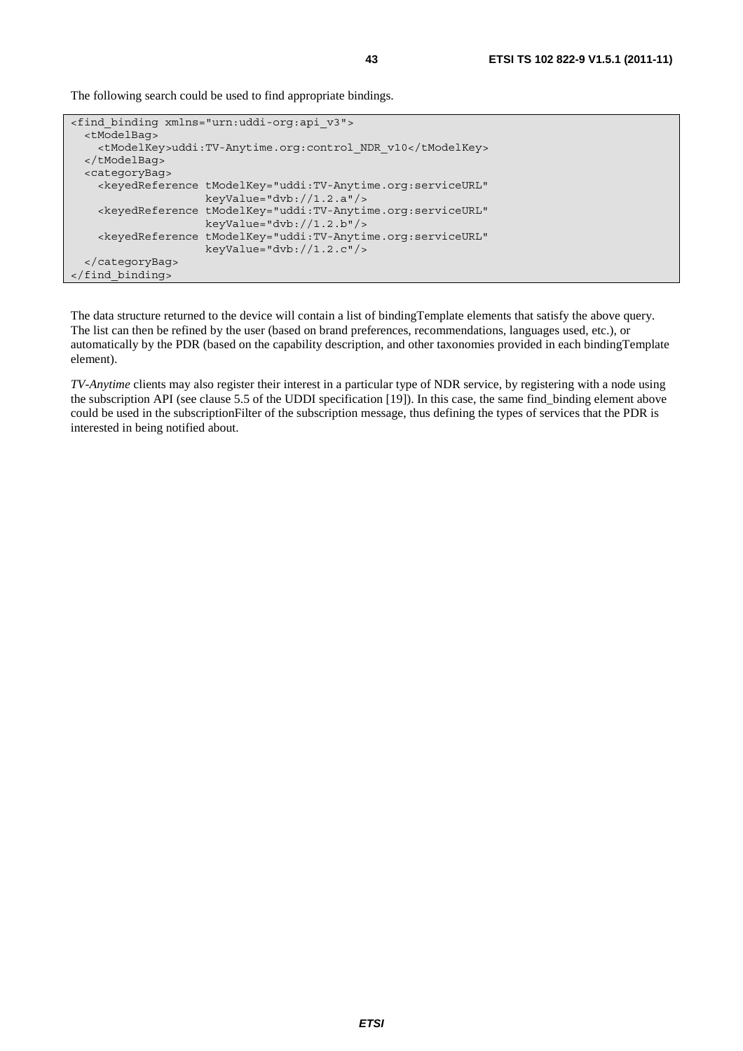The following search could be used to find appropriate bindings.

```
<find_binding xmlns="urn:uddi-org:api_v3">
  <tModelBag>
    <tModelKey>uddi:TV-Anytime.org:control_NDR_v10</tModelKey>
  </tModelBag>
  <categoryBag>
    <keyedReference tModelKey="uddi:TV-Anytime.org:serviceURL"
                    keyValue="dvb://1.2.a"/>
    <keyedReference tModelKey="uddi:TV-Anytime.org:serviceURL"
                    keyValue="dvb://1.2.b"/>
    <keyedReference tModelKey="uddi:TV-Anytime.org:serviceURL"
                    keyValue="dvb://1.2.c"/>
  </categoryBag>
</find_binding>
```

The data structure returned to the device will contain a list of bindingTemplate elements that satisfy the above query. The list can then be refined by the user (based on brand preferences, recommendations, languages used, etc.), or automatically by the PDR (based on the capability description, and other taxonomies provided in each bindingTemplate element).

*TV-Anytime* clients may also register their interest in a particular type of NDR service, by registering with a node using the subscription API (see clause 5.5 of the UDDI specification [19]). In this case, the same find_binding element above could be used in the subscriptionFilter of the subscription message, thus defining the types of services that the PDR is interested in being notified about.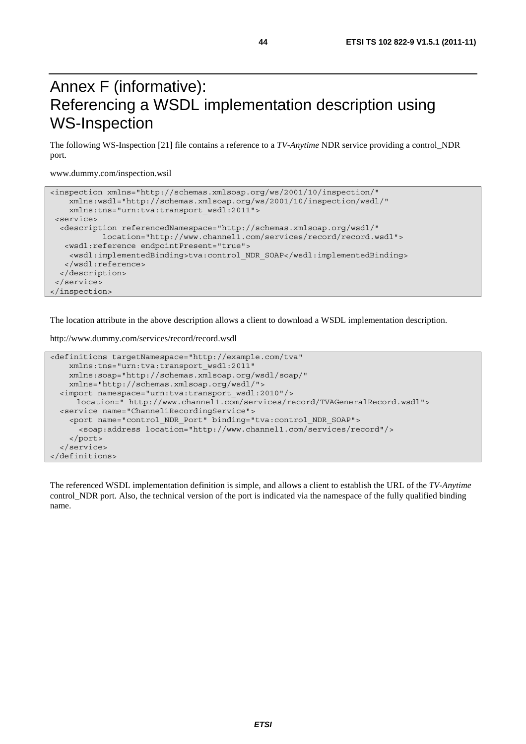# Annex F (informative): Referencing a WSDL implementation description using WS-Inspection

The following WS-Inspection [21] file contains a reference to a *TV-Anytime* NDR service providing a control_NDR port.

www.dummy.com/inspection.wsil

```
<inspection xmlns="http://schemas.xmlsoap.org/ws/2001/10/inspection/"
    xmlns:wsdl="http://schemas.xmlsoap.org/ws/2001/10/inspection/wsdl/"
    xmlns:tns="urn:tva:transport_wsdl:2011">
 <service>
  <description referencedNamespace="http://schemas.xmlsoap.org/wsdl/"
           location="http://www.channel1.com/services/record/record.wsdl">
   <wsdl:reference endpointPresent="true">
    <wsdl:implementedBinding>tva:control_NDR_SOAP</wsdl:implementedBinding>
   </wsdl:reference>
  </description>
 </service>
</inspection>
```

The location attribute in the above description allows a client to download a WSDL implementation description.

http://www.dummy.com/services/record/record.wsdl

```
<definitions targetNamespace="http://example.com/tva"
    xmlns:tns="urn:tva:transport_wsdl:2011"
    xmlns:soap="http://schemas.xmlsoap.org/wsdl/soap/"
    xmlns="http://schemas.xmlsoap.org/wsdl/">
  <import namespace="urn:tva:transport_wsdl:2010"/>
     location=" http://www.channel1.com/services/record/TVAGeneralRecord.wsdl">
  <service name="Channel1RecordingService">
    <port name="control_NDR_Port" binding="tva:control_NDR_SOAP">
      <soap:address location="http://www.channel1.com/services/record"/>
    </port>
  </service>
</definitions>
```

The referenced WSDL implementation definition is simple, and allows a client to establish the URL of the *TV-Anytime* control_NDR port. Also, the technical version of the port is indicated via the namespace of the fully qualified binding name.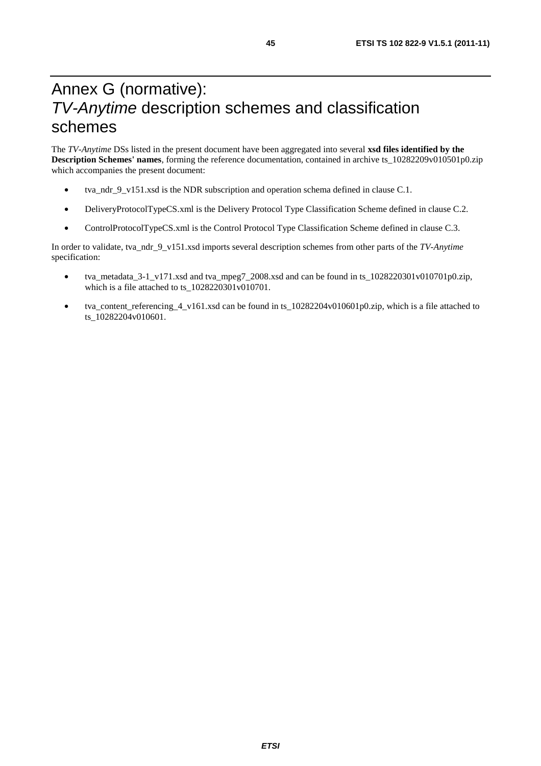# Annex G (normative): *TV-Anytime* description schemes and classification schemes

The *TV-Anytime* DSs listed in the present document have been aggregated into several **xsd files identified by the Description Schemes' names**, forming the reference documentation, contained in archive ts_10282209v010501p0.zip which accompanies the present document:

- tva_ndr_9_v151.xsd is the NDR subscription and operation schema defined in clause C.1.
- DeliveryProtocolTypeCS.xml is the Delivery Protocol Type Classification Scheme defined in clause C.2.
- ControlProtocolTypeCS.xml is the Control Protocol Type Classification Scheme defined in clause C.3.

In order to validate, tva_ndr_9_v151.xsd imports several description schemes from other parts of the *TV-Anytime* specification:

- tva_metadata_3-1_v171.xsd and tva_mpeg7_2008.xsd and can be found in ts_1028220301v010701p0.zip, which is a file attached to ts_1028220301v010701.
- tva_content_referencing_4_v161.xsd can be found in ts_10282204v010601p0.zip, which is a file attached to ts_10282204v010601.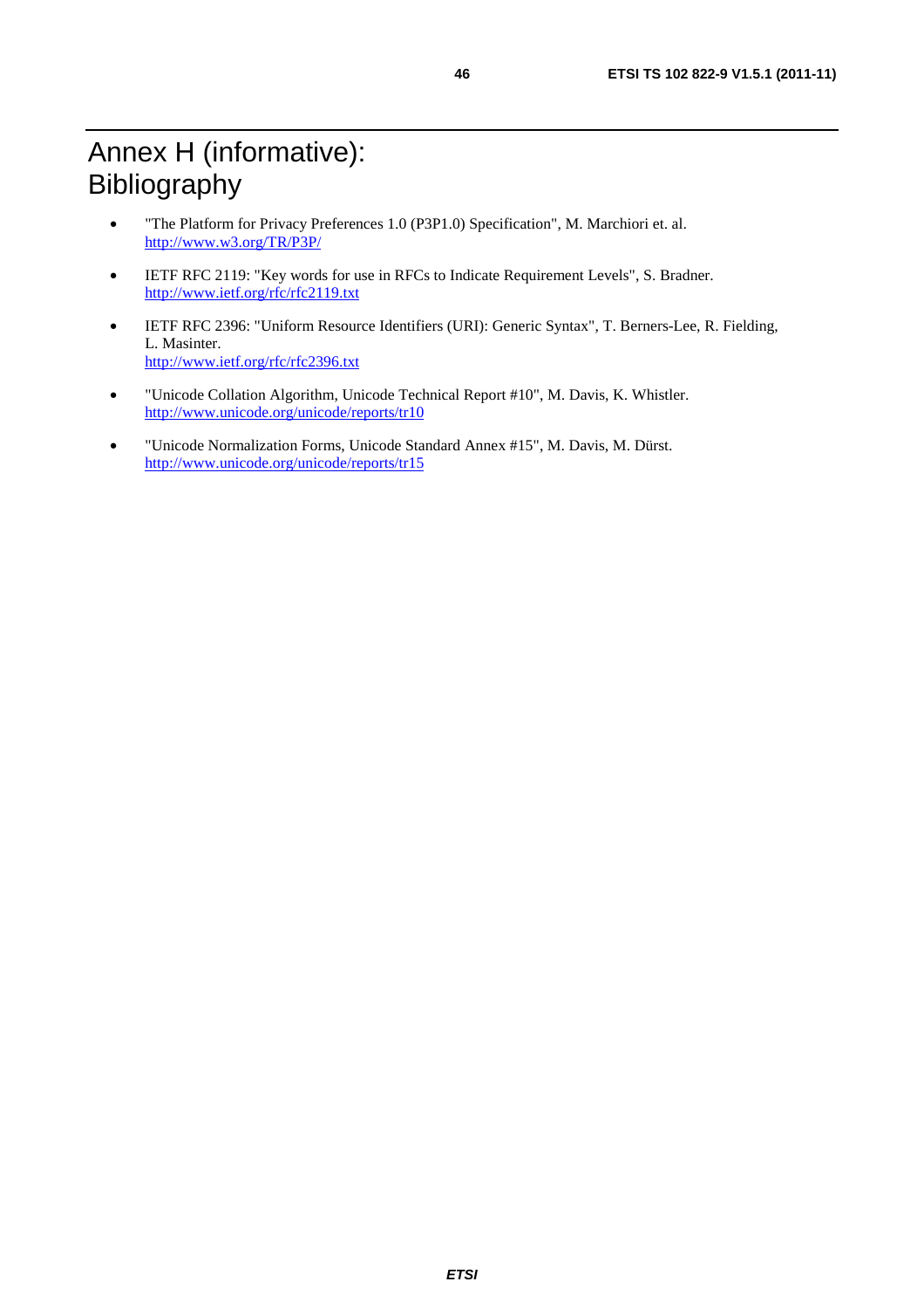# Annex H (informative): Bibliography

- "The Platform for Privacy Preferences 1.0 (P3P1.0) Specification", M. Marchiori et. al.
  http://www.w3.org/TR/P3P/
- IETF RFC 2119: "Key words for use in RFCs to Indicate Requirement Levels", S. Bradner.
  http://www.ietf.org/rfc/rfc2119.txt
- IETF RFC 2396: "Uniform Resource Identifiers (URI): Generic Syntax", T. Berners-Lee, R. Fielding, L. Masinter.
  http://www.ietf.org/rfc/rfc2396.txt
- "Unicode Collation Algorithm, Unicode Technical Report #10", M. Davis, K. Whistler.
  http://www.unicode.org/unicode/reports/tr10
- "Unicode Normalization Forms, Unicode Standard Annex #15", M. Davis, M. Dürst.
  http://www.unicode.org/unicode/reports/tr15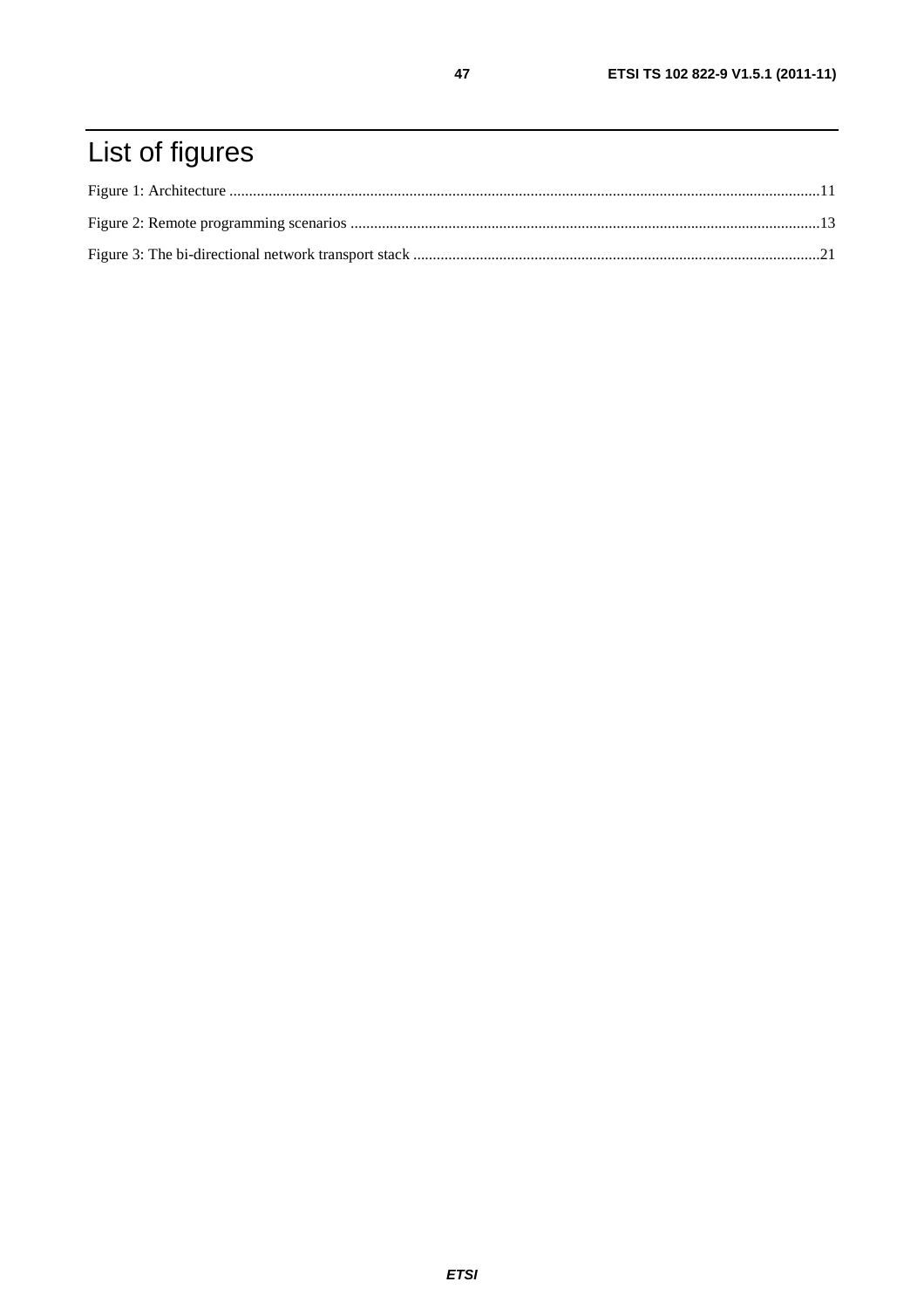# List of figures

Figure 1: Architecture ....................................................................................................................................................11

Figure 2: Remote programming scenarios ......................................................................................................................13

Figure 3: The bi-directional network transport stack ......................................................................................................21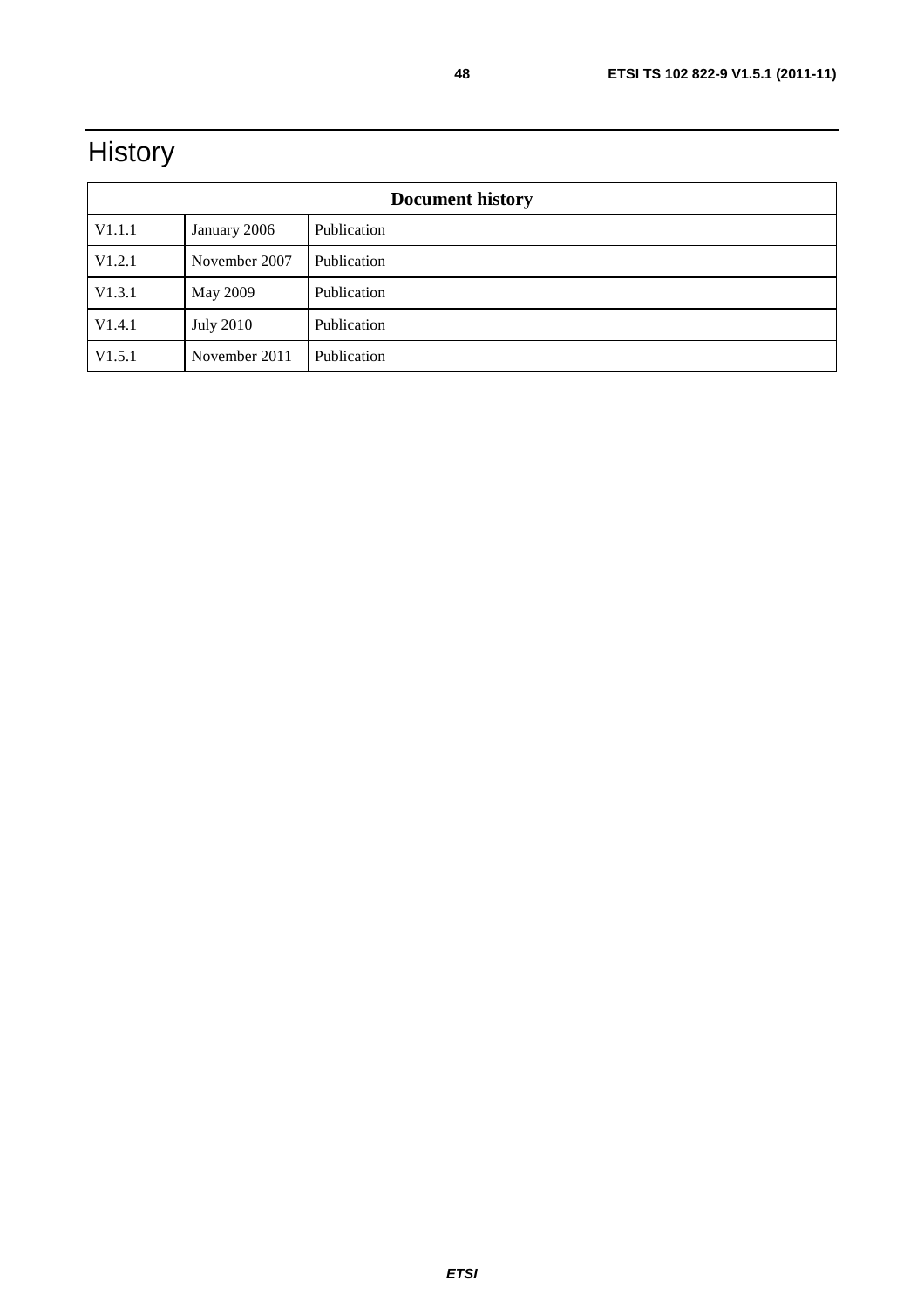# History

| Document history | | |
|---|---|---|
| V1.1.1 | January 2006 | Publication |
| V1.2.1 | November 2007 | Publication |
| V1.3.1 | May 2009 | Publication |
| V1.4.1 | July 2010 | Publication |
| V1.5.1 | November 2011 | Publication |